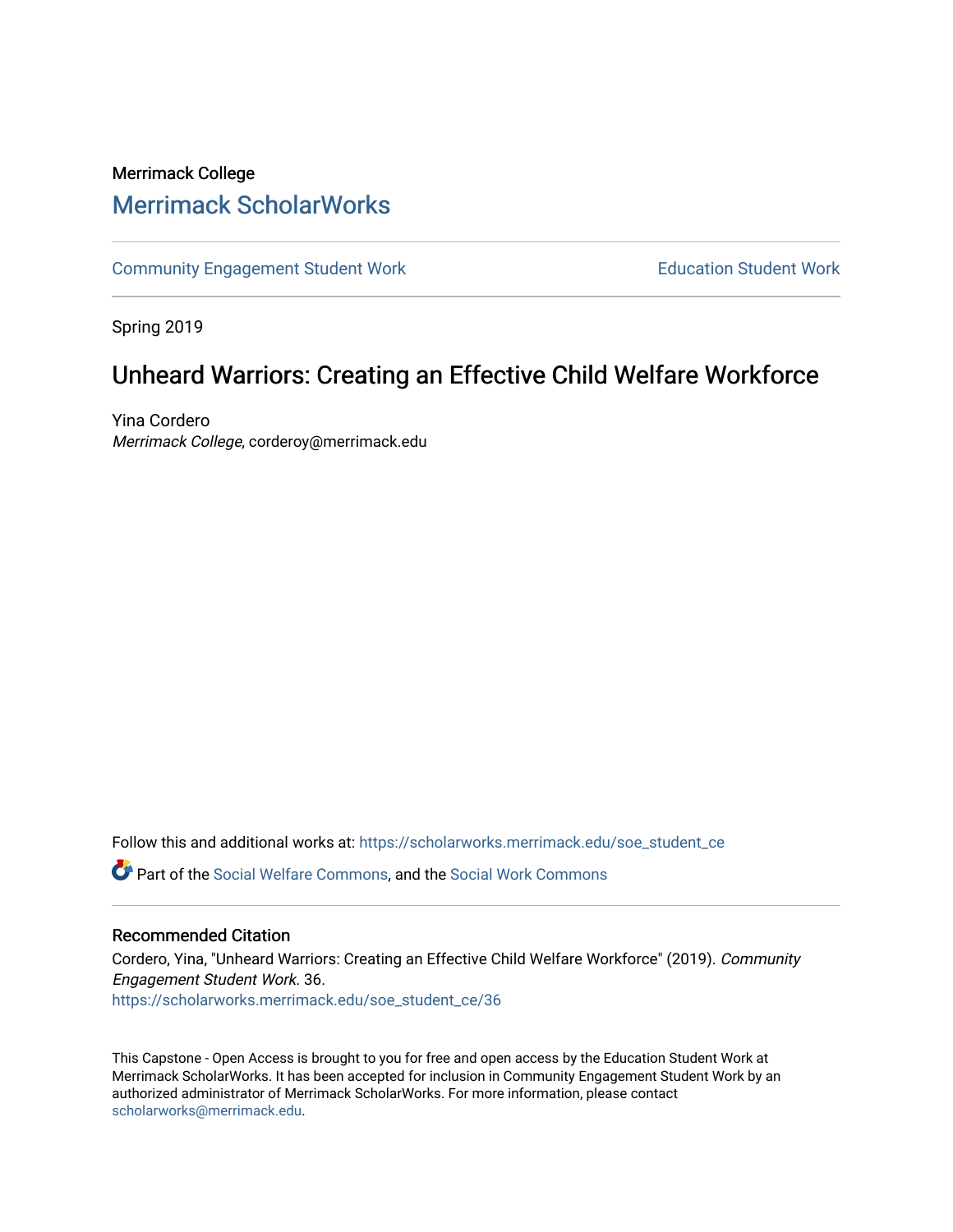Merrimack College

# Merrimack ScholarWorks

Community Engagement Student Work | Education Student Work

Spring 2019

## Unheard Warriors: Creating an Effective Child Welfare Workforce

Yina Cordero
*Merrimack College*, corderoy@merrimack.edu

Follow this and additional works at: https://scholarworks.merrimack.edu/soe_student_ce

Part of the Social Welfare Commons, and the Social Work Commons

### Recommended Citation

Cordero, Yina, "Unheard Warriors: Creating an Effective Child Welfare Workforce" (2019). *Community Engagement Student Work*. 36.
https://scholarworks.merrimack.edu/soe_student_ce/36

This Capstone - Open Access is brought to you for free and open access by the Education Student Work at Merrimack ScholarWorks. It has been accepted for inclusion in Community Engagement Student Work by an authorized administrator of Merrimack ScholarWorks. For more information, please contact scholarworks@merrimack.edu.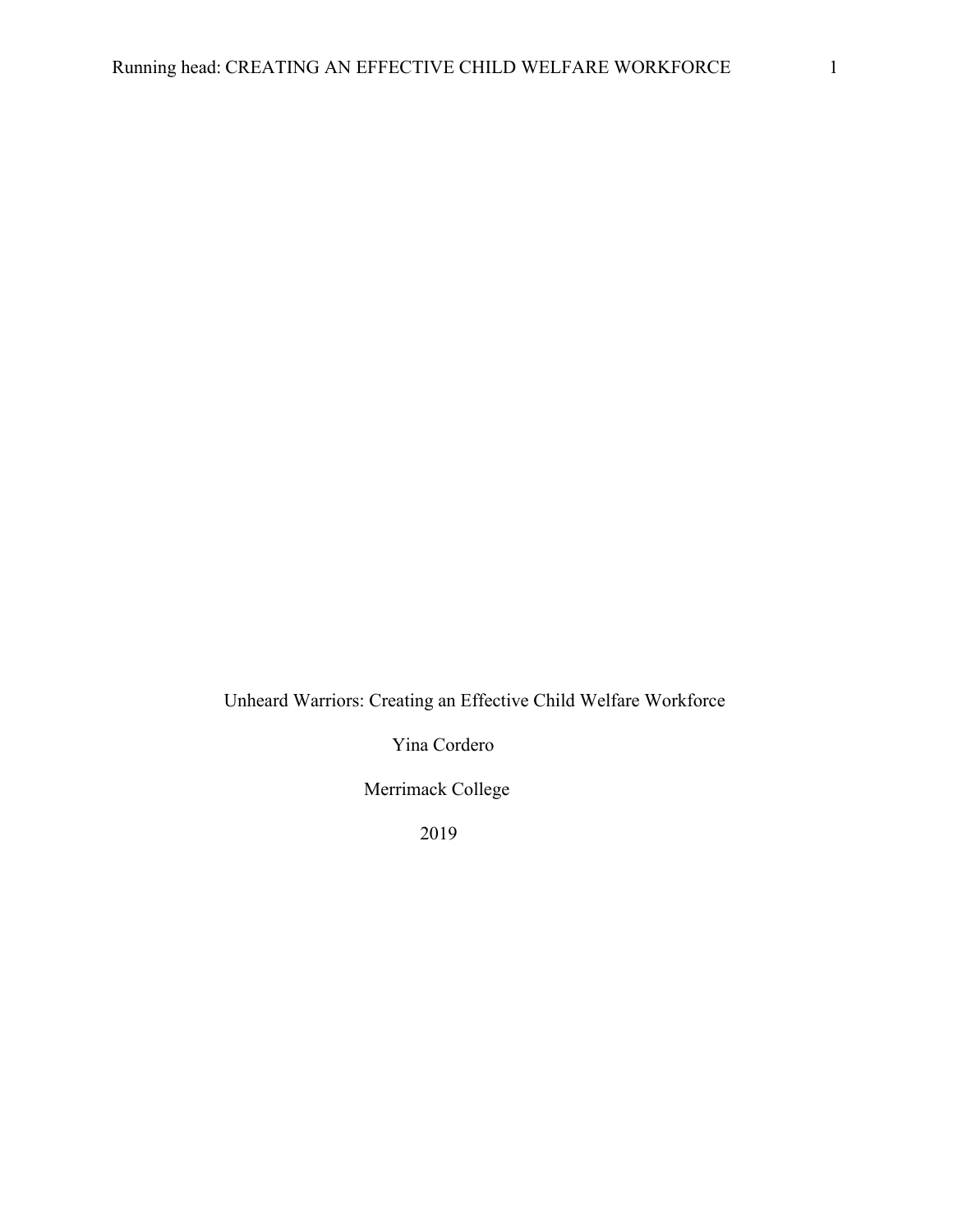Unheard Warriors: Creating an Effective Child Welfare Workforce

Yina Cordero

Merrimack College

2019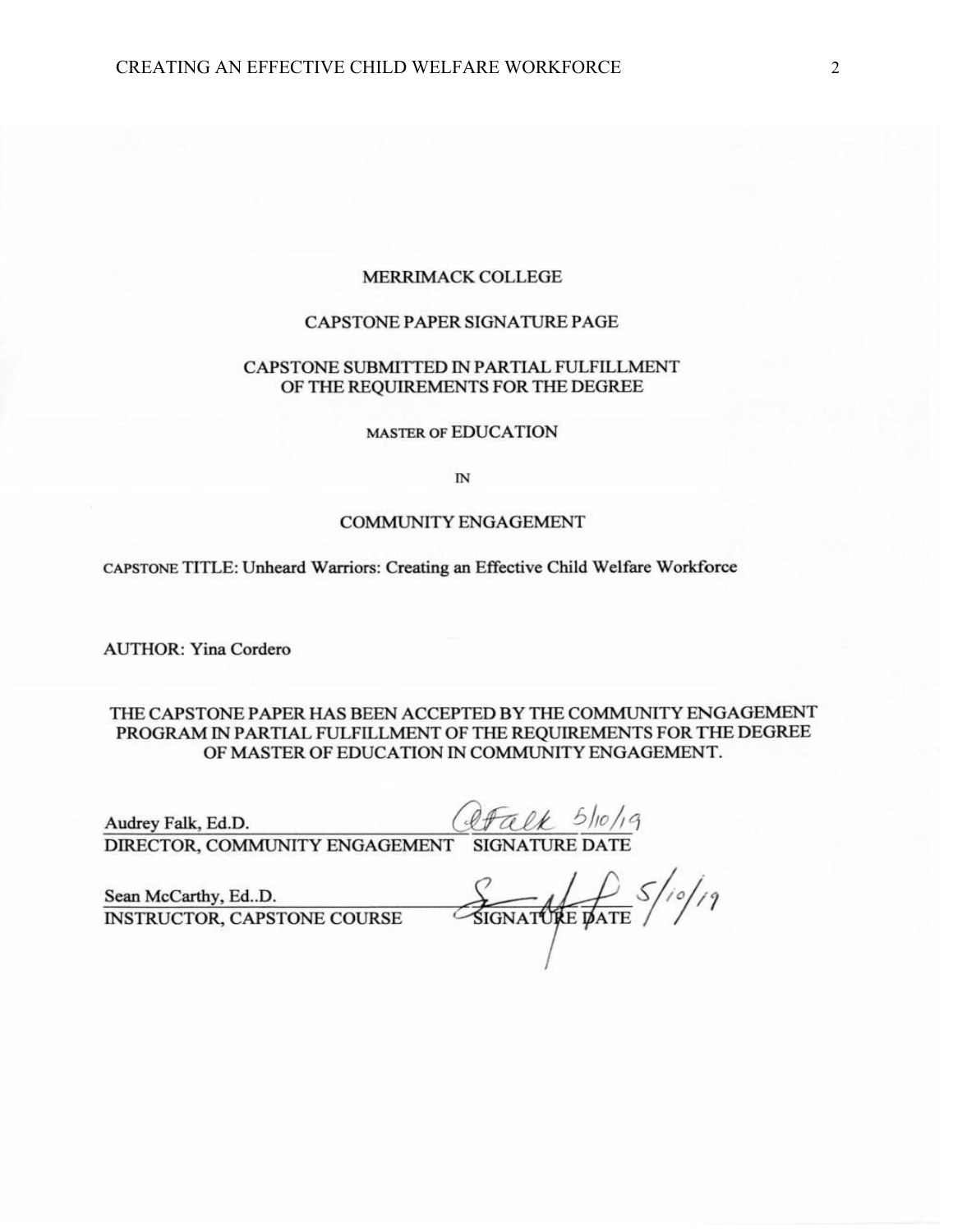MERRIMACK COLLEGE

CAPSTONE PAPER SIGNATURE PAGE

CAPSTONE SUBMITTED IN PARTIAL FULFILLMENT OF THE REQUIREMENTS FOR THE DEGREE

MASTER OF EDUCATION

IN

COMMUNITY ENGAGEMENT

CAPSTONE TITLE: Unheard Warriors: Creating an Effective Child Welfare Workforce

AUTHOR: Yina Cordero

THE CAPSTONE PAPER HAS BEEN ACCEPTED BY THE COMMUNITY ENGAGEMENT PROGRAM IN PARTIAL FULFILLMENT OF THE REQUIREMENTS FOR THE DEGREE OF MASTER OF EDUCATION IN COMMUNITY ENGAGEMENT.

Audrey Falk, Ed.D. — AFalk 5/10/19
DIRECTOR, COMMUNITY ENGAGEMENT — SIGNATURE DATE

Sean McCarthy, Ed..D. — 5/10/19
INSTRUCTOR, CAPSTONE COURSE — SIGNATURE DATE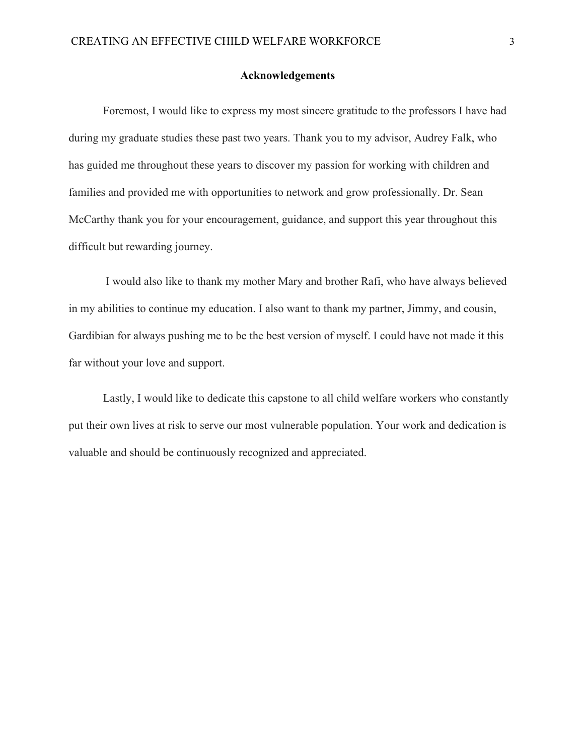## Acknowledgements

Foremost, I would like to express my most sincere gratitude to the professors I have had during my graduate studies these past two years. Thank you to my advisor, Audrey Falk, who has guided me throughout these years to discover my passion for working with children and families and provided me with opportunities to network and grow professionally. Dr. Sean McCarthy thank you for your encouragement, guidance, and support this year throughout this difficult but rewarding journey.

I would also like to thank my mother Mary and brother Rafi, who have always believed in my abilities to continue my education. I also want to thank my partner, Jimmy, and cousin, Gardibian for always pushing me to be the best version of myself. I could have not made it this far without your love and support.

Lastly, I would like to dedicate this capstone to all child welfare workers who constantly put their own lives at risk to serve our most vulnerable population. Your work and dedication is valuable and should be continuously recognized and appreciated.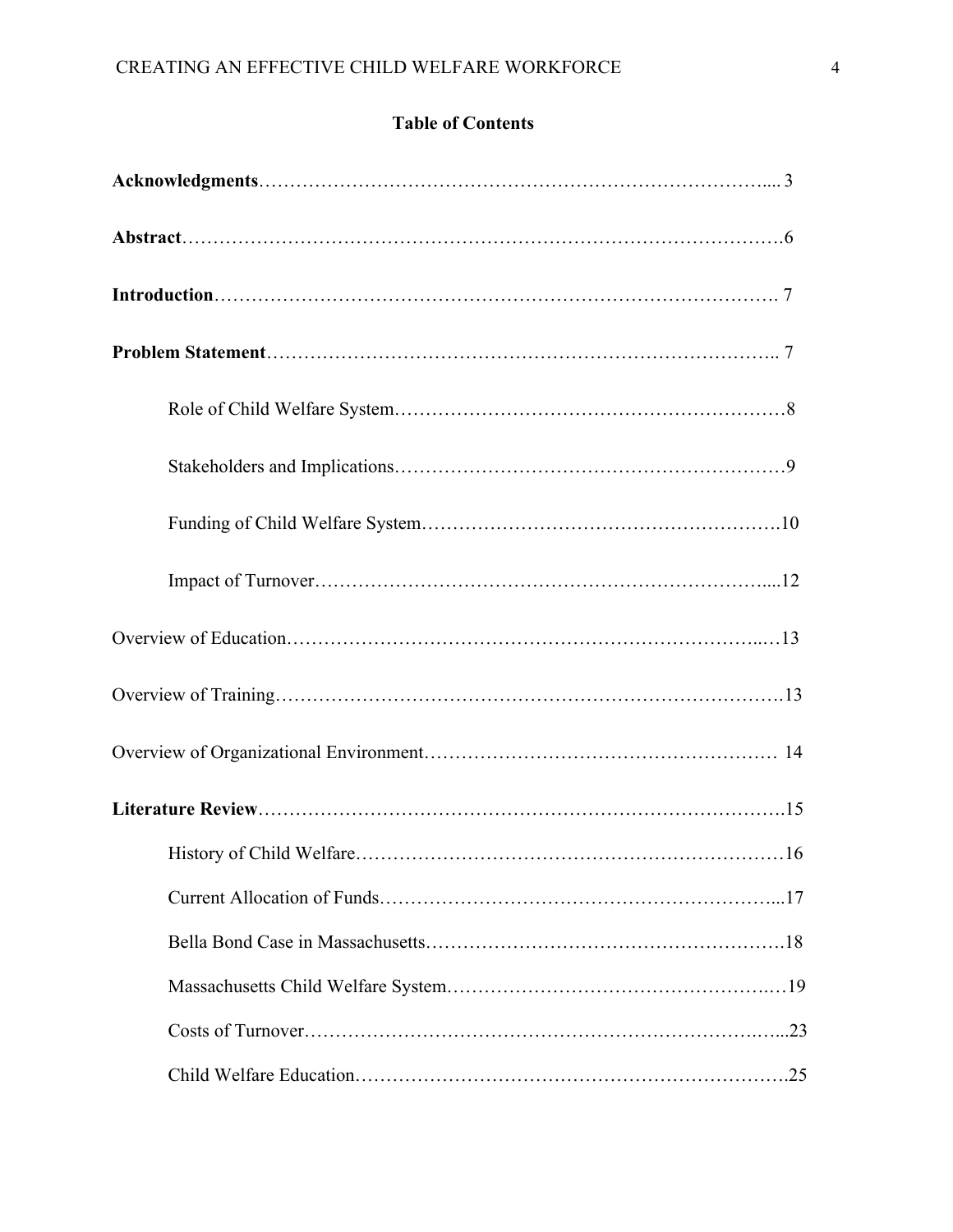**Table of Contents**

**Acknowledgments**………………………………………………………………………….... 3

**Abstract**……………………………………………………………………………………….6

**Introduction**………………………………………………………………………………. 7

**Problem Statement**……………………………………………………………………….. 7

Role of Child Welfare System……………………………………………………………8

Stakeholders and Implications……………………………………………………………9

Funding of Child Welfare System……………………………………………………….10

Impact of Turnover……………………………………………………………………....12

Overview of Education……………………………………………………………………...…13

Overview of Training…………………………………………………………………………13

Overview of Organizational Environment………………………………………………… 14

**Literature Review**…………………………………………………………………………….15

History of Child Welfare…………………………………………………………………16

Current Allocation of Funds……………………………………………………………...17

Bella Bond Case in Massachusetts……………………………………………………….18

Massachusetts Child Welfare System………………………………………………….…19

Costs of Turnover……………………………………………………………………….…...23

Child Welfare Education………………………………………………………………….25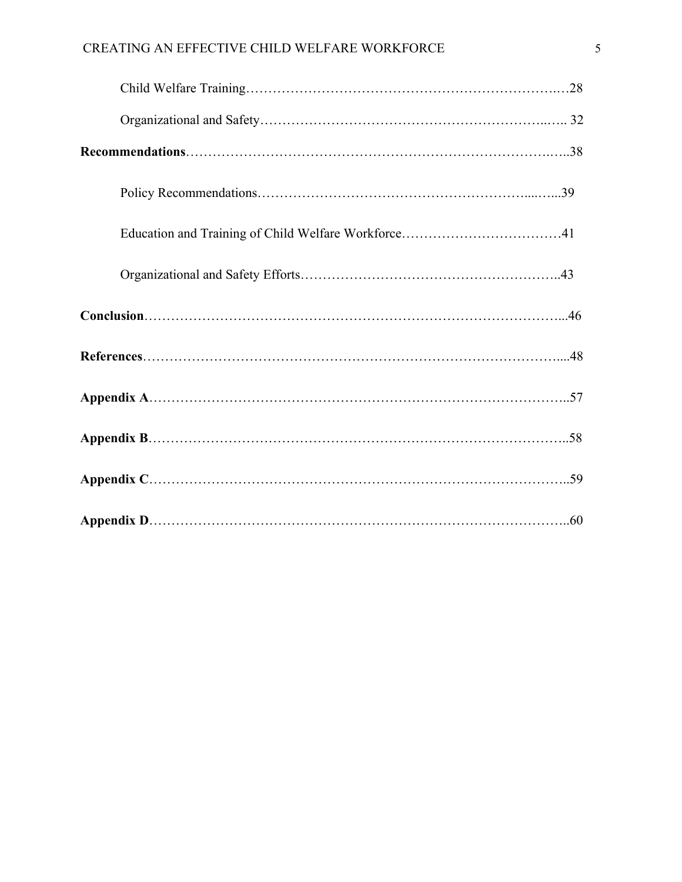Child Welfare Training………………………………………………………….…28

Organizational and Safety……………………………………………………..….. 32

**Recommendations**…………………………………………………………………….…..38

Policy Recommendations…………………………………………………....…...39

Education and Training of Child Welfare Workforce………………………………41

Organizational and Safety Efforts………………………………………………..43

**Conclusion**………………………………………………………………………………...46

**References**………………………………………………………………………………....48

**Appendix A**………………………………………………………………………………..57

**Appendix B**………………………………………………………………………………..58

**Appendix C**………………………………………………………………………………..59

**Appendix D**………………………………………………………………………………..60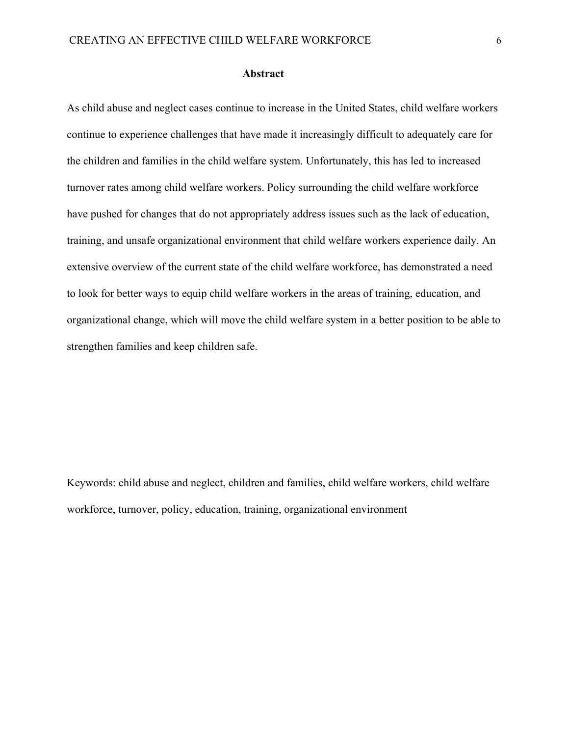## Abstract

As child abuse and neglect cases continue to increase in the United States, child welfare workers continue to experience challenges that have made it increasingly difficult to adequately care for the children and families in the child welfare system. Unfortunately, this has led to increased turnover rates among child welfare workers. Policy surrounding the child welfare workforce have pushed for changes that do not appropriately address issues such as the lack of education, training, and unsafe organizational environment that child welfare workers experience daily. An extensive overview of the current state of the child welfare workforce, has demonstrated a need to look for better ways to equip child welfare workers in the areas of training, education, and organizational change, which will move the child welfare system in a better position to be able to strengthen families and keep children safe.

Keywords: child abuse and neglect, children and families, child welfare workers, child welfare workforce, turnover, policy, education, training, organizational environment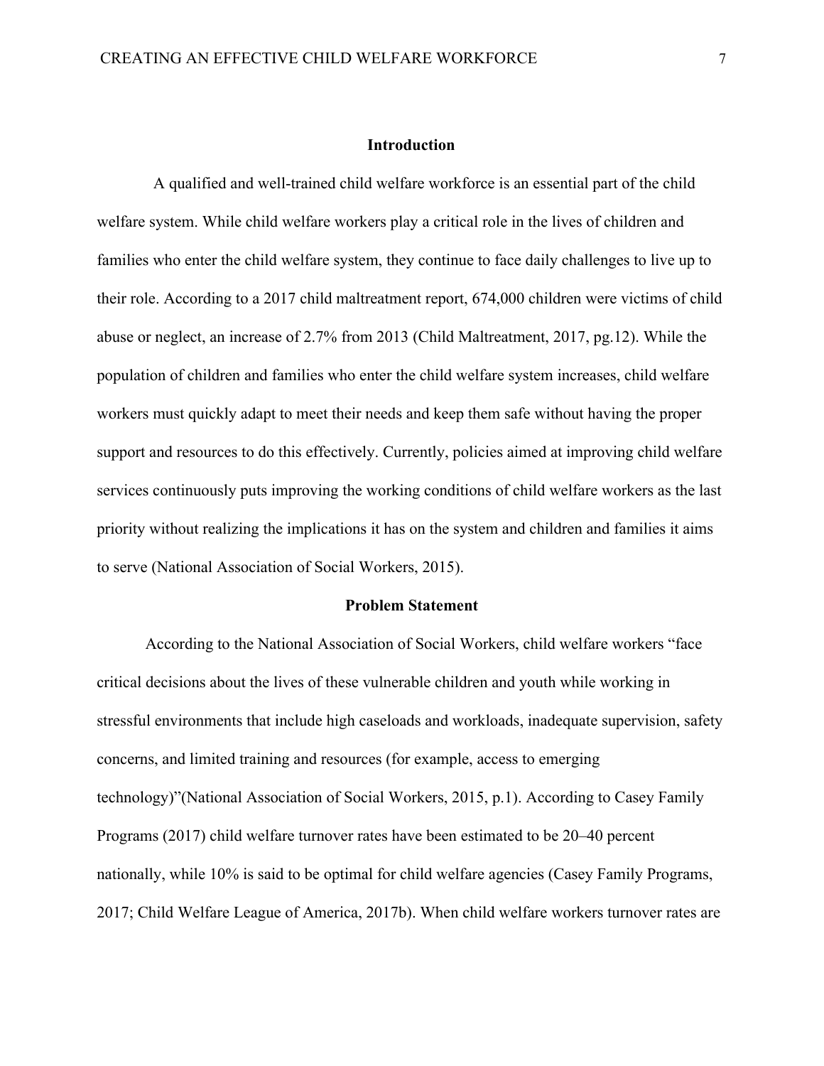## Introduction

A qualified and well-trained child welfare workforce is an essential part of the child welfare system. While child welfare workers play a critical role in the lives of children and families who enter the child welfare system, they continue to face daily challenges to live up to their role. According to a 2017 child maltreatment report, 674,000 children were victims of child abuse or neglect, an increase of 2.7% from 2013 (Child Maltreatment, 2017, pg.12). While the population of children and families who enter the child welfare system increases, child welfare workers must quickly adapt to meet their needs and keep them safe without having the proper support and resources to do this effectively. Currently, policies aimed at improving child welfare services continuously puts improving the working conditions of child welfare workers as the last priority without realizing the implications it has on the system and children and families it aims to serve (National Association of Social Workers, 2015).

## Problem Statement

According to the National Association of Social Workers, child welfare workers "face critical decisions about the lives of these vulnerable children and youth while working in stressful environments that include high caseloads and workloads, inadequate supervision, safety concerns, and limited training and resources (for example, access to emerging technology)"(National Association of Social Workers, 2015, p.1). According to Casey Family Programs (2017) child welfare turnover rates have been estimated to be 20–40 percent nationally, while 10% is said to be optimal for child welfare agencies (Casey Family Programs, 2017; Child Welfare League of America, 2017b). When child welfare workers turnover rates are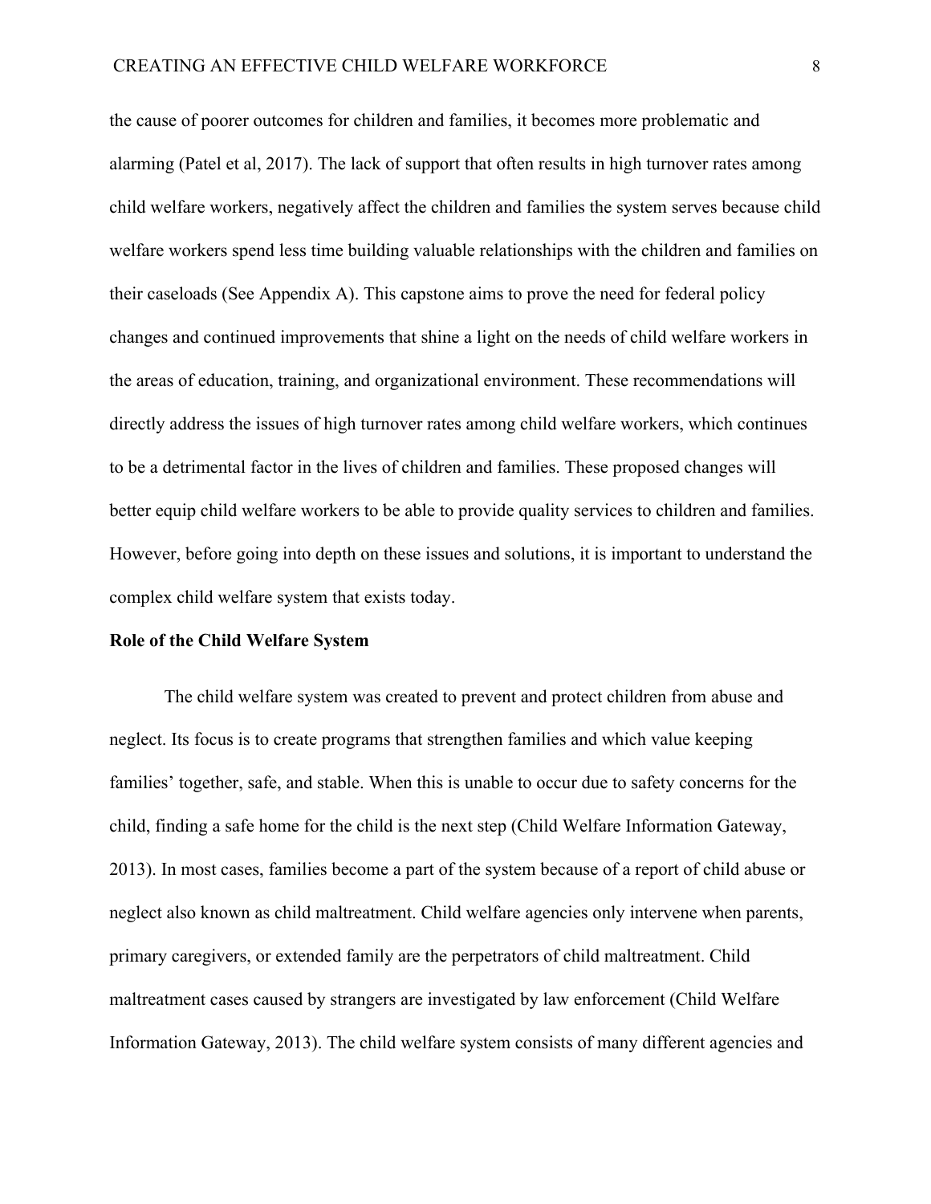the cause of poorer outcomes for children and families, it becomes more problematic and alarming (Patel et al, 2017). The lack of support that often results in high turnover rates among child welfare workers, negatively affect the children and families the system serves because child welfare workers spend less time building valuable relationships with the children and families on their caseloads (See Appendix A). This capstone aims to prove the need for federal policy changes and continued improvements that shine a light on the needs of child welfare workers in the areas of education, training, and organizational environment. These recommendations will directly address the issues of high turnover rates among child welfare workers, which continues to be a detrimental factor in the lives of children and families. These proposed changes will better equip child welfare workers to be able to provide quality services to children and families. However, before going into depth on these issues and solutions, it is important to understand the complex child welfare system that exists today.

**Role of the Child Welfare System**

The child welfare system was created to prevent and protect children from abuse and neglect. Its focus is to create programs that strengthen families and which value keeping families' together, safe, and stable. When this is unable to occur due to safety concerns for the child, finding a safe home for the child is the next step (Child Welfare Information Gateway, 2013). In most cases, families become a part of the system because of a report of child abuse or neglect also known as child maltreatment. Child welfare agencies only intervene when parents, primary caregivers, or extended family are the perpetrators of child maltreatment. Child maltreatment cases caused by strangers are investigated by law enforcement (Child Welfare Information Gateway, 2013). The child welfare system consists of many different agencies and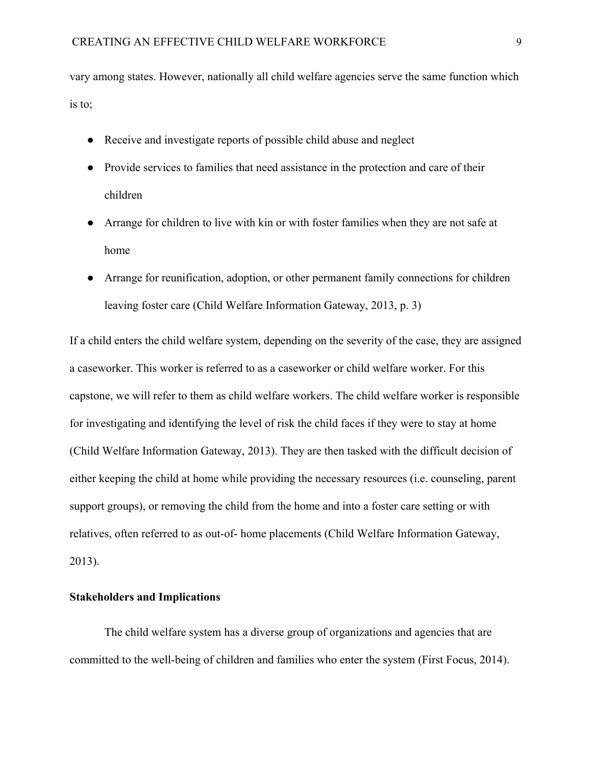vary among states. However, nationally all child welfare agencies serve the same function which is to;

- Receive and investigate reports of possible child abuse and neglect
- Provide services to families that need assistance in the protection and care of their children
- Arrange for children to live with kin or with foster families when they are not safe at home
- Arrange for reunification, adoption, or other permanent family connections for children leaving foster care (Child Welfare Information Gateway, 2013, p. 3)

If a child enters the child welfare system, depending on the severity of the case, they are assigned a caseworker. This worker is referred to as a caseworker or child welfare worker. For this capstone, we will refer to them as child welfare workers. The child welfare worker is responsible for investigating and identifying the level of risk the child faces if they were to stay at home (Child Welfare Information Gateway, 2013). They are then tasked with the difficult decision of either keeping the child at home while providing the necessary resources (i.e. counseling, parent support groups), or removing the child from the home and into a foster care setting or with relatives, often referred to as out-of- home placements (Child Welfare Information Gateway, 2013).

**Stakeholders and Implications**

The child welfare system has a diverse group of organizations and agencies that are committed to the well-being of children and families who enter the system (First Focus, 2014).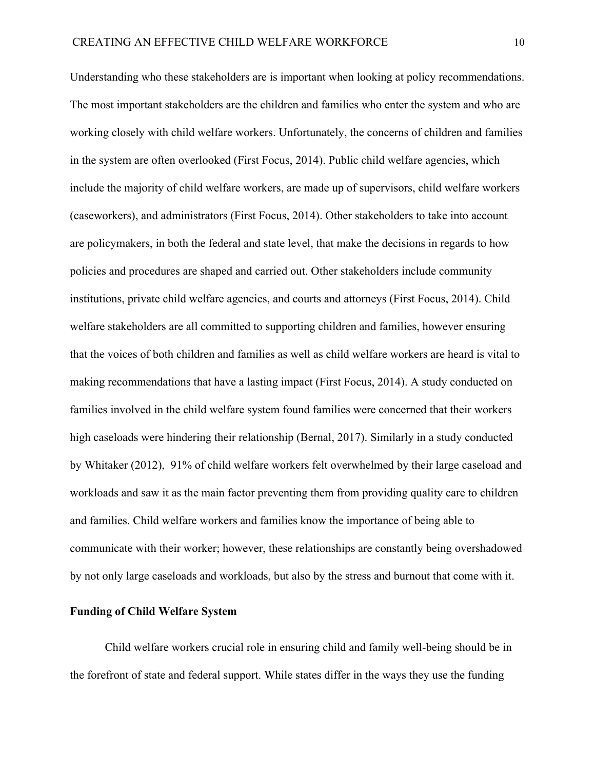Understanding who these stakeholders are is important when looking at policy recommendations. The most important stakeholders are the children and families who enter the system and who are working closely with child welfare workers. Unfortunately, the concerns of children and families in the system are often overlooked (First Focus, 2014). Public child welfare agencies, which include the majority of child welfare workers, are made up of supervisors, child welfare workers (caseworkers), and administrators (First Focus, 2014). Other stakeholders to take into account are policymakers, in both the federal and state level, that make the decisions in regards to how policies and procedures are shaped and carried out. Other stakeholders include community institutions, private child welfare agencies, and courts and attorneys (First Focus, 2014). Child welfare stakeholders are all committed to supporting children and families, however ensuring that the voices of both children and families as well as child welfare workers are heard is vital to making recommendations that have a lasting impact (First Focus, 2014). A study conducted on families involved in the child welfare system found families were concerned that their workers high caseloads were hindering their relationship (Bernal, 2017). Similarly in a study conducted by Whitaker (2012), 91% of child welfare workers felt overwhelmed by their large caseload and workloads and saw it as the main factor preventing them from providing quality care to children and families. Child welfare workers and families know the importance of being able to communicate with their worker; however, these relationships are constantly being overshadowed by not only large caseloads and workloads, but also by the stress and burnout that come with it.

**Funding of Child Welfare System**

Child welfare workers crucial role in ensuring child and family well-being should be in the forefront of state and federal support. While states differ in the ways they use the funding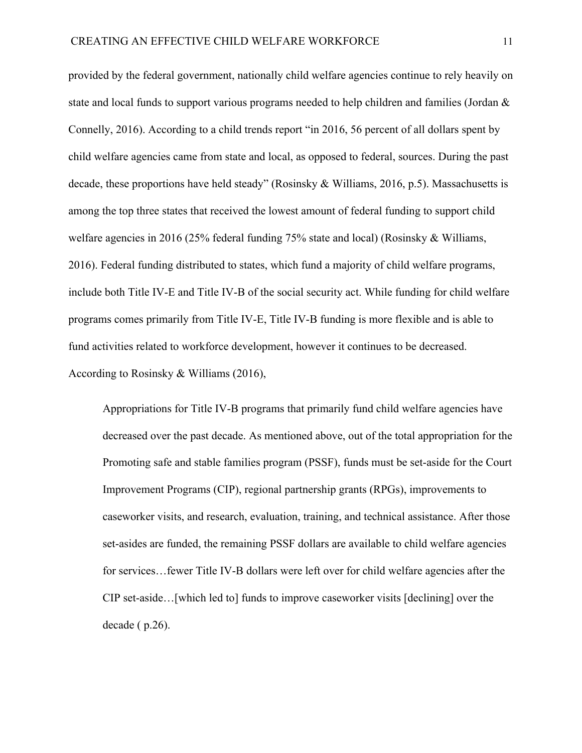provided by the federal government, nationally child welfare agencies continue to rely heavily on state and local funds to support various programs needed to help children and families (Jordan & Connelly, 2016). According to a child trends report "in 2016, 56 percent of all dollars spent by child welfare agencies came from state and local, as opposed to federal, sources. During the past decade, these proportions have held steady" (Rosinsky & Williams, 2016, p.5). Massachusetts is among the top three states that received the lowest amount of federal funding to support child welfare agencies in 2016 (25% federal funding 75% state and local) (Rosinsky & Williams, 2016). Federal funding distributed to states, which fund a majority of child welfare programs, include both Title IV-E and Title IV-B of the social security act. While funding for child welfare programs comes primarily from Title IV-E, Title IV-B funding is more flexible and is able to fund activities related to workforce development, however it continues to be decreased. According to Rosinsky & Williams (2016),

> Appropriations for Title IV-B programs that primarily fund child welfare agencies have decreased over the past decade. As mentioned above, out of the total appropriation for the Promoting safe and stable families program (PSSF), funds must be set-aside for the Court Improvement Programs (CIP), regional partnership grants (RPGs), improvements to caseworker visits, and research, evaluation, training, and technical assistance. After those set-asides are funded, the remaining PSSF dollars are available to child welfare agencies for services…fewer Title IV-B dollars were left over for child welfare agencies after the CIP set-aside…[which led to] funds to improve caseworker visits [declining] over the decade ( p.26).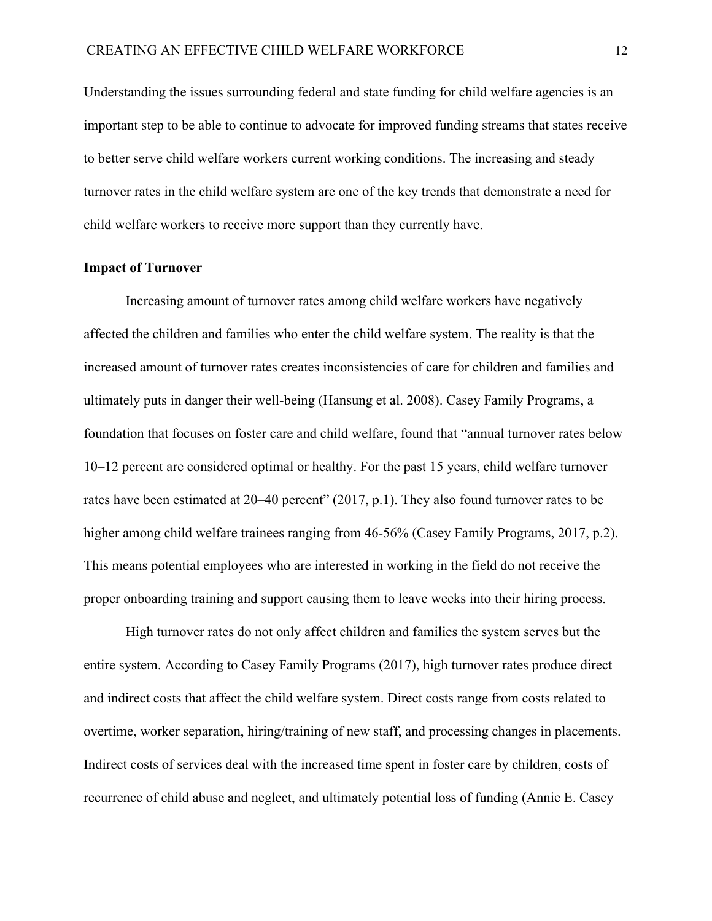Understanding the issues surrounding federal and state funding for child welfare agencies is an important step to be able to continue to advocate for improved funding streams that states receive to better serve child welfare workers current working conditions. The increasing and steady turnover rates in the child welfare system are one of the key trends that demonstrate a need for child welfare workers to receive more support than they currently have.

**Impact of Turnover**

Increasing amount of turnover rates among child welfare workers have negatively affected the children and families who enter the child welfare system. The reality is that the increased amount of turnover rates creates inconsistencies of care for children and families and ultimately puts in danger their well-being (Hansung et al. 2008). Casey Family Programs, a foundation that focuses on foster care and child welfare, found that "annual turnover rates below 10–12 percent are considered optimal or healthy. For the past 15 years, child welfare turnover rates have been estimated at 20–40 percent" (2017, p.1). They also found turnover rates to be higher among child welfare trainees ranging from 46-56% (Casey Family Programs, 2017, p.2). This means potential employees who are interested in working in the field do not receive the proper onboarding training and support causing them to leave weeks into their hiring process.

High turnover rates do not only affect children and families the system serves but the entire system. According to Casey Family Programs (2017), high turnover rates produce direct and indirect costs that affect the child welfare system. Direct costs range from costs related to overtime, worker separation, hiring/training of new staff, and processing changes in placements. Indirect costs of services deal with the increased time spent in foster care by children, costs of recurrence of child abuse and neglect, and ultimately potential loss of funding (Annie E. Casey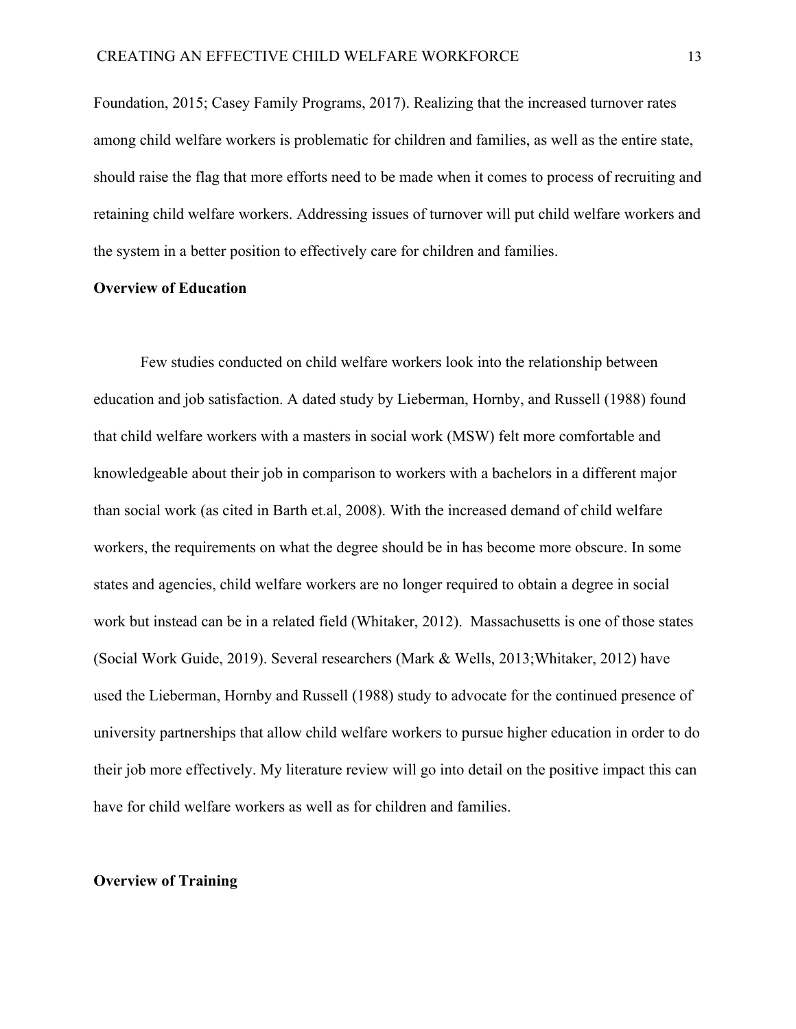Foundation, 2015; Casey Family Programs, 2017). Realizing that the increased turnover rates among child welfare workers is problematic for children and families, as well as the entire state, should raise the flag that more efforts need to be made when it comes to process of recruiting and retaining child welfare workers. Addressing issues of turnover will put child welfare workers and the system in a better position to effectively care for children and families.

**Overview of Education**

Few studies conducted on child welfare workers look into the relationship between education and job satisfaction. A dated study by Lieberman, Hornby, and Russell (1988) found that child welfare workers with a masters in social work (MSW) felt more comfortable and knowledgeable about their job in comparison to workers with a bachelors in a different major than social work (as cited in Barth et.al, 2008). With the increased demand of child welfare workers, the requirements on what the degree should be in has become more obscure. In some states and agencies, child welfare workers are no longer required to obtain a degree in social work but instead can be in a related field (Whitaker, 2012). Massachusetts is one of those states (Social Work Guide, 2019). Several researchers (Mark & Wells, 2013;Whitaker, 2012) have used the Lieberman, Hornby and Russell (1988) study to advocate for the continued presence of university partnerships that allow child welfare workers to pursue higher education in order to do their job more effectively. My literature review will go into detail on the positive impact this can have for child welfare workers as well as for children and families.

**Overview of Training**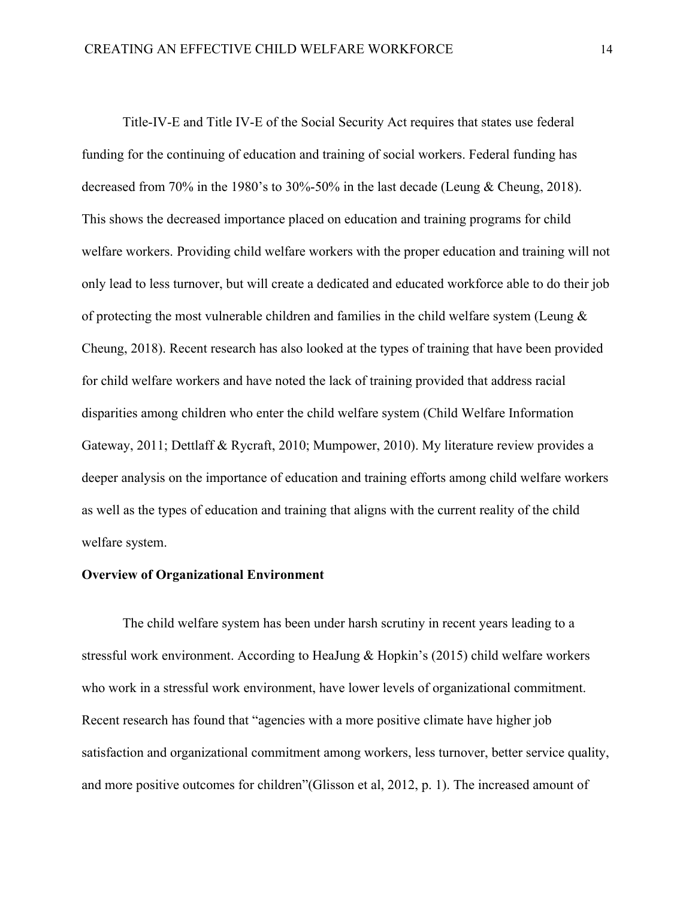Title-IV-E and Title IV-E of the Social Security Act requires that states use federal funding for the continuing of education and training of social workers. Federal funding has decreased from 70% in the 1980's to 30%-50% in the last decade (Leung & Cheung, 2018). This shows the decreased importance placed on education and training programs for child welfare workers. Providing child welfare workers with the proper education and training will not only lead to less turnover, but will create a dedicated and educated workforce able to do their job of protecting the most vulnerable children and families in the child welfare system (Leung & Cheung, 2018). Recent research has also looked at the types of training that have been provided for child welfare workers and have noted the lack of training provided that address racial disparities among children who enter the child welfare system (Child Welfare Information Gateway, 2011; Dettlaff & Rycraft, 2010; Mumpower, 2010). My literature review provides a deeper analysis on the importance of education and training efforts among child welfare workers as well as the types of education and training that aligns with the current reality of the child welfare system.

**Overview of Organizational Environment**

The child welfare system has been under harsh scrutiny in recent years leading to a stressful work environment. According to HeaJung & Hopkin's (2015) child welfare workers who work in a stressful work environment, have lower levels of organizational commitment. Recent research has found that "agencies with a more positive climate have higher job satisfaction and organizational commitment among workers, less turnover, better service quality, and more positive outcomes for children"(Glisson et al, 2012, p. 1). The increased amount of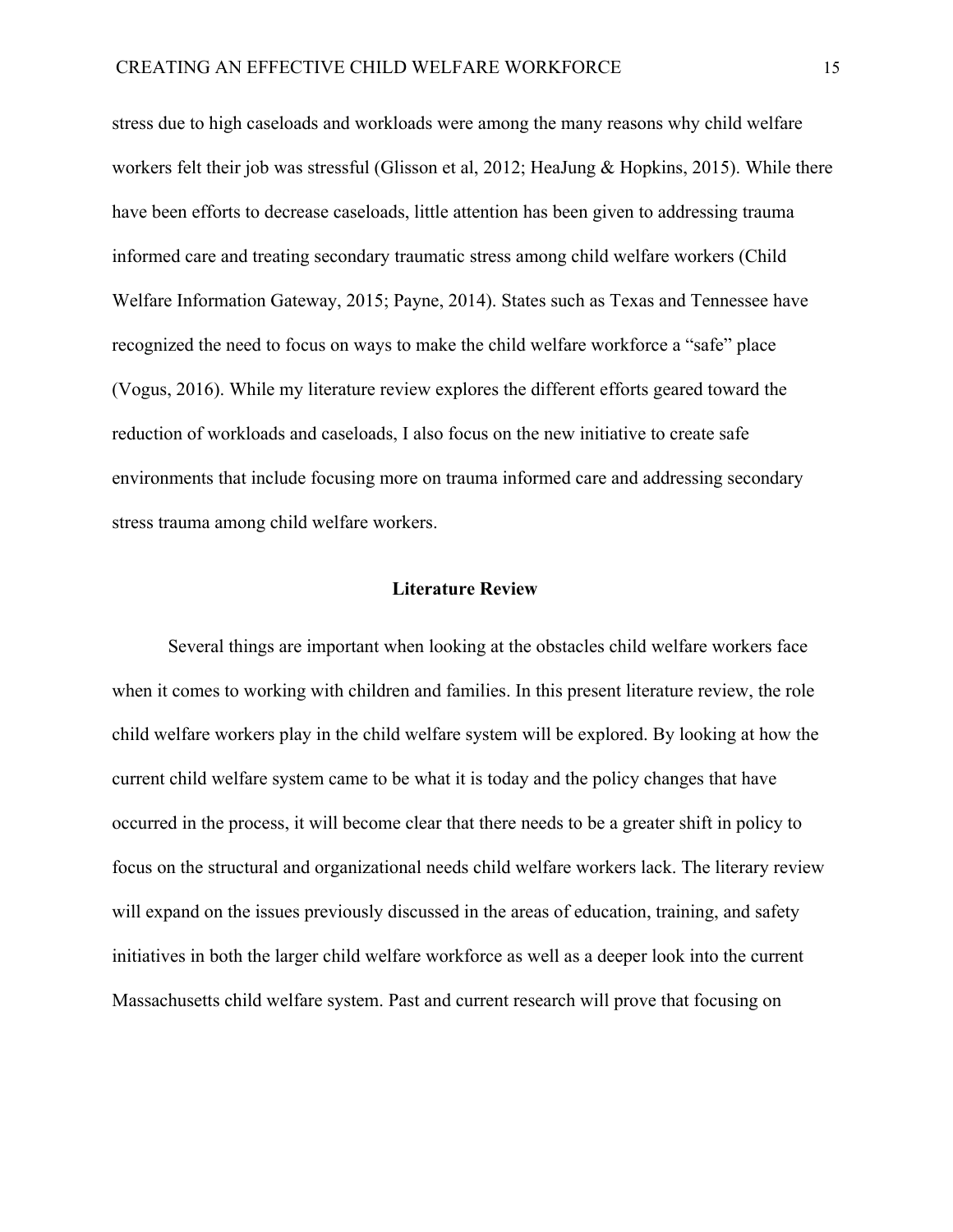stress due to high caseloads and workloads were among the many reasons why child welfare workers felt their job was stressful (Glisson et al, 2012; HeaJung & Hopkins, 2015). While there have been efforts to decrease caseloads, little attention has been given to addressing trauma informed care and treating secondary traumatic stress among child welfare workers (Child Welfare Information Gateway, 2015; Payne, 2014). States such as Texas and Tennessee have recognized the need to focus on ways to make the child welfare workforce a "safe" place (Vogus, 2016). While my literature review explores the different efforts geared toward the reduction of workloads and caseloads, I also focus on the new initiative to create safe environments that include focusing more on trauma informed care and addressing secondary stress trauma among child welfare workers.

## Literature Review

Several things are important when looking at the obstacles child welfare workers face when it comes to working with children and families. In this present literature review, the role child welfare workers play in the child welfare system will be explored. By looking at how the current child welfare system came to be what it is today and the policy changes that have occurred in the process, it will become clear that there needs to be a greater shift in policy to focus on the structural and organizational needs child welfare workers lack. The literary review will expand on the issues previously discussed in the areas of education, training, and safety initiatives in both the larger child welfare workforce as well as a deeper look into the current Massachusetts child welfare system. Past and current research will prove that focusing on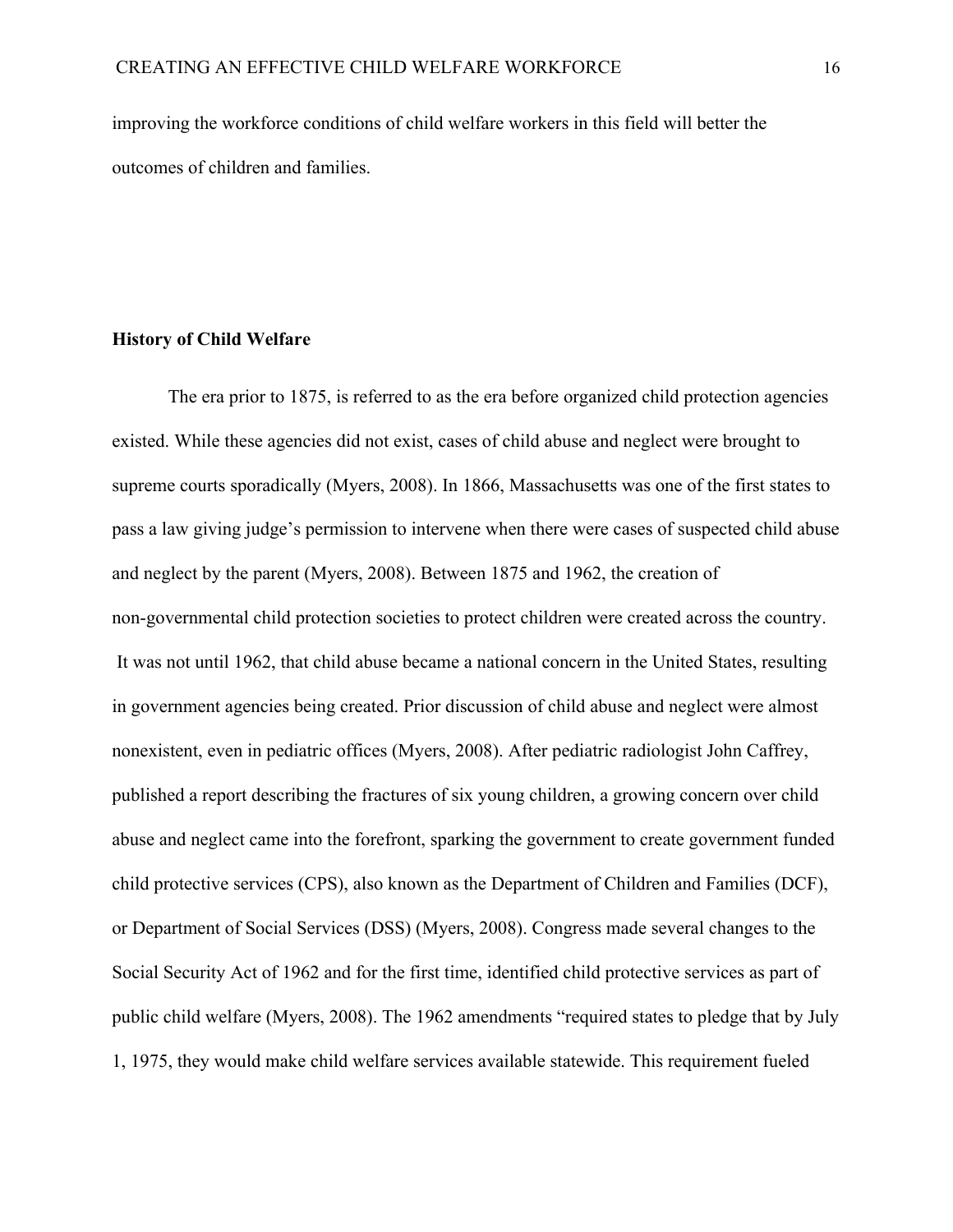improving the workforce conditions of child welfare workers in this field will better the outcomes of children and families.

**History of Child Welfare**

The era prior to 1875, is referred to as the era before organized child protection agencies existed. While these agencies did not exist, cases of child abuse and neglect were brought to supreme courts sporadically (Myers, 2008). In 1866, Massachusetts was one of the first states to pass a law giving judge's permission to intervene when there were cases of suspected child abuse and neglect by the parent (Myers, 2008). Between 1875 and 1962, the creation of non-governmental child protection societies to protect children were created across the country. It was not until 1962, that child abuse became a national concern in the United States, resulting in government agencies being created. Prior discussion of child abuse and neglect were almost nonexistent, even in pediatric offices (Myers, 2008). After pediatric radiologist John Caffrey, published a report describing the fractures of six young children, a growing concern over child abuse and neglect came into the forefront, sparking the government to create government funded child protective services (CPS), also known as the Department of Children and Families (DCF), or Department of Social Services (DSS) (Myers, 2008). Congress made several changes to the Social Security Act of 1962 and for the first time, identified child protective services as part of public child welfare (Myers, 2008). The 1962 amendments "required states to pledge that by July 1, 1975, they would make child welfare services available statewide. This requirement fueled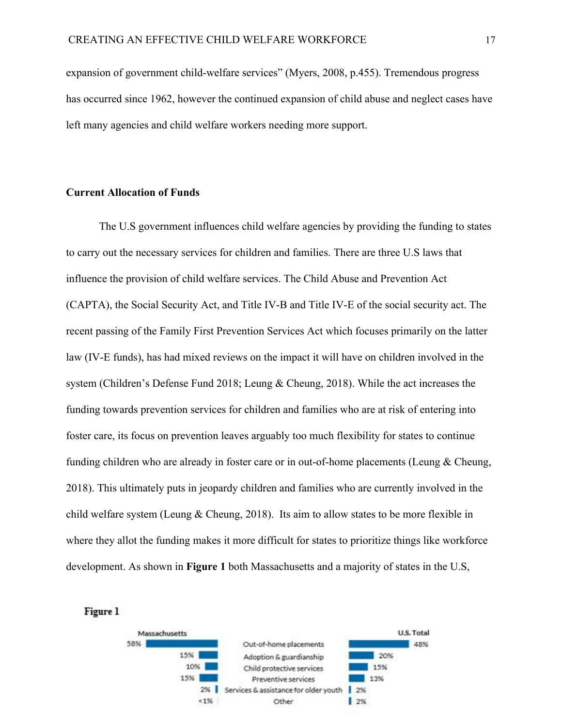expansion of government child-welfare services" (Myers, 2008, p.455). Tremendous progress has occurred since 1962, however the continued expansion of child abuse and neglect cases have left many agencies and child welfare workers needing more support.

**Current Allocation of Funds**

The U.S government influences child welfare agencies by providing the funding to states to carry out the necessary services for children and families. There are three U.S laws that influence the provision of child welfare services. The Child Abuse and Prevention Act (CAPTA), the Social Security Act, and Title IV-B and Title IV-E of the social security act. The recent passing of the Family First Prevention Services Act which focuses primarily on the latter law (IV-E funds), has had mixed reviews on the impact it will have on children involved in the system (Children's Defense Fund 2018; Leung & Cheung, 2018). While the act increases the funding towards prevention services for children and families who are at risk of entering into foster care, its focus on prevention leaves arguably too much flexibility for states to continue funding children who are already in foster care or in out-of-home placements (Leung & Cheung, 2018). This ultimately puts in jeopardy children and families who are currently involved in the child welfare system (Leung & Cheung, 2018). Its aim to allow states to be more flexible in where they allot the funding makes it more difficult for states to prioritize things like workforce development. As shown in **Figure 1** both Massachusetts and a majority of states in the U.S,

**Figure 1**

| Massachusetts | | U.S. Total |
|---|---|---|
| 58% | Out-of-home placements | 48% |
| 15% | Adoption & guardianship | 20% |
| 10% | Child protective services | 15% |
| 15% | Preventive services | 13% |
| 2% | Services & assistance for older youth | 2% |
| <1% | Other | 2% |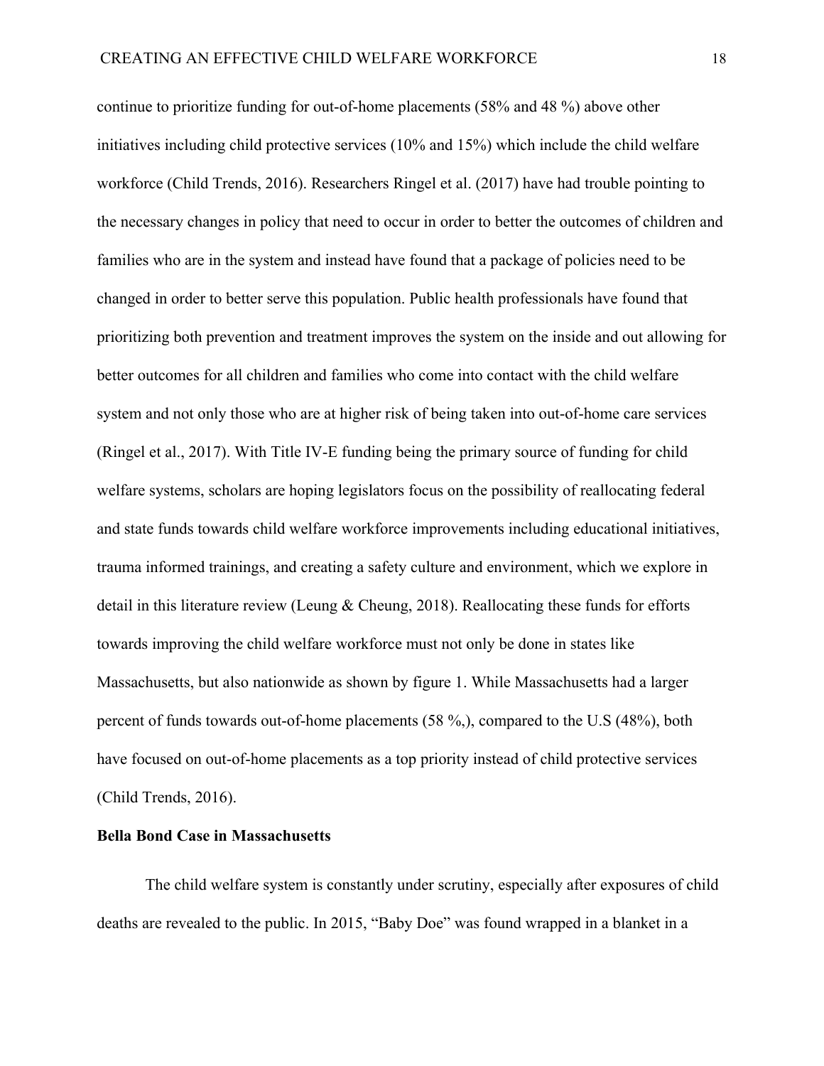continue to prioritize funding for out-of-home placements (58% and 48 %) above other initiatives including child protective services (10% and 15%) which include the child welfare workforce (Child Trends, 2016). Researchers Ringel et al. (2017) have had trouble pointing to the necessary changes in policy that need to occur in order to better the outcomes of children and families who are in the system and instead have found that a package of policies need to be changed in order to better serve this population. Public health professionals have found that prioritizing both prevention and treatment improves the system on the inside and out allowing for better outcomes for all children and families who come into contact with the child welfare system and not only those who are at higher risk of being taken into out-of-home care services (Ringel et al., 2017). With Title IV-E funding being the primary source of funding for child welfare systems, scholars are hoping legislators focus on the possibility of reallocating federal and state funds towards child welfare workforce improvements including educational initiatives, trauma informed trainings, and creating a safety culture and environment, which we explore in detail in this literature review (Leung & Cheung, 2018). Reallocating these funds for efforts towards improving the child welfare workforce must not only be done in states like Massachusetts, but also nationwide as shown by figure 1. While Massachusetts had a larger percent of funds towards out-of-home placements (58 %,), compared to the U.S (48%), both have focused on out-of-home placements as a top priority instead of child protective services (Child Trends, 2016).

**Bella Bond Case in Massachusetts**

The child welfare system is constantly under scrutiny, especially after exposures of child deaths are revealed to the public. In 2015, "Baby Doe" was found wrapped in a blanket in a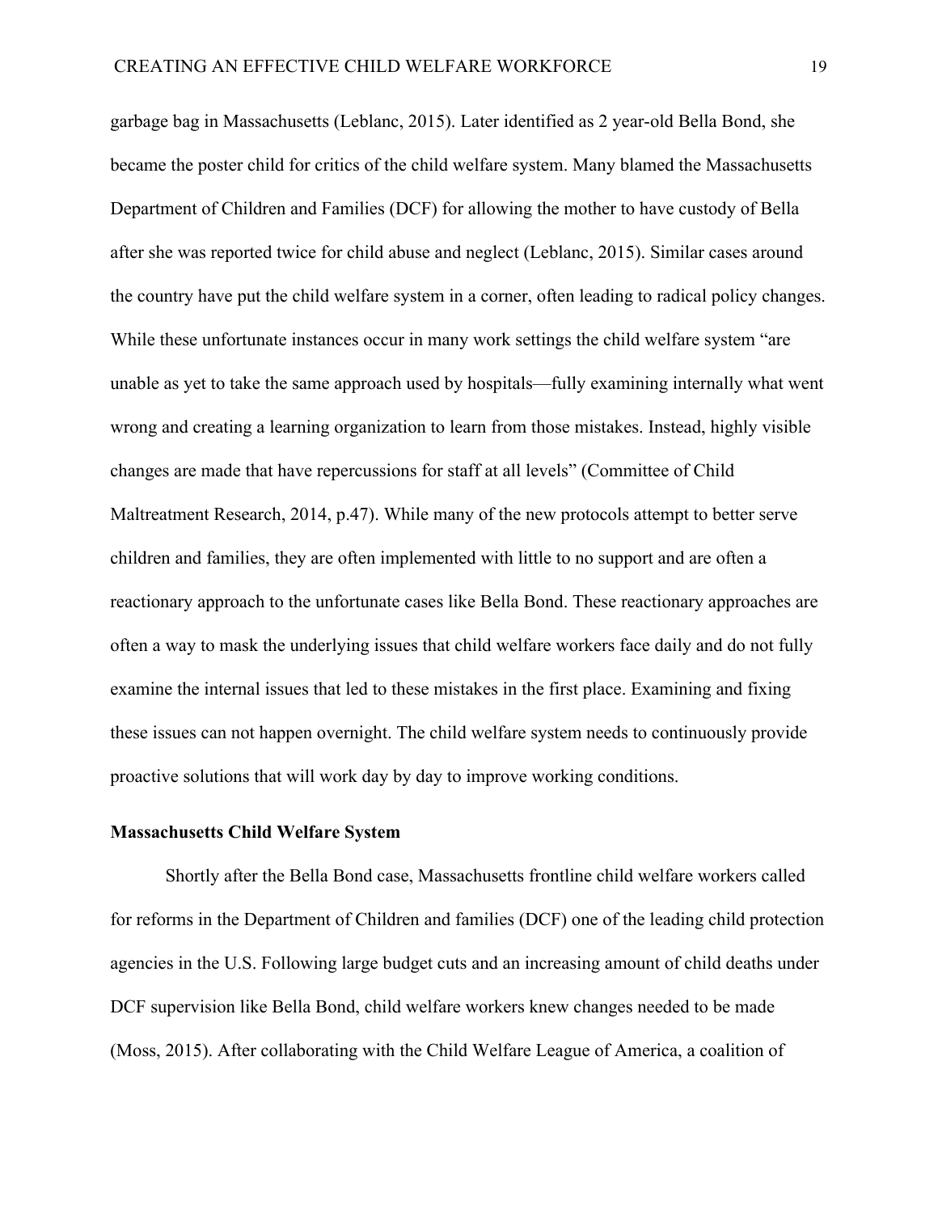garbage bag in Massachusetts (Leblanc, 2015). Later identified as 2 year-old Bella Bond, she became the poster child for critics of the child welfare system. Many blamed the Massachusetts Department of Children and Families (DCF) for allowing the mother to have custody of Bella after she was reported twice for child abuse and neglect (Leblanc, 2015). Similar cases around the country have put the child welfare system in a corner, often leading to radical policy changes. While these unfortunate instances occur in many work settings the child welfare system "are unable as yet to take the same approach used by hospitals—fully examining internally what went wrong and creating a learning organization to learn from those mistakes. Instead, highly visible changes are made that have repercussions for staff at all levels" (Committee of Child Maltreatment Research, 2014, p.47). While many of the new protocols attempt to better serve children and families, they are often implemented with little to no support and are often a reactionary approach to the unfortunate cases like Bella Bond. These reactionary approaches are often a way to mask the underlying issues that child welfare workers face daily and do not fully examine the internal issues that led to these mistakes in the first place. Examining and fixing these issues can not happen overnight. The child welfare system needs to continuously provide proactive solutions that will work day by day to improve working conditions.

**Massachusetts Child Welfare System**

Shortly after the Bella Bond case, Massachusetts frontline child welfare workers called for reforms in the Department of Children and families (DCF) one of the leading child protection agencies in the U.S. Following large budget cuts and an increasing amount of child deaths under DCF supervision like Bella Bond, child welfare workers knew changes needed to be made (Moss, 2015). After collaborating with the Child Welfare League of America, a coalition of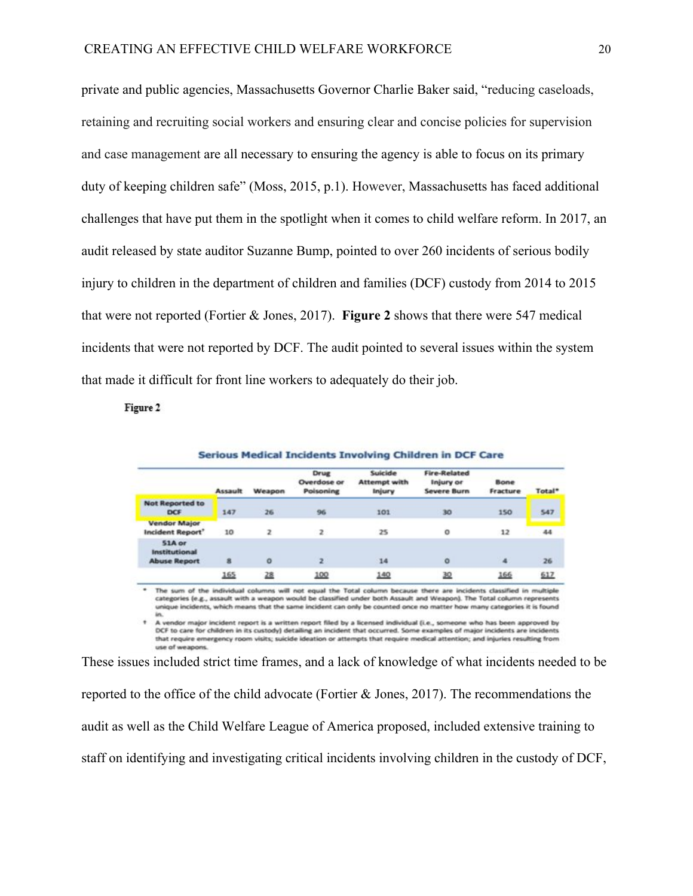private and public agencies, Massachusetts Governor Charlie Baker said, "reducing caseloads, retaining and recruiting social workers and ensuring clear and concise policies for supervision and case management are all necessary to ensuring the agency is able to focus on its primary duty of keeping children safe" (Moss, 2015, p.1). However, Massachusetts has faced additional challenges that have put them in the spotlight when it comes to child welfare reform. In 2017, an audit released by state auditor Suzanne Bump, pointed to over 260 incidents of serious bodily injury to children in the department of children and families (DCF) custody from 2014 to 2015 that were not reported (Fortier & Jones, 2017). **Figure 2** shows that there were 547 medical incidents that were not reported by DCF. The audit pointed to several issues within the system that made it difficult for front line workers to adequately do their job.

**Figure 2**

**Serious Medical Incidents Involving Children in DCF Care**

| | Assault | Weapon | Drug Overdose or Poisoning | Suicide Attempt with Injury | Fire-Related Injury or Severe Burn | Bone Fracture | Total* |
|---|---|---|---|---|---|---|---|
| Not Reported to DCF | 147 | 26 | 96 | 101 | 30 | 150 | 547 |
| Vendor Major Incident Report† | 10 | 2 | 2 | 25 | 0 | 12 | 44 |
| 51A or Institutional Abuse Report | 8 | 0 | 2 | 14 | 0 | 4 | 26 |
| | 165 | 28 | 100 | 140 | 30 | 166 | 617 |

\* The sum of the individual columns will not equal the Total column because there are incidents classified in multiple categories (e.g., assault with a weapon would be classified under both Assault and Weapon). The Total column represents unique incidents, which means that the same incident can only be counted once no matter how many categories it is found in.

† A vendor major incident report is a written report filed by a licensed individual (i.e., someone who has been approved by DCF to care for children in its custody) detailing an incident that occurred. Some examples of major incidents are incidents that require emergency room visits; suicide ideation or attempts that require medical attention; and injuries resulting from use of weapons.

These issues included strict time frames, and a lack of knowledge of what incidents needed to be reported to the office of the child advocate (Fortier & Jones, 2017). The recommendations the audit as well as the Child Welfare League of America proposed, included extensive training to staff on identifying and investigating critical incidents involving children in the custody of DCF,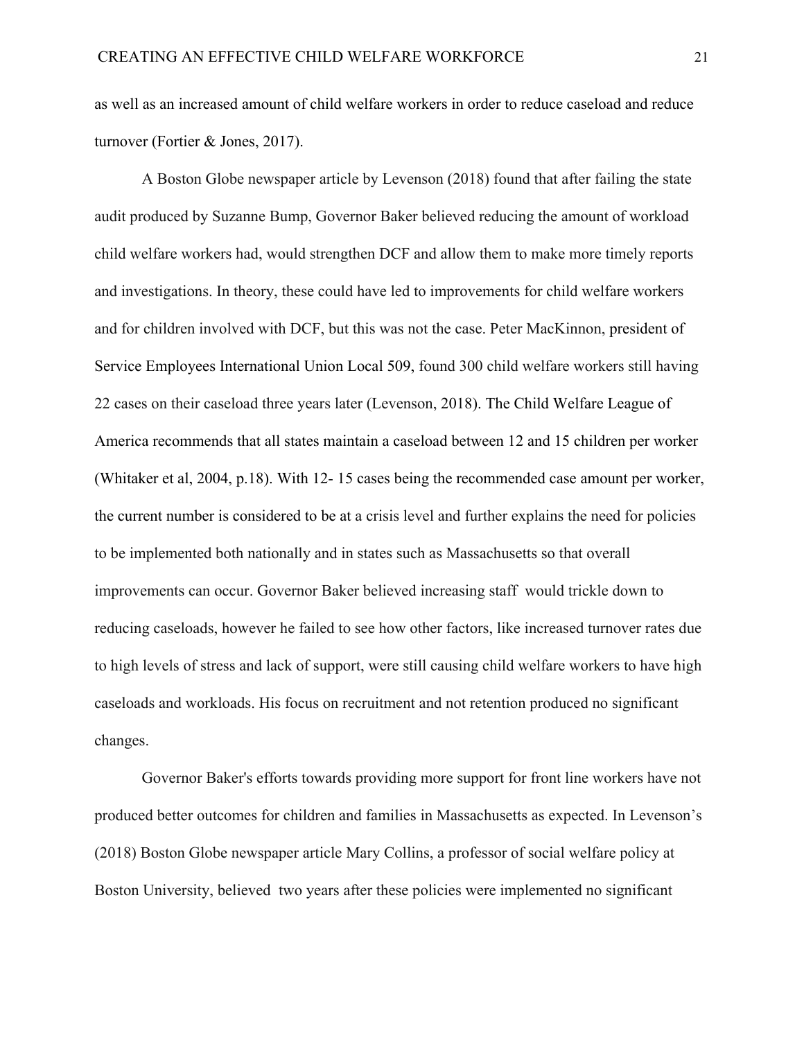as well as an increased amount of child welfare workers in order to reduce caseload and reduce turnover (Fortier & Jones, 2017).

A Boston Globe newspaper article by Levenson (2018) found that after failing the state audit produced by Suzanne Bump, Governor Baker believed reducing the amount of workload child welfare workers had, would strengthen DCF and allow them to make more timely reports and investigations. In theory, these could have led to improvements for child welfare workers and for children involved with DCF, but this was not the case. Peter MacKinnon, president of Service Employees International Union Local 509, found 300 child welfare workers still having 22 cases on their caseload three years later (Levenson, 2018). The Child Welfare League of America recommends that all states maintain a caseload between 12 and 15 children per worker (Whitaker et al, 2004, p.18). With 12- 15 cases being the recommended case amount per worker, the current number is considered to be at a crisis level and further explains the need for policies to be implemented both nationally and in states such as Massachusetts so that overall improvements can occur. Governor Baker believed increasing staff would trickle down to reducing caseloads, however he failed to see how other factors, like increased turnover rates due to high levels of stress and lack of support, were still causing child welfare workers to have high caseloads and workloads. His focus on recruitment and not retention produced no significant changes.

Governor Baker's efforts towards providing more support for front line workers have not produced better outcomes for children and families in Massachusetts as expected. In Levenson's (2018) Boston Globe newspaper article Mary Collins, a professor of social welfare policy at Boston University, believed two years after these policies were implemented no significant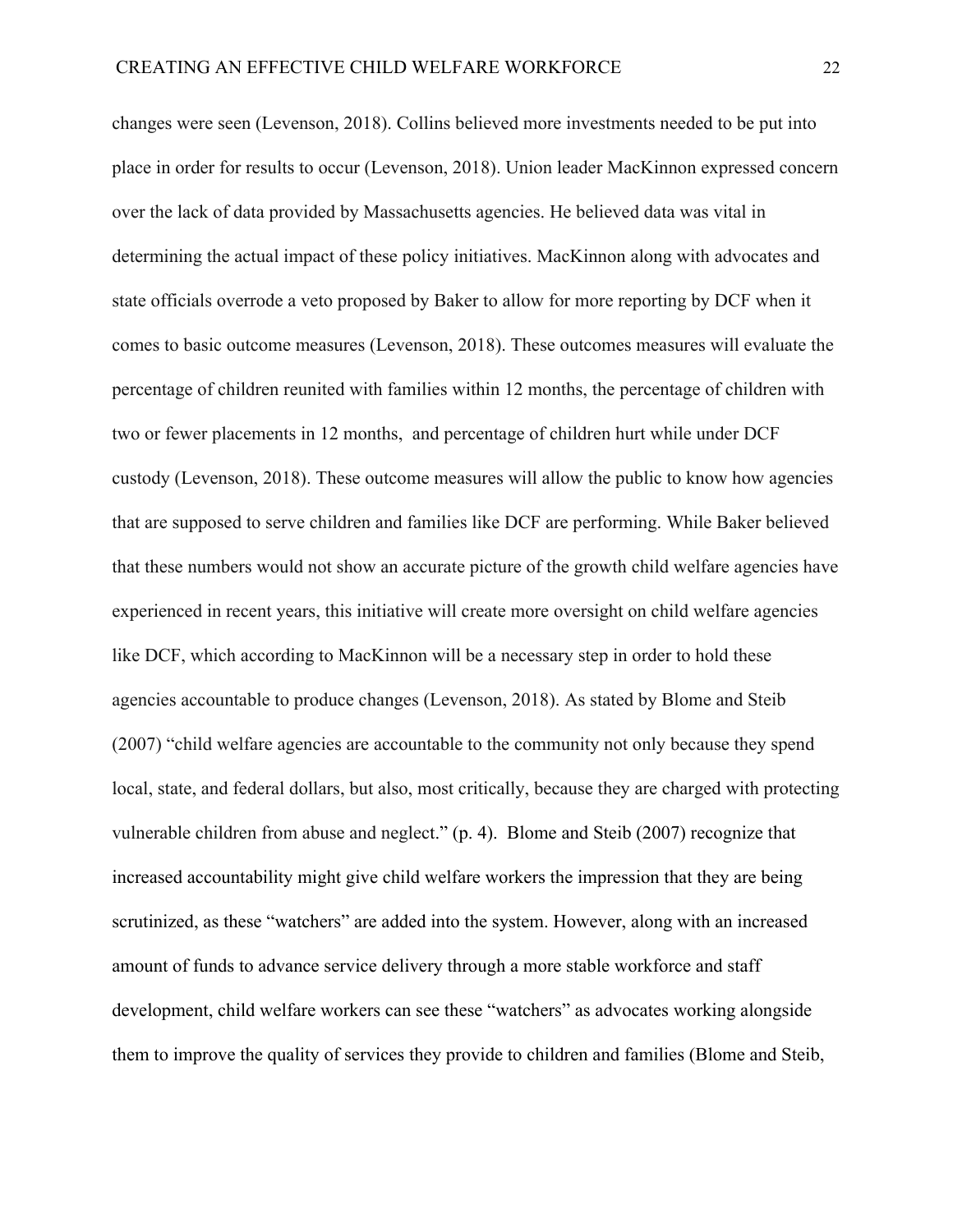changes were seen (Levenson, 2018). Collins believed more investments needed to be put into place in order for results to occur (Levenson, 2018). Union leader MacKinnon expressed concern over the lack of data provided by Massachusetts agencies. He believed data was vital in determining the actual impact of these policy initiatives. MacKinnon along with advocates and state officials overrode a veto proposed by Baker to allow for more reporting by DCF when it comes to basic outcome measures (Levenson, 2018). These outcomes measures will evaluate the percentage of children reunited with families within 12 months, the percentage of children with two or fewer placements in 12 months,  and percentage of children hurt while under DCF custody (Levenson, 2018). These outcome measures will allow the public to know how agencies that are supposed to serve children and families like DCF are performing. While Baker believed that these numbers would not show an accurate picture of the growth child welfare agencies have experienced in recent years, this initiative will create more oversight on child welfare agencies like DCF, which according to MacKinnon will be a necessary step in order to hold these agencies accountable to produce changes (Levenson, 2018). As stated by Blome and Steib (2007) "child welfare agencies are accountable to the community not only because they spend local, state, and federal dollars, but also, most critically, because they are charged with protecting vulnerable children from abuse and neglect." (p. 4).  Blome and Steib (2007) recognize that increased accountability might give child welfare workers the impression that they are being scrutinized, as these "watchers" are added into the system. However, along with an increased amount of funds to advance service delivery through a more stable workforce and staff development, child welfare workers can see these "watchers" as advocates working alongside them to improve the quality of services they provide to children and families (Blome and Steib,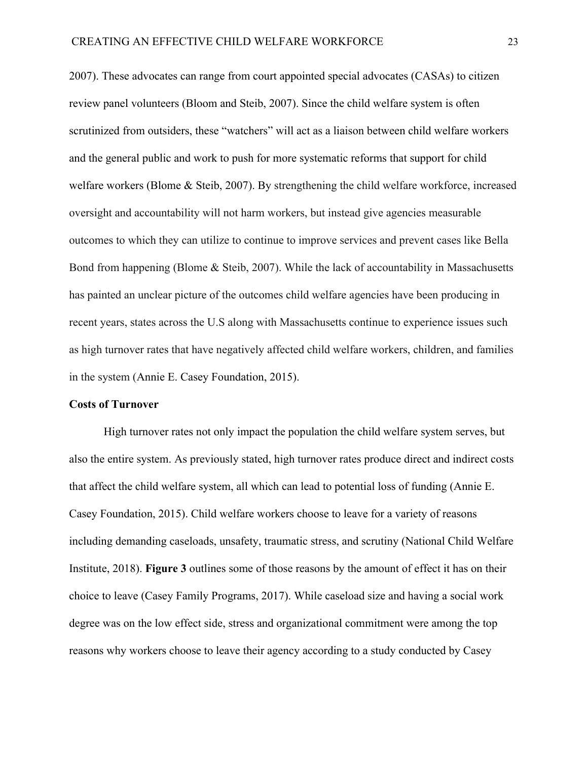2007). These advocates can range from court appointed special advocates (CASAs) to citizen review panel volunteers (Bloom and Steib, 2007). Since the child welfare system is often scrutinized from outsiders, these "watchers" will act as a liaison between child welfare workers and the general public and work to push for more systematic reforms that support for child welfare workers (Blome & Steib, 2007). By strengthening the child welfare workforce, increased oversight and accountability will not harm workers, but instead give agencies measurable outcomes to which they can utilize to continue to improve services and prevent cases like Bella Bond from happening (Blome & Steib, 2007). While the lack of accountability in Massachusetts has painted an unclear picture of the outcomes child welfare agencies have been producing in recent years, states across the U.S along with Massachusetts continue to experience issues such as high turnover rates that have negatively affected child welfare workers, children, and families in the system (Annie E. Casey Foundation, 2015).

**Costs of Turnover**

High turnover rates not only impact the population the child welfare system serves, but also the entire system. As previously stated, high turnover rates produce direct and indirect costs that affect the child welfare system, all which can lead to potential loss of funding (Annie E. Casey Foundation, 2015). Child welfare workers choose to leave for a variety of reasons including demanding caseloads, unsafety, traumatic stress, and scrutiny (National Child Welfare Institute, 2018). **Figure 3** outlines some of those reasons by the amount of effect it has on their choice to leave (Casey Family Programs, 2017). While caseload size and having a social work degree was on the low effect side, stress and organizational commitment were among the top reasons why workers choose to leave their agency according to a study conducted by Casey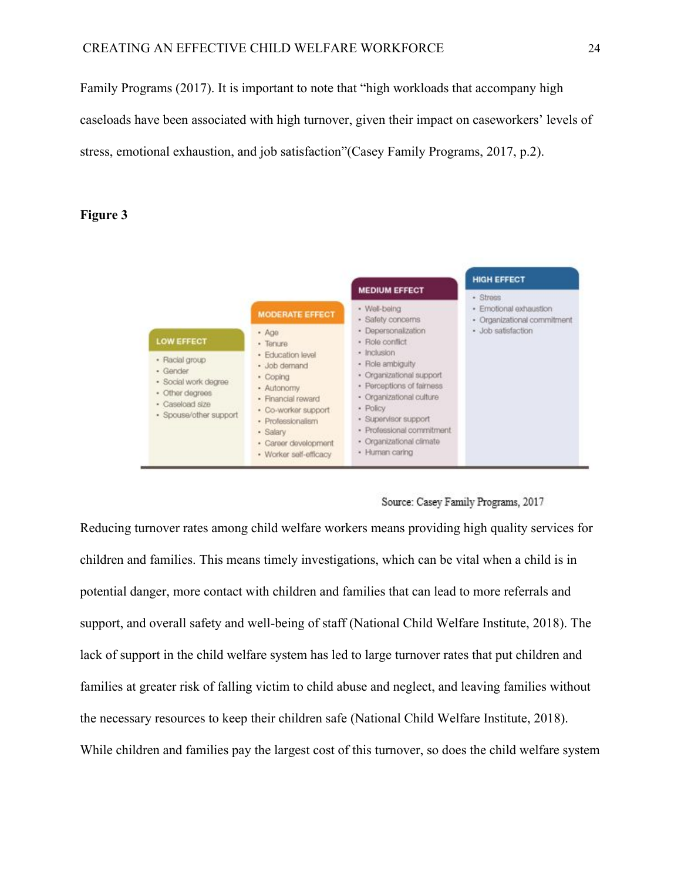Family Programs (2017). It is important to note that "high workloads that accompany high caseloads have been associated with high turnover, given their impact on caseworkers' levels of stress, emotional exhaustion, and job satisfaction"(Casey Family Programs, 2017, p.2).

**Figure 3**

| LOW EFFECT | MODERATE EFFECT | MEDIUM EFFECT | HIGH EFFECT |
|---|---|---|---|
| • Racial group<br>• Gender<br>• Social work degree<br>• Other degrees<br>• Caseload size<br>• Spouse/other support | • Age<br>• Tenure<br>• Education level<br>• Job demand<br>• Coping<br>• Autonomy<br>• Financial reward<br>• Co-worker support<br>• Professionalism<br>• Salary<br>• Career development<br>• Worker self-efficacy | • Well-being<br>• Safety concerns<br>• Depersonalization<br>• Role conflict<br>• Inclusion<br>• Role ambiguity<br>• Organizational support<br>• Perceptions of fairness<br>• Organizational culture<br>• Policy<br>• Supervisor support<br>• Professional commitment<br>• Organizational climate<br>• Human caring | • Stress<br>• Emotional exhaustion<br>• Organizational commitment<br>• Job satisfaction |

Source: Casey Family Programs, 2017

Reducing turnover rates among child welfare workers means providing high quality services for children and families. This means timely investigations, which can be vital when a child is in potential danger, more contact with children and families that can lead to more referrals and support, and overall safety and well-being of staff (National Child Welfare Institute, 2018). The lack of support in the child welfare system has led to large turnover rates that put children and families at greater risk of falling victim to child abuse and neglect, and leaving families without the necessary resources to keep their children safe (National Child Welfare Institute, 2018). While children and families pay the largest cost of this turnover, so does the child welfare system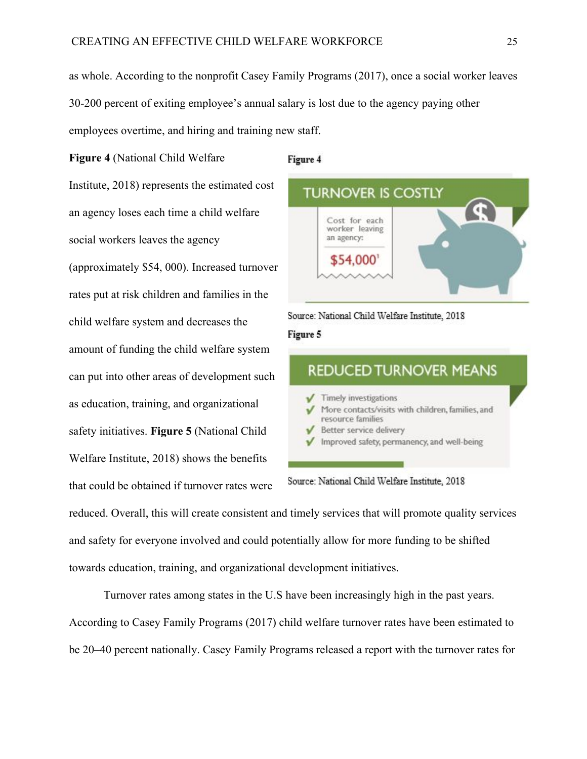as whole. According to the nonprofit Casey Family Programs (2017), once a social worker leaves 30-200 percent of exiting employee's annual salary is lost due to the agency paying other employees overtime, and hiring and training new staff.

**Figure 4** (National Child Welfare Institute, 2018) represents the estimated cost an agency loses each time a child welfare social workers leaves the agency (approximately $54, 000). Increased turnover rates put at risk children and families in the child welfare system and decreases the amount of funding the child welfare system can put into other areas of development such as education, training, and organizational safety initiatives. **Figure 5** (National Child Welfare Institute, 2018) shows the benefits that could be obtained if turnover rates were reduced. Overall, this will create consistent and timely services that will promote quality services and safety for everyone involved and could potentially allow for more funding to be shifted towards education, training, and organizational development initiatives.

**Figure 4**

TURNOVER IS COSTLY

Cost for each worker leaving an agency:

$54,000[1]

Source: National Child Welfare Institute, 2018

**Figure 5**

REDUCED TURNOVER MEANS

- Timely investigations
- More contacts/visits with children, families, and resource families
- Better service delivery
- Improved safety, permanency, and well-being

Source: National Child Welfare Institute, 2018

Turnover rates among states in the U.S have been increasingly high in the past years. According to Casey Family Programs (2017) child welfare turnover rates have been estimated to be 20–40 percent nationally. Casey Family Programs released a report with the turnover rates for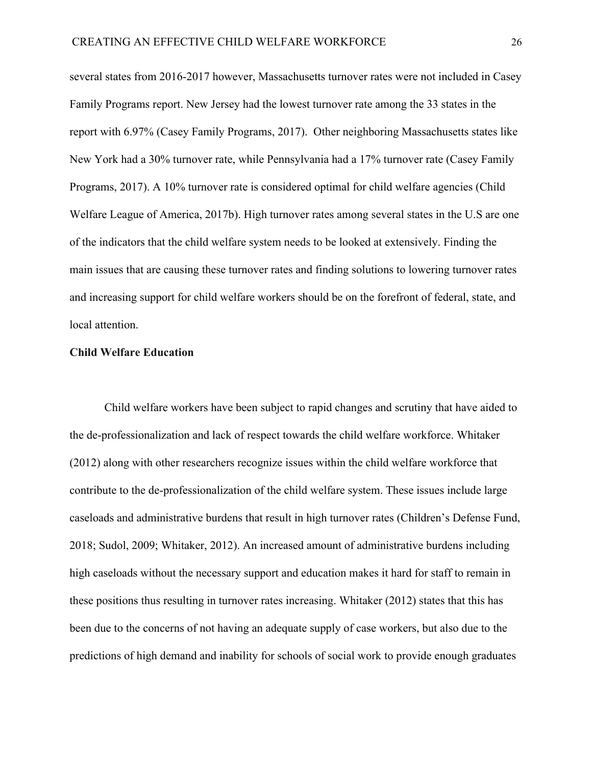several states from 2016-2017 however, Massachusetts turnover rates were not included in Casey Family Programs report. New Jersey had the lowest turnover rate among the 33 states in the report with 6.97% (Casey Family Programs, 2017). Other neighboring Massachusetts states like New York had a 30% turnover rate, while Pennsylvania had a 17% turnover rate (Casey Family Programs, 2017). A 10% turnover rate is considered optimal for child welfare agencies (Child Welfare League of America, 2017b). High turnover rates among several states in the U.S are one of the indicators that the child welfare system needs to be looked at extensively. Finding the main issues that are causing these turnover rates and finding solutions to lowering turnover rates and increasing support for child welfare workers should be on the forefront of federal, state, and local attention.

**Child Welfare Education**

Child welfare workers have been subject to rapid changes and scrutiny that have aided to the de-professionalization and lack of respect towards the child welfare workforce. Whitaker (2012) along with other researchers recognize issues within the child welfare workforce that contribute to the de-professionalization of the child welfare system. These issues include large caseloads and administrative burdens that result in high turnover rates (Children's Defense Fund, 2018; Sudol, 2009; Whitaker, 2012). An increased amount of administrative burdens including high caseloads without the necessary support and education makes it hard for staff to remain in these positions thus resulting in turnover rates increasing. Whitaker (2012) states that this has been due to the concerns of not having an adequate supply of case workers, but also due to the predictions of high demand and inability for schools of social work to provide enough graduates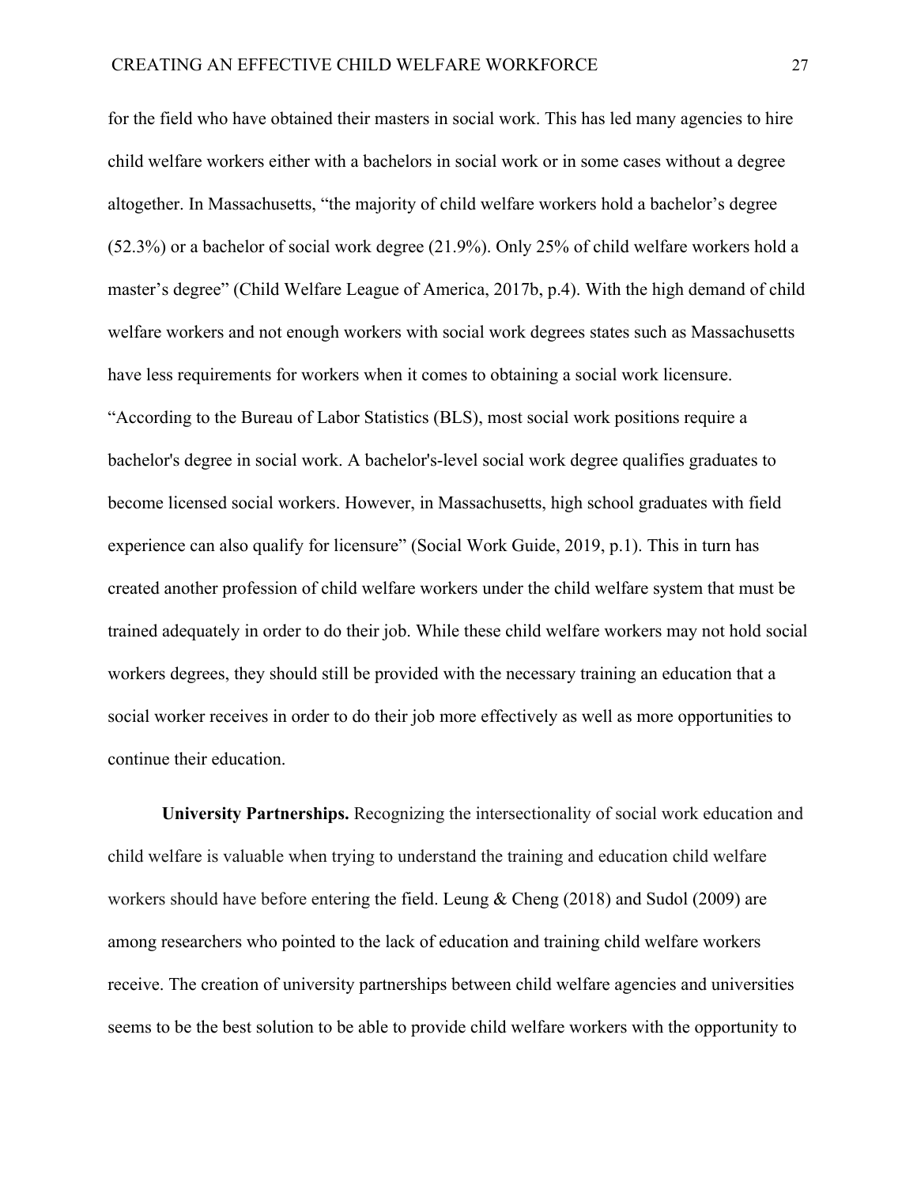for the field who have obtained their masters in social work. This has led many agencies to hire child welfare workers either with a bachelors in social work or in some cases without a degree altogether. In Massachusetts, "the majority of child welfare workers hold a bachelor's degree (52.3%) or a bachelor of social work degree (21.9%). Only 25% of child welfare workers hold a master's degree" (Child Welfare League of America, 2017b, p.4). With the high demand of child welfare workers and not enough workers with social work degrees states such as Massachusetts have less requirements for workers when it comes to obtaining a social work licensure. "According to the Bureau of Labor Statistics (BLS), most social work positions require a bachelor's degree in social work. A bachelor's-level social work degree qualifies graduates to become licensed social workers. However, in Massachusetts, high school graduates with field experience can also qualify for licensure" (Social Work Guide, 2019, p.1). This in turn has created another profession of child welfare workers under the child welfare system that must be trained adequately in order to do their job. While these child welfare workers may not hold social workers degrees, they should still be provided with the necessary training an education that a social worker receives in order to do their job more effectively as well as more opportunities to continue their education.

**University Partnerships.** Recognizing the intersectionality of social work education and child welfare is valuable when trying to understand the training and education child welfare workers should have before entering the field. Leung & Cheng (2018) and Sudol (2009) are among researchers who pointed to the lack of education and training child welfare workers receive. The creation of university partnerships between child welfare agencies and universities seems to be the best solution to be able to provide child welfare workers with the opportunity to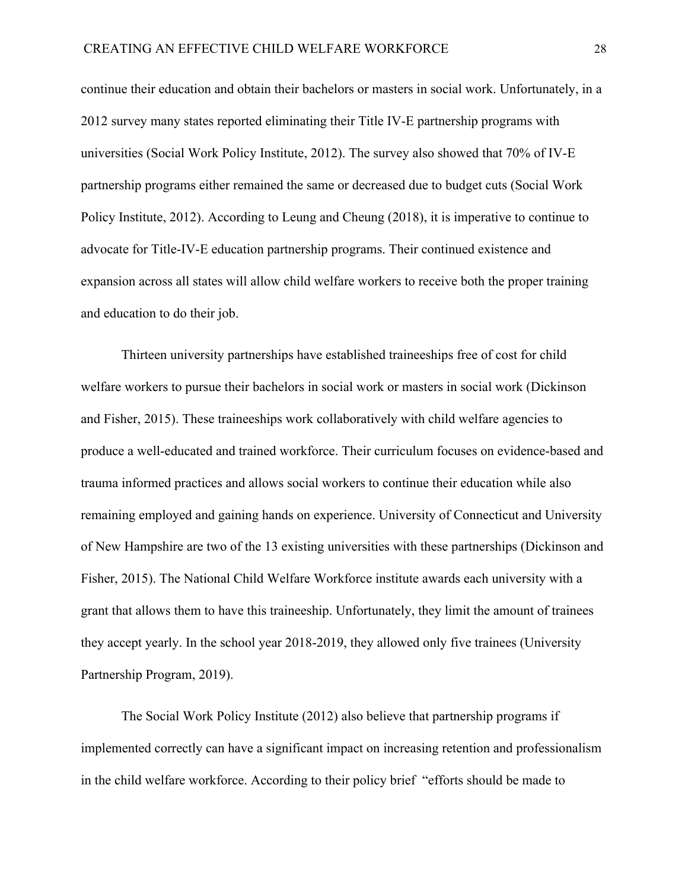continue their education and obtain their bachelors or masters in social work. Unfortunately, in a 2012 survey many states reported eliminating their Title IV-E partnership programs with universities (Social Work Policy Institute, 2012). The survey also showed that 70% of IV-E partnership programs either remained the same or decreased due to budget cuts (Social Work Policy Institute, 2012). According to Leung and Cheung (2018), it is imperative to continue to advocate for Title-IV-E education partnership programs. Their continued existence and expansion across all states will allow child welfare workers to receive both the proper training and education to do their job.

Thirteen university partnerships have established traineeships free of cost for child welfare workers to pursue their bachelors in social work or masters in social work (Dickinson and Fisher, 2015). These traineeships work collaboratively with child welfare agencies to produce a well-educated and trained workforce. Their curriculum focuses on evidence-based and trauma informed practices and allows social workers to continue their education while also remaining employed and gaining hands on experience. University of Connecticut and University of New Hampshire are two of the 13 existing universities with these partnerships (Dickinson and Fisher, 2015). The National Child Welfare Workforce institute awards each university with a grant that allows them to have this traineeship. Unfortunately, they limit the amount of trainees they accept yearly. In the school year 2018-2019, they allowed only five trainees (University Partnership Program, 2019).

The Social Work Policy Institute (2012) also believe that partnership programs if implemented correctly can have a significant impact on increasing retention and professionalism in the child welfare workforce. According to their policy brief "efforts should be made to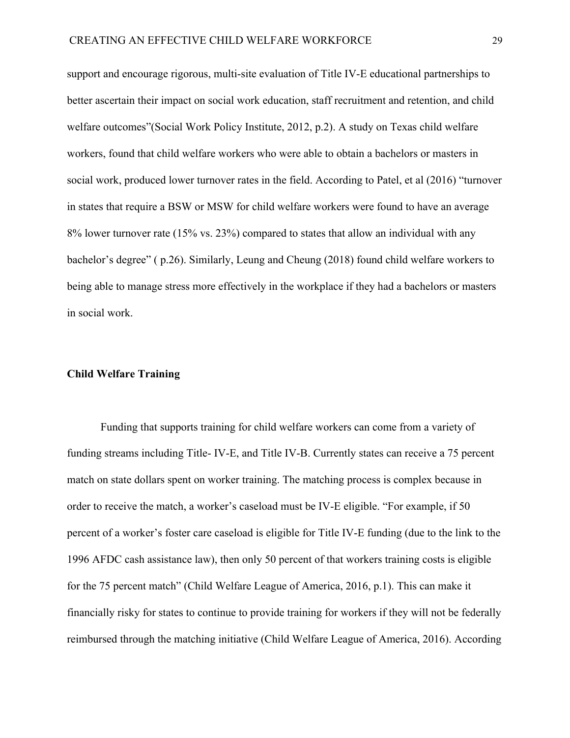support and encourage rigorous, multi-site evaluation of Title IV-E educational partnerships to better ascertain their impact on social work education, staff recruitment and retention, and child welfare outcomes"(Social Work Policy Institute, 2012, p.2). A study on Texas child welfare workers, found that child welfare workers who were able to obtain a bachelors or masters in social work, produced lower turnover rates in the field. According to Patel, et al (2016) "turnover in states that require a BSW or MSW for child welfare workers were found to have an average 8% lower turnover rate (15% vs. 23%) compared to states that allow an individual with any bachelor's degree" ( p.26). Similarly, Leung and Cheung (2018) found child welfare workers to being able to manage stress more effectively in the workplace if they had a bachelors or masters in social work.

**Child Welfare Training**

Funding that supports training for child welfare workers can come from a variety of funding streams including Title- IV-E, and Title IV-B. Currently states can receive a 75 percent match on state dollars spent on worker training. The matching process is complex because in order to receive the match, a worker's caseload must be IV-E eligible. "For example, if 50 percent of a worker's foster care caseload is eligible for Title IV-E funding (due to the link to the 1996 AFDC cash assistance law), then only 50 percent of that workers training costs is eligible for the 75 percent match" (Child Welfare League of America, 2016, p.1). This can make it financially risky for states to continue to provide training for workers if they will not be federally reimbursed through the matching initiative (Child Welfare League of America, 2016). According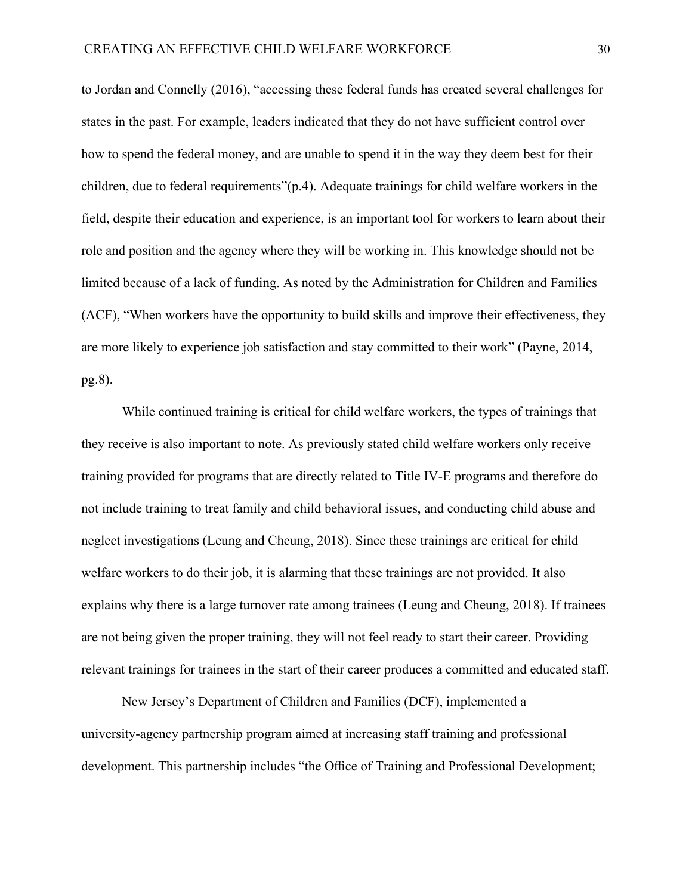to Jordan and Connelly (2016), “accessing these federal funds has created several challenges for states in the past. For example, leaders indicated that they do not have sufficient control over how to spend the federal money, and are unable to spend it in the way they deem best for their children, due to federal requirements”(p.4). Adequate trainings for child welfare workers in the field, despite their education and experience, is an important tool for workers to learn about their role and position and the agency where they will be working in. This knowledge should not be limited because of a lack of funding. As noted by the Administration for Children and Families (ACF), “When workers have the opportunity to build skills and improve their effectiveness, they are more likely to experience job satisfaction and stay committed to their work” (Payne, 2014, pg.8).

While continued training is critical for child welfare workers, the types of trainings that they receive is also important to note. As previously stated child welfare workers only receive training provided for programs that are directly related to Title IV-E programs and therefore do not include training to treat family and child behavioral issues, and conducting child abuse and neglect investigations (Leung and Cheung, 2018). Since these trainings are critical for child welfare workers to do their job, it is alarming that these trainings are not provided. It also explains why there is a large turnover rate among trainees (Leung and Cheung, 2018). If trainees are not being given the proper training, they will not feel ready to start their career. Providing relevant trainings for trainees in the start of their career produces a committed and educated staff.

New Jersey’s Department of Children and Families (DCF), implemented a university-agency partnership program aimed at increasing staff training and professional development. This partnership includes “the Office of Training and Professional Development;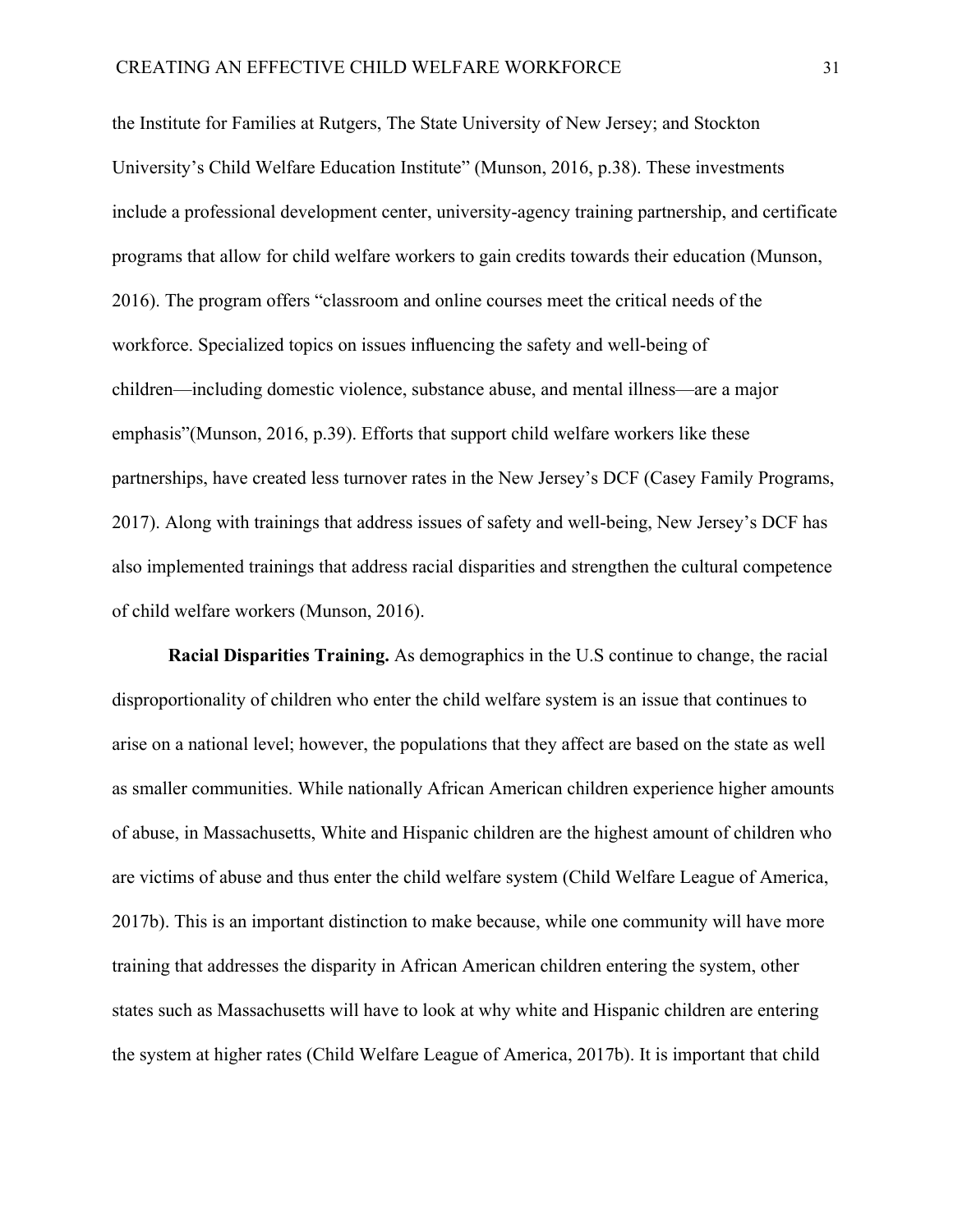the Institute for Families at Rutgers, The State University of New Jersey; and Stockton University's Child Welfare Education Institute" (Munson, 2016, p.38). These investments include a professional development center, university-agency training partnership, and certificate programs that allow for child welfare workers to gain credits towards their education (Munson, 2016). The program offers "classroom and online courses meet the critical needs of the workforce. Specialized topics on issues influencing the safety and well-being of children—including domestic violence, substance abuse, and mental illness—are a major emphasis"(Munson, 2016, p.39). Efforts that support child welfare workers like these partnerships, have created less turnover rates in the New Jersey's DCF (Casey Family Programs, 2017). Along with trainings that address issues of safety and well-being, New Jersey's DCF has also implemented trainings that address racial disparities and strengthen the cultural competence of child welfare workers (Munson, 2016).

**Racial Disparities Training.** As demographics in the U.S continue to change, the racial disproportionality of children who enter the child welfare system is an issue that continues to arise on a national level; however, the populations that they affect are based on the state as well as smaller communities. While nationally African American children experience higher amounts of abuse, in Massachusetts, White and Hispanic children are the highest amount of children who are victims of abuse and thus enter the child welfare system (Child Welfare League of America, 2017b). This is an important distinction to make because, while one community will have more training that addresses the disparity in African American children entering the system, other states such as Massachusetts will have to look at why white and Hispanic children are entering the system at higher rates (Child Welfare League of America, 2017b). It is important that child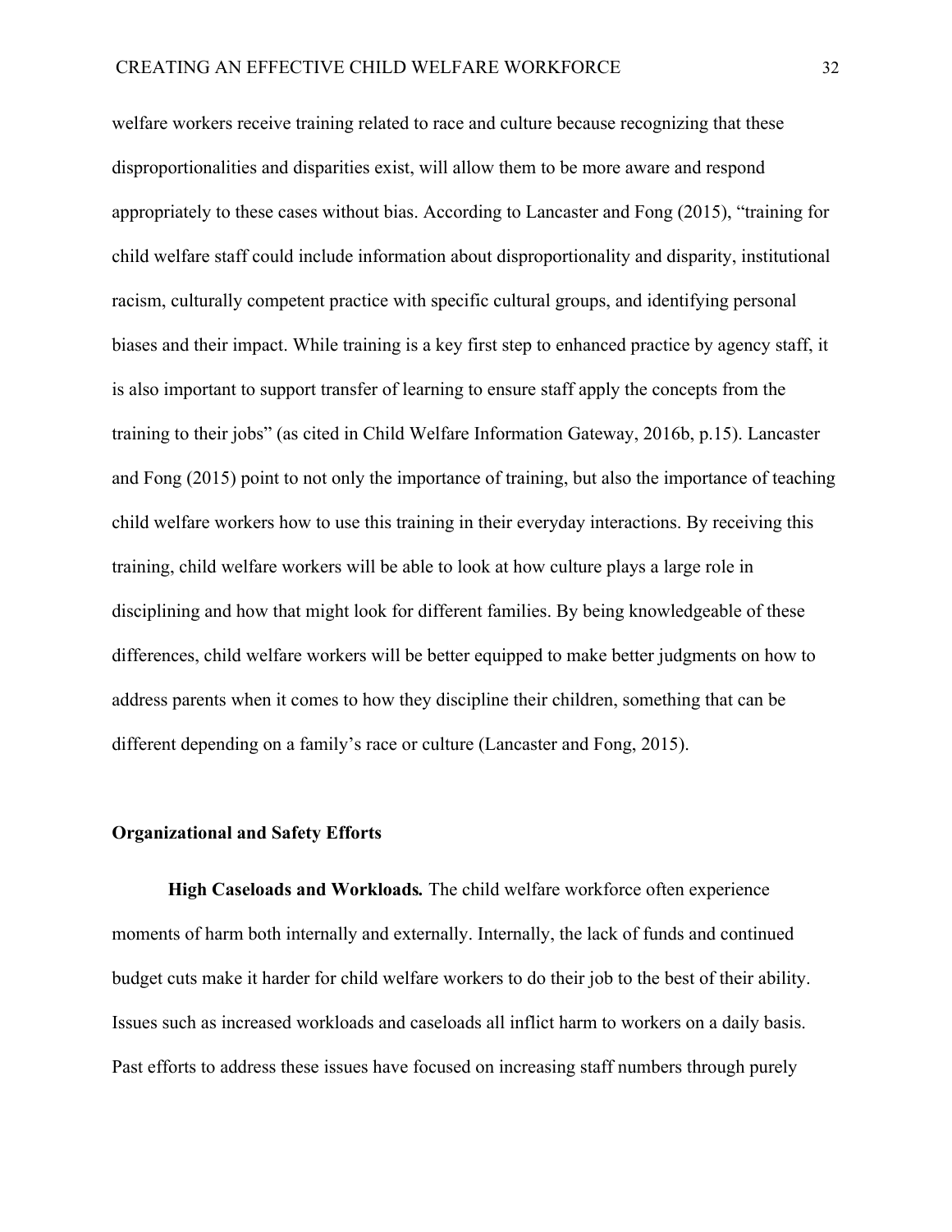welfare workers receive training related to race and culture because recognizing that these disproportionalities and disparities exist, will allow them to be more aware and respond appropriately to these cases without bias. According to Lancaster and Fong (2015), "training for child welfare staff could include information about disproportionality and disparity, institutional racism, culturally competent practice with specific cultural groups, and identifying personal biases and their impact. While training is a key first step to enhanced practice by agency staff, it is also important to support transfer of learning to ensure staff apply the concepts from the training to their jobs" (as cited in Child Welfare Information Gateway, 2016b, p.15). Lancaster and Fong (2015) point to not only the importance of training, but also the importance of teaching child welfare workers how to use this training in their everyday interactions. By receiving this training, child welfare workers will be able to look at how culture plays a large role in disciplining and how that might look for different families. By being knowledgeable of these differences, child welfare workers will be better equipped to make better judgments on how to address parents when it comes to how they discipline their children, something that can be different depending on a family's race or culture (Lancaster and Fong, 2015).

## Organizational and Safety Efforts

**High Caseloads and Workloads.** The child welfare workforce often experience moments of harm both internally and externally. Internally, the lack of funds and continued budget cuts make it harder for child welfare workers to do their job to the best of their ability. Issues such as increased workloads and caseloads all inflict harm to workers on a daily basis. Past efforts to address these issues have focused on increasing staff numbers through purely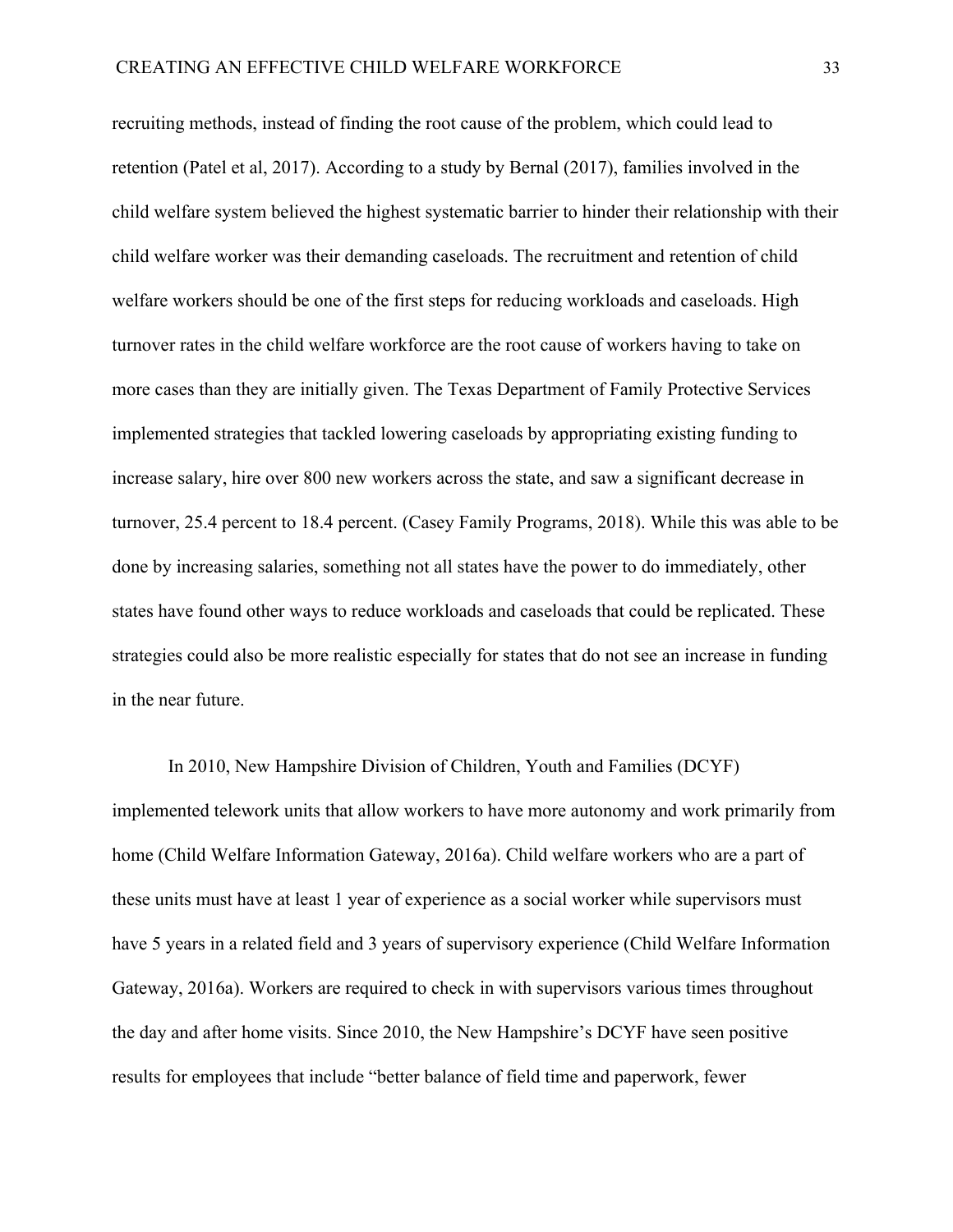recruiting methods, instead of finding the root cause of the problem, which could lead to retention (Patel et al, 2017). According to a study by Bernal (2017), families involved in the child welfare system believed the highest systematic barrier to hinder their relationship with their child welfare worker was their demanding caseloads. The recruitment and retention of child welfare workers should be one of the first steps for reducing workloads and caseloads. High turnover rates in the child welfare workforce are the root cause of workers having to take on more cases than they are initially given. The Texas Department of Family Protective Services implemented strategies that tackled lowering caseloads by appropriating existing funding to increase salary, hire over 800 new workers across the state, and saw a significant decrease in turnover, 25.4 percent to 18.4 percent. (Casey Family Programs, 2018). While this was able to be done by increasing salaries, something not all states have the power to do immediately, other states have found other ways to reduce workloads and caseloads that could be replicated. These strategies could also be more realistic especially for states that do not see an increase in funding in the near future.

In 2010, New Hampshire Division of Children, Youth and Families (DCYF) implemented telework units that allow workers to have more autonomy and work primarily from home (Child Welfare Information Gateway, 2016a). Child welfare workers who are a part of these units must have at least 1 year of experience as a social worker while supervisors must have 5 years in a related field and 3 years of supervisory experience (Child Welfare Information Gateway, 2016a). Workers are required to check in with supervisors various times throughout the day and after home visits. Since 2010, the New Hampshire's DCYF have seen positive results for employees that include "better balance of field time and paperwork, fewer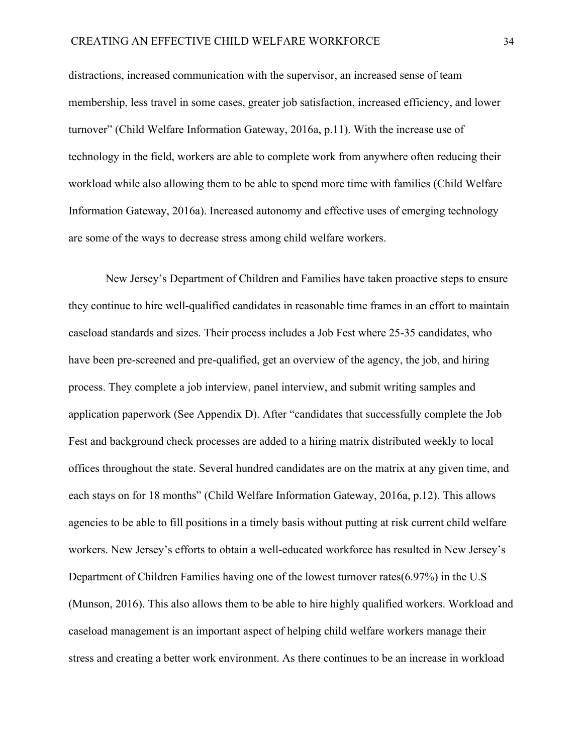distractions, increased communication with the supervisor, an increased sense of team membership, less travel in some cases, greater job satisfaction, increased efficiency, and lower turnover" (Child Welfare Information Gateway, 2016a, p.11). With the increase use of technology in the field, workers are able to complete work from anywhere often reducing their workload while also allowing them to be able to spend more time with families (Child Welfare Information Gateway, 2016a). Increased autonomy and effective uses of emerging technology are some of the ways to decrease stress among child welfare workers.

New Jersey's Department of Children and Families have taken proactive steps to ensure they continue to hire well-qualified candidates in reasonable time frames in an effort to maintain caseload standards and sizes. Their process includes a Job Fest where 25-35 candidates, who have been pre-screened and pre-qualified, get an overview of the agency, the job, and hiring process. They complete a job interview, panel interview, and submit writing samples and application paperwork (See Appendix D). After "candidates that successfully complete the Job Fest and background check processes are added to a hiring matrix distributed weekly to local offices throughout the state. Several hundred candidates are on the matrix at any given time, and each stays on for 18 months" (Child Welfare Information Gateway, 2016a, p.12). This allows agencies to be able to fill positions in a timely basis without putting at risk current child welfare workers. New Jersey's efforts to obtain a well-educated workforce has resulted in New Jersey's Department of Children Families having one of the lowest turnover rates(6.97%) in the U.S (Munson, 2016). This also allows them to be able to hire highly qualified workers. Workload and caseload management is an important aspect of helping child welfare workers manage their stress and creating a better work environment. As there continues to be an increase in workload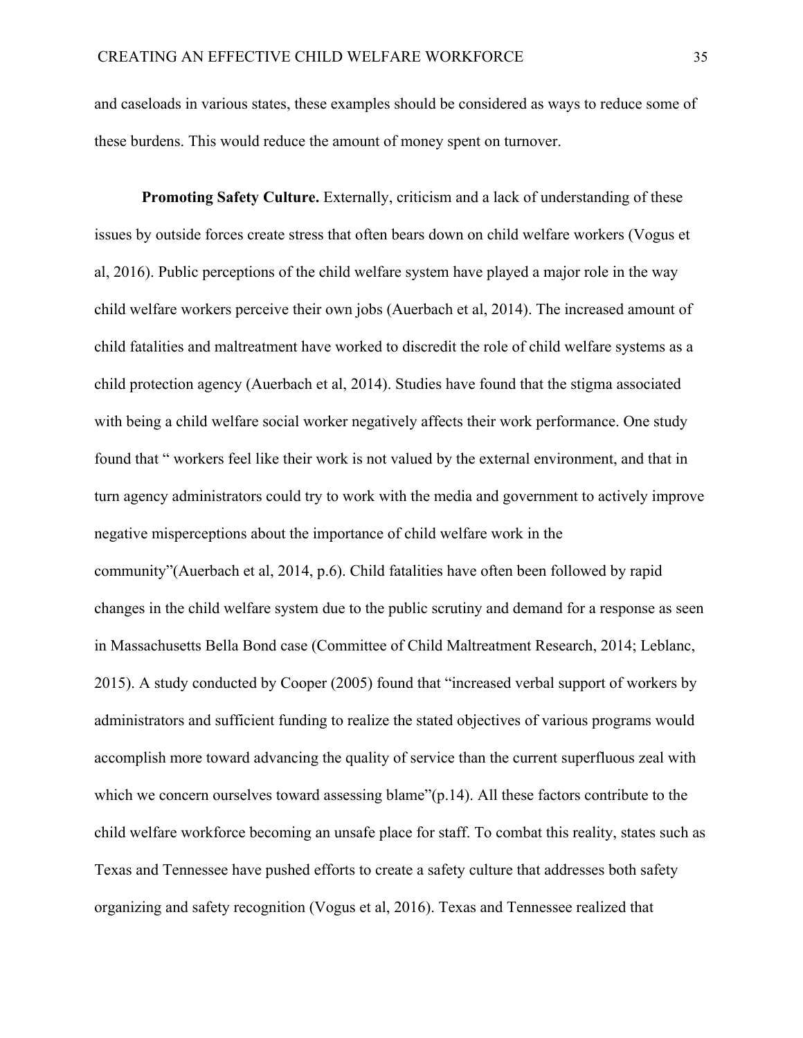and caseloads in various states, these examples should be considered as ways to reduce some of these burdens. This would reduce the amount of money spent on turnover.

**Promoting Safety Culture.** Externally, criticism and a lack of understanding of these issues by outside forces create stress that often bears down on child welfare workers (Vogus et al, 2016). Public perceptions of the child welfare system have played a major role in the way child welfare workers perceive their own jobs (Auerbach et al, 2014). The increased amount of child fatalities and maltreatment have worked to discredit the role of child welfare systems as a child protection agency (Auerbach et al, 2014). Studies have found that the stigma associated with being a child welfare social worker negatively affects their work performance. One study found that " workers feel like their work is not valued by the external environment, and that in turn agency administrators could try to work with the media and government to actively improve negative misperceptions about the importance of child welfare work in the community"(Auerbach et al, 2014, p.6). Child fatalities have often been followed by rapid changes in the child welfare system due to the public scrutiny and demand for a response as seen in Massachusetts Bella Bond case (Committee of Child Maltreatment Research, 2014; Leblanc, 2015). A study conducted by Cooper (2005) found that "increased verbal support of workers by administrators and sufficient funding to realize the stated objectives of various programs would accomplish more toward advancing the quality of service than the current superfluous zeal with which we concern ourselves toward assessing blame"(p.14). All these factors contribute to the child welfare workforce becoming an unsafe place for staff. To combat this reality, states such as Texas and Tennessee have pushed efforts to create a safety culture that addresses both safety organizing and safety recognition (Vogus et al, 2016). Texas and Tennessee realized that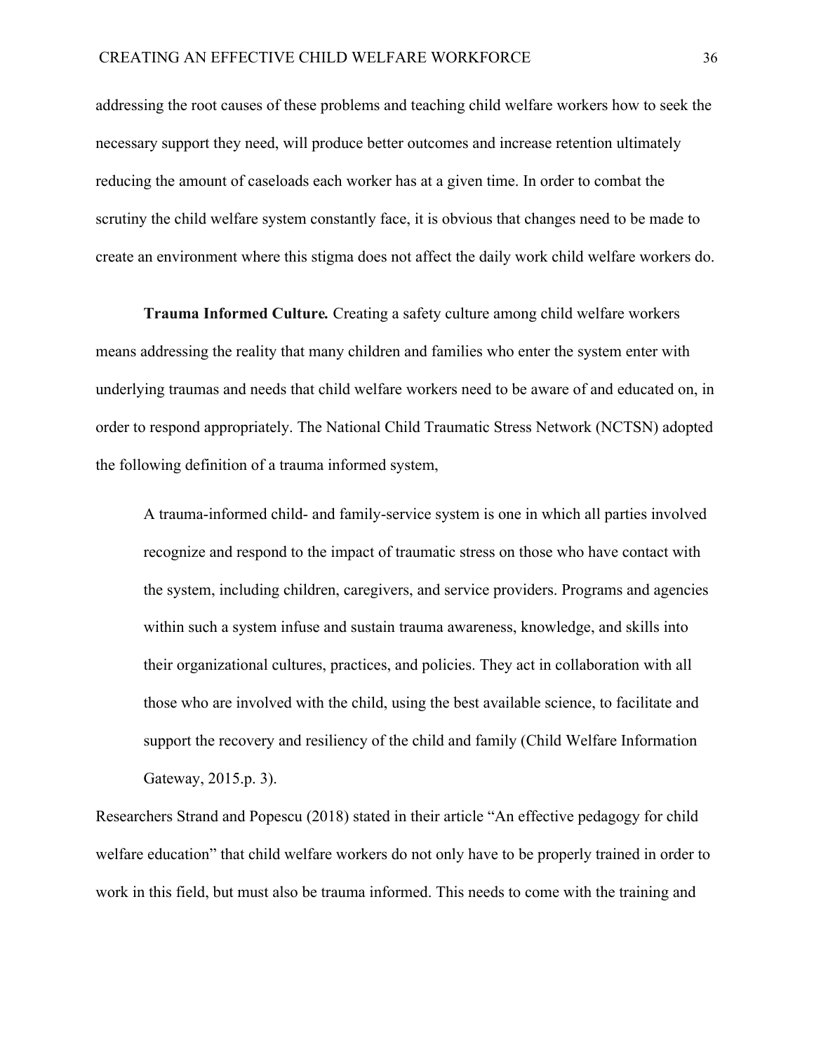addressing the root causes of these problems and teaching child welfare workers how to seek the necessary support they need, will produce better outcomes and increase retention ultimately reducing the amount of caseloads each worker has at a given time. In order to combat the scrutiny the child welfare system constantly face, it is obvious that changes need to be made to create an environment where this stigma does not affect the daily work child welfare workers do.

**Trauma Informed Culture.** Creating a safety culture among child welfare workers means addressing the reality that many children and families who enter the system enter with underlying traumas and needs that child welfare workers need to be aware of and educated on, in order to respond appropriately. The National Child Traumatic Stress Network (NCTSN) adopted the following definition of a trauma informed system,

> A trauma-informed child- and family-service system is one in which all parties involved recognize and respond to the impact of traumatic stress on those who have contact with the system, including children, caregivers, and service providers. Programs and agencies within such a system infuse and sustain trauma awareness, knowledge, and skills into their organizational cultures, practices, and policies. They act in collaboration with all those who are involved with the child, using the best available science, to facilitate and support the recovery and resiliency of the child and family (Child Welfare Information Gateway, 2015.p. 3).

Researchers Strand and Popescu (2018) stated in their article "An effective pedagogy for child welfare education" that child welfare workers do not only have to be properly trained in order to work in this field, but must also be trauma informed. This needs to come with the training and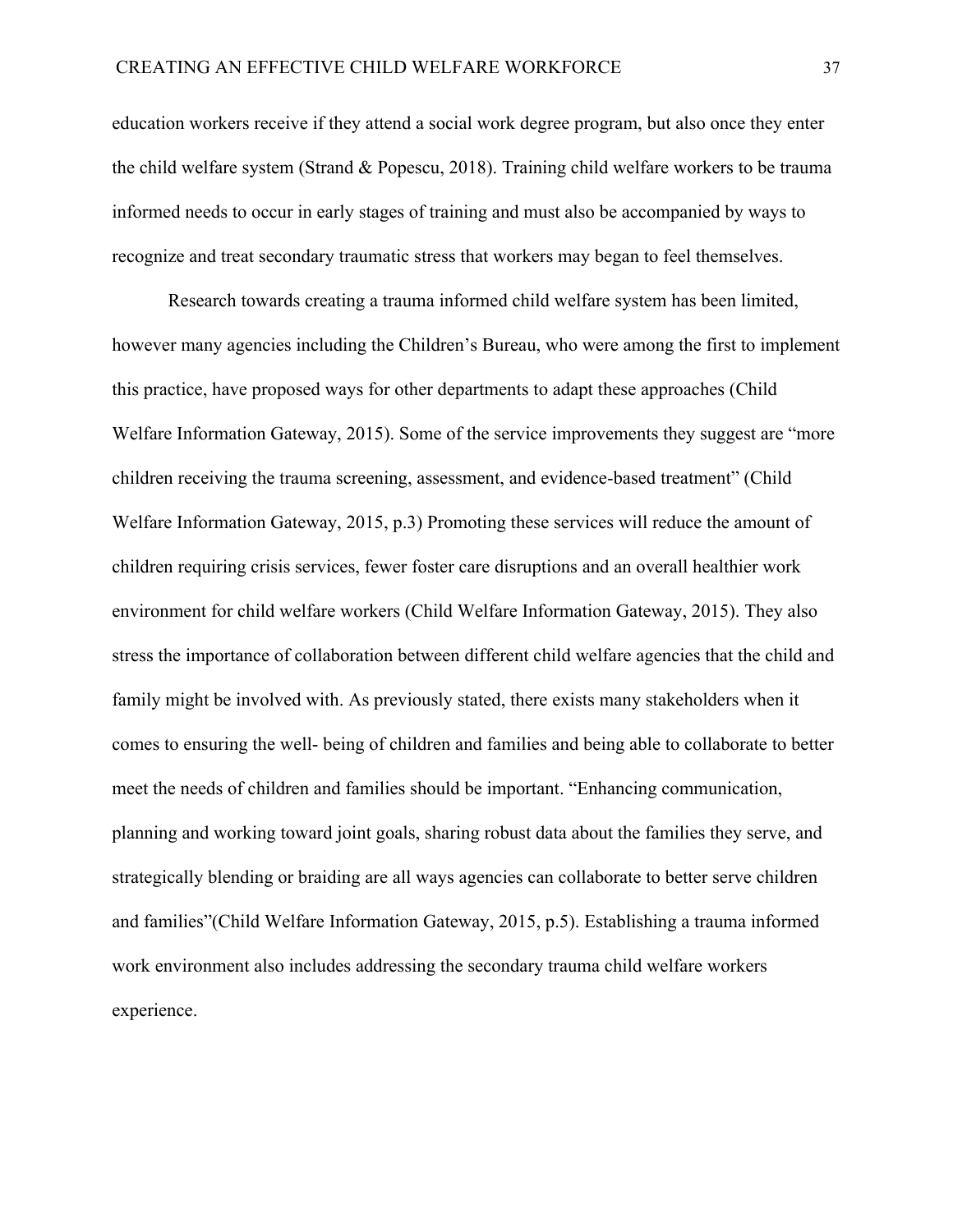education workers receive if they attend a social work degree program, but also once they enter the child welfare system (Strand & Popescu, 2018). Training child welfare workers to be trauma informed needs to occur in early stages of training and must also be accompanied by ways to recognize and treat secondary traumatic stress that workers may began to feel themselves.

Research towards creating a trauma informed child welfare system has been limited, however many agencies including the Children's Bureau, who were among the first to implement this practice, have proposed ways for other departments to adapt these approaches (Child Welfare Information Gateway, 2015). Some of the service improvements they suggest are "more children receiving the trauma screening, assessment, and evidence-based treatment" (Child Welfare Information Gateway, 2015, p.3) Promoting these services will reduce the amount of children requiring crisis services, fewer foster care disruptions and an overall healthier work environment for child welfare workers (Child Welfare Information Gateway, 2015). They also stress the importance of collaboration between different child welfare agencies that the child and family might be involved with. As previously stated, there exists many stakeholders when it comes to ensuring the well- being of children and families and being able to collaborate to better meet the needs of children and families should be important. "Enhancing communication, planning and working toward joint goals, sharing robust data about the families they serve, and strategically blending or braiding are all ways agencies can collaborate to better serve children and families"(Child Welfare Information Gateway, 2015, p.5). Establishing a trauma informed work environment also includes addressing the secondary trauma child welfare workers experience.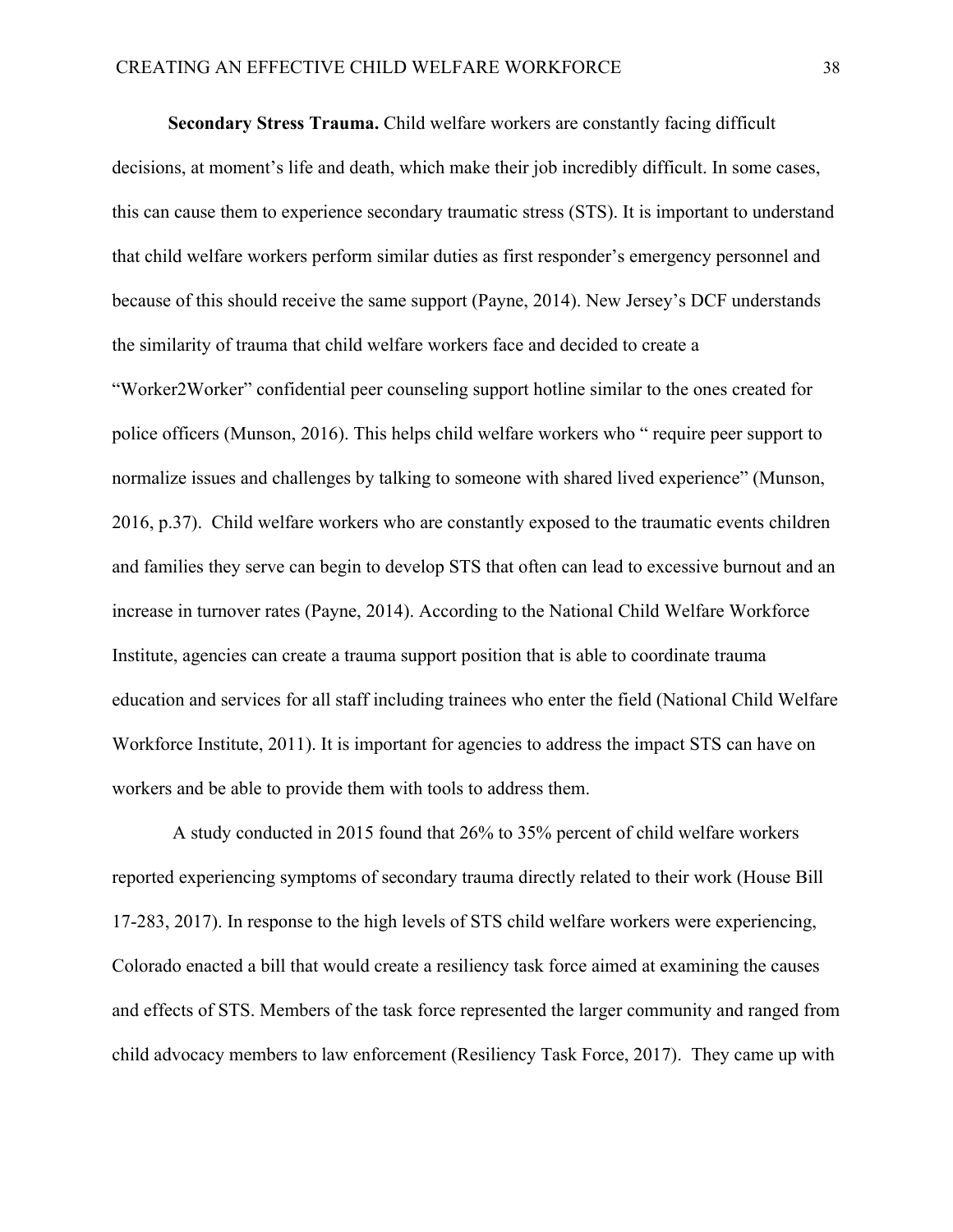**Secondary Stress Trauma.** Child welfare workers are constantly facing difficult decisions, at moment's life and death, which make their job incredibly difficult. In some cases, this can cause them to experience secondary traumatic stress (STS). It is important to understand that child welfare workers perform similar duties as first responder's emergency personnel and because of this should receive the same support (Payne, 2014). New Jersey's DCF understands the similarity of trauma that child welfare workers face and decided to create a "Worker2Worker" confidential peer counseling support hotline similar to the ones created for police officers (Munson, 2016). This helps child welfare workers who " require peer support to normalize issues and challenges by talking to someone with shared lived experience" (Munson, 2016, p.37). Child welfare workers who are constantly exposed to the traumatic events children and families they serve can begin to develop STS that often can lead to excessive burnout and an increase in turnover rates (Payne, 2014). According to the National Child Welfare Workforce Institute, agencies can create a trauma support position that is able to coordinate trauma education and services for all staff including trainees who enter the field (National Child Welfare Workforce Institute, 2011). It is important for agencies to address the impact STS can have on workers and be able to provide them with tools to address them.

A study conducted in 2015 found that 26% to 35% percent of child welfare workers reported experiencing symptoms of secondary trauma directly related to their work (House Bill 17-283, 2017). In response to the high levels of STS child welfare workers were experiencing, Colorado enacted a bill that would create a resiliency task force aimed at examining the causes and effects of STS. Members of the task force represented the larger community and ranged from child advocacy members to law enforcement (Resiliency Task Force, 2017). They came up with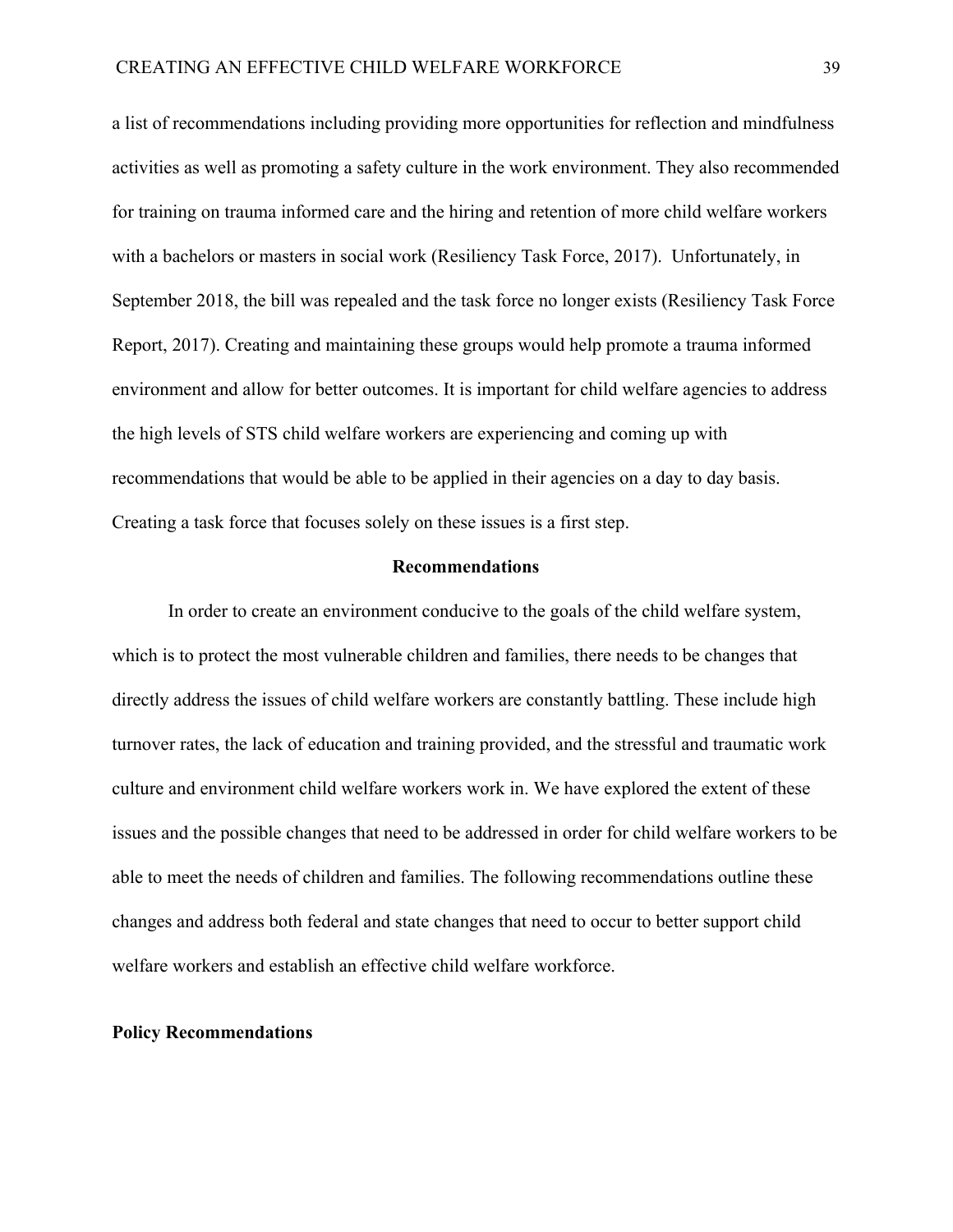a list of recommendations including providing more opportunities for reflection and mindfulness activities as well as promoting a safety culture in the work environment. They also recommended for training on trauma informed care and the hiring and retention of more child welfare workers with a bachelors or masters in social work (Resiliency Task Force, 2017). Unfortunately, in September 2018, the bill was repealed and the task force no longer exists (Resiliency Task Force Report, 2017). Creating and maintaining these groups would help promote a trauma informed environment and allow for better outcomes. It is important for child welfare agencies to address the high levels of STS child welfare workers are experiencing and coming up with recommendations that would be able to be applied in their agencies on a day to day basis. Creating a task force that focuses solely on these issues is a first step.

## Recommendations

In order to create an environment conducive to the goals of the child welfare system, which is to protect the most vulnerable children and families, there needs to be changes that directly address the issues of child welfare workers are constantly battling. These include high turnover rates, the lack of education and training provided, and the stressful and traumatic work culture and environment child welfare workers work in. We have explored the extent of these issues and the possible changes that need to be addressed in order for child welfare workers to be able to meet the needs of children and families. The following recommendations outline these changes and address both federal and state changes that need to occur to better support child welfare workers and establish an effective child welfare workforce.

### Policy Recommendations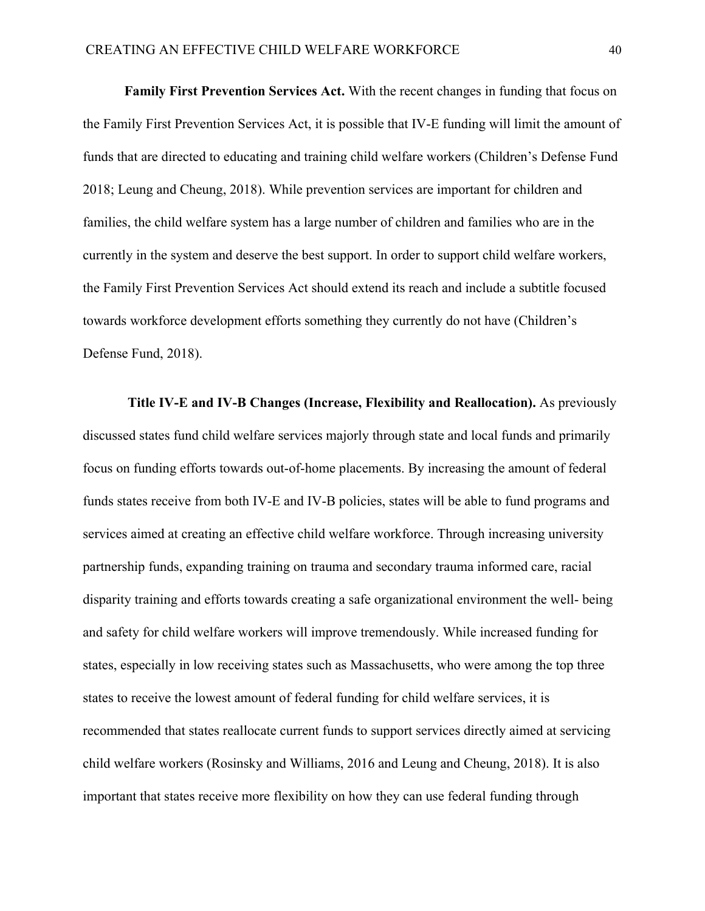**Family First Prevention Services Act.** With the recent changes in funding that focus on the Family First Prevention Services Act, it is possible that IV-E funding will limit the amount of funds that are directed to educating and training child welfare workers (Children's Defense Fund 2018; Leung and Cheung, 2018). While prevention services are important for children and families, the child welfare system has a large number of children and families who are in the currently in the system and deserve the best support. In order to support child welfare workers, the Family First Prevention Services Act should extend its reach and include a subtitle focused towards workforce development efforts something they currently do not have (Children's Defense Fund, 2018).

**Title IV-E and IV-B Changes (Increase, Flexibility and Reallocation).** As previously discussed states fund child welfare services majorly through state and local funds and primarily focus on funding efforts towards out-of-home placements. By increasing the amount of federal funds states receive from both IV-E and IV-B policies, states will be able to fund programs and services aimed at creating an effective child welfare workforce. Through increasing university partnership funds, expanding training on trauma and secondary trauma informed care, racial disparity training and efforts towards creating a safe organizational environment the well- being and safety for child welfare workers will improve tremendously. While increased funding for states, especially in low receiving states such as Massachusetts, who were among the top three states to receive the lowest amount of federal funding for child welfare services, it is recommended that states reallocate current funds to support services directly aimed at servicing child welfare workers (Rosinsky and Williams, 2016 and Leung and Cheung, 2018). It is also important that states receive more flexibility on how they can use federal funding through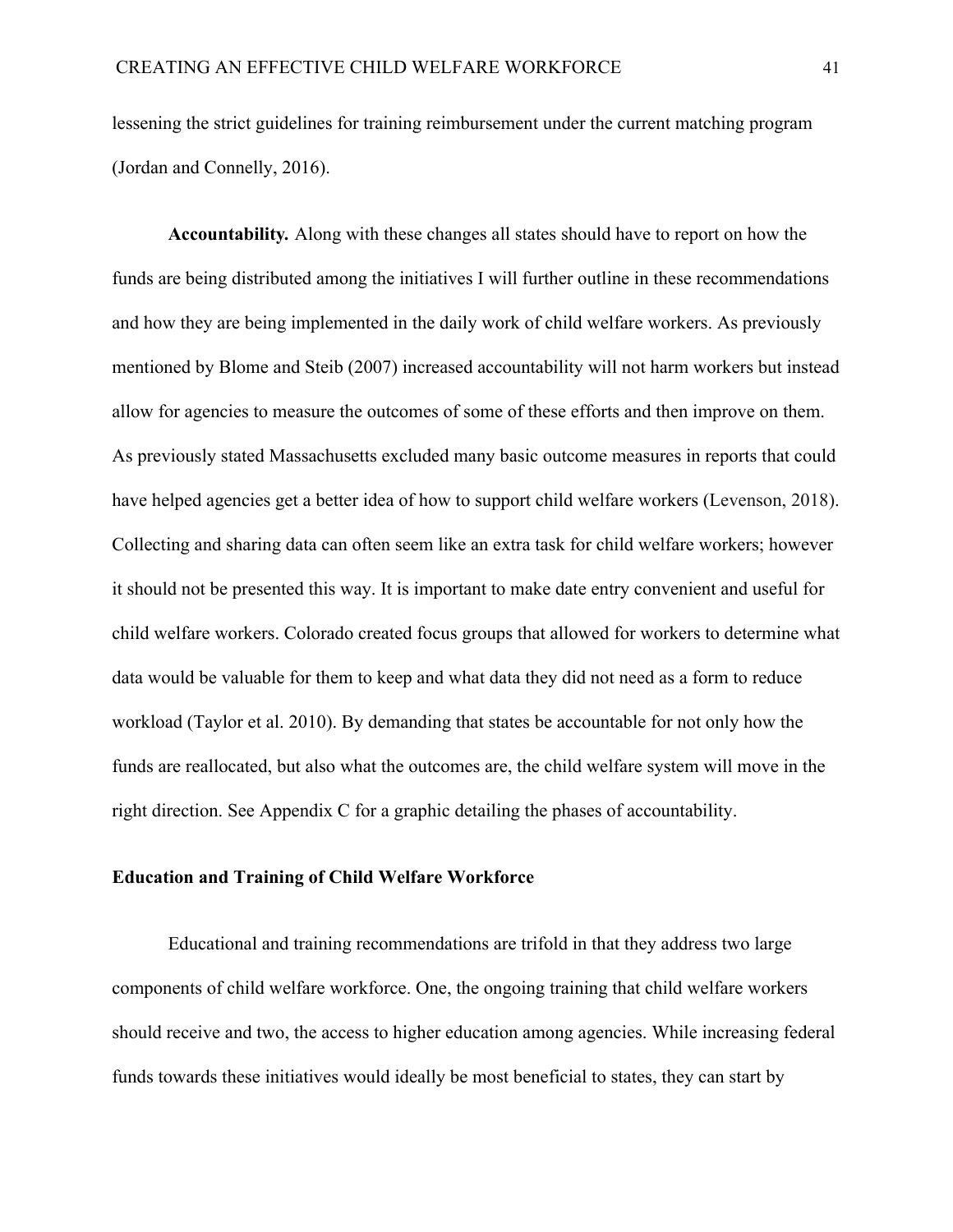lessening the strict guidelines for training reimbursement under the current matching program (Jordan and Connelly, 2016).

**Accountability.** Along with these changes all states should have to report on how the funds are being distributed among the initiatives I will further outline in these recommendations and how they are being implemented in the daily work of child welfare workers. As previously mentioned by Blome and Steib (2007) increased accountability will not harm workers but instead allow for agencies to measure the outcomes of some of these efforts and then improve on them. As previously stated Massachusetts excluded many basic outcome measures in reports that could have helped agencies get a better idea of how to support child welfare workers (Levenson, 2018). Collecting and sharing data can often seem like an extra task for child welfare workers; however it should not be presented this way. It is important to make date entry convenient and useful for child welfare workers. Colorado created focus groups that allowed for workers to determine what data would be valuable for them to keep and what data they did not need as a form to reduce workload (Taylor et al. 2010). By demanding that states be accountable for not only how the funds are reallocated, but also what the outcomes are, the child welfare system will move in the right direction. See Appendix C for a graphic detailing the phases of accountability.

### Education and Training of Child Welfare Workforce

Educational and training recommendations are trifold in that they address two large components of child welfare workforce. One, the ongoing training that child welfare workers should receive and two, the access to higher education among agencies. While increasing federal funds towards these initiatives would ideally be most beneficial to states, they can start by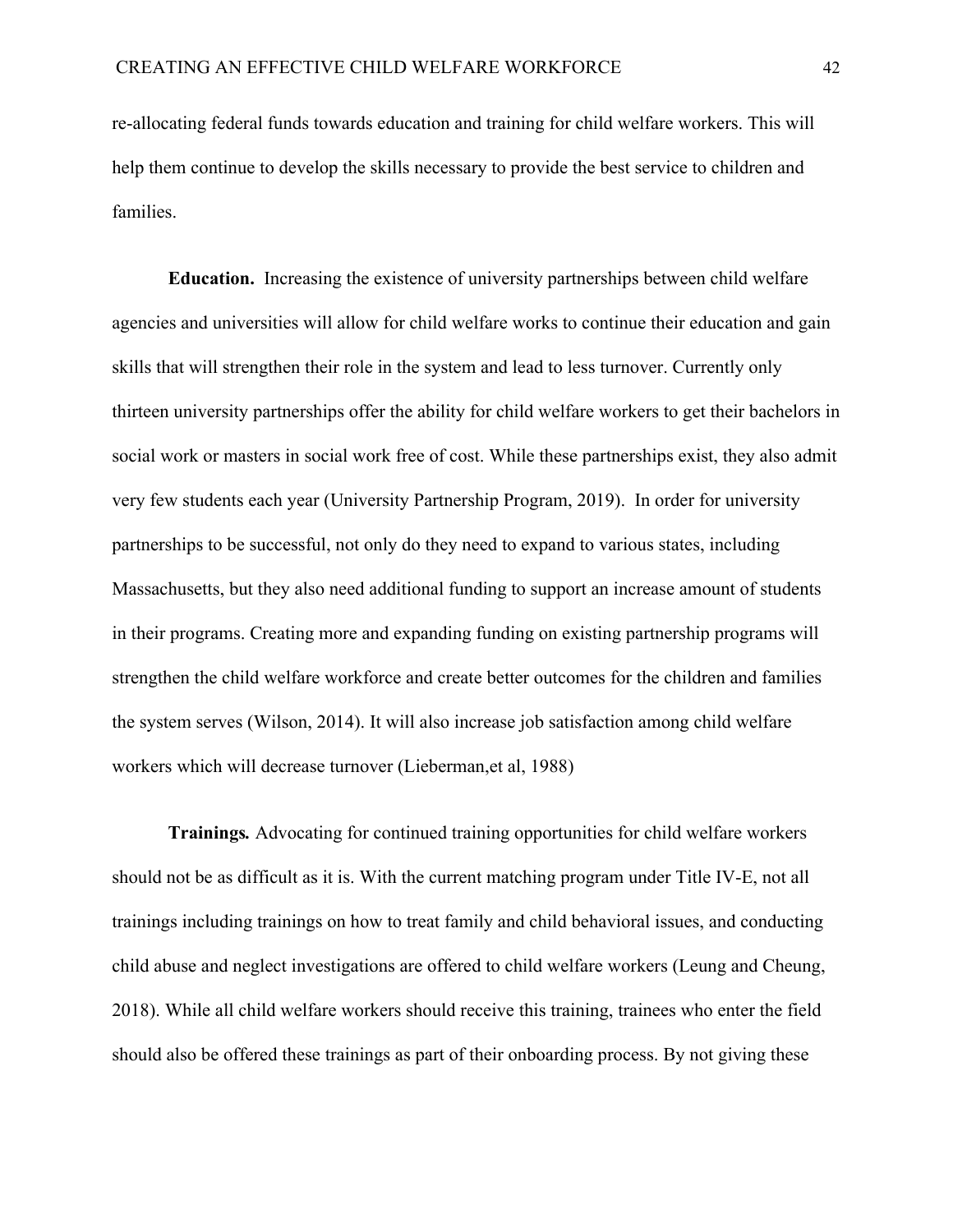re-allocating federal funds towards education and training for child welfare workers. This will help them continue to develop the skills necessary to provide the best service to children and families.

**Education.** Increasing the existence of university partnerships between child welfare agencies and universities will allow for child welfare works to continue their education and gain skills that will strengthen their role in the system and lead to less turnover. Currently only thirteen university partnerships offer the ability for child welfare workers to get their bachelors in social work or masters in social work free of cost. While these partnerships exist, they also admit very few students each year (University Partnership Program, 2019). In order for university partnerships to be successful, not only do they need to expand to various states, including Massachusetts, but they also need additional funding to support an increase amount of students in their programs. Creating more and expanding funding on existing partnership programs will strengthen the child welfare workforce and create better outcomes for the children and families the system serves (Wilson, 2014). It will also increase job satisfaction among child welfare workers which will decrease turnover (Lieberman,et al, 1988)

***Trainings.*** Advocating for continued training opportunities for child welfare workers should not be as difficult as it is. With the current matching program under Title IV-E, not all trainings including trainings on how to treat family and child behavioral issues, and conducting child abuse and neglect investigations are offered to child welfare workers (Leung and Cheung, 2018). While all child welfare workers should receive this training, trainees who enter the field should also be offered these trainings as part of their onboarding process. By not giving these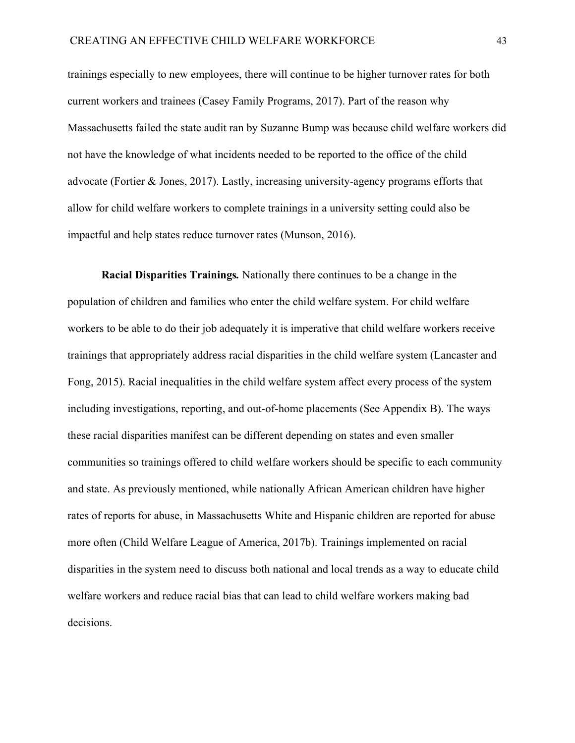trainings especially to new employees, there will continue to be higher turnover rates for both current workers and trainees (Casey Family Programs, 2017). Part of the reason why Massachusetts failed the state audit ran by Suzanne Bump was because child welfare workers did not have the knowledge of what incidents needed to be reported to the office of the child advocate (Fortier & Jones, 2017). Lastly, increasing university-agency programs efforts that allow for child welfare workers to complete trainings in a university setting could also be impactful and help states reduce turnover rates (Munson, 2016).

**Racial Disparities Trainings.** Nationally there continues to be a change in the population of children and families who enter the child welfare system. For child welfare workers to be able to do their job adequately it is imperative that child welfare workers receive trainings that appropriately address racial disparities in the child welfare system (Lancaster and Fong, 2015). Racial inequalities in the child welfare system affect every process of the system including investigations, reporting, and out-of-home placements (See Appendix B). The ways these racial disparities manifest can be different depending on states and even smaller communities so trainings offered to child welfare workers should be specific to each community and state. As previously mentioned, while nationally African American children have higher rates of reports for abuse, in Massachusetts White and Hispanic children are reported for abuse more often (Child Welfare League of America, 2017b). Trainings implemented on racial disparities in the system need to discuss both national and local trends as a way to educate child welfare workers and reduce racial bias that can lead to child welfare workers making bad decisions.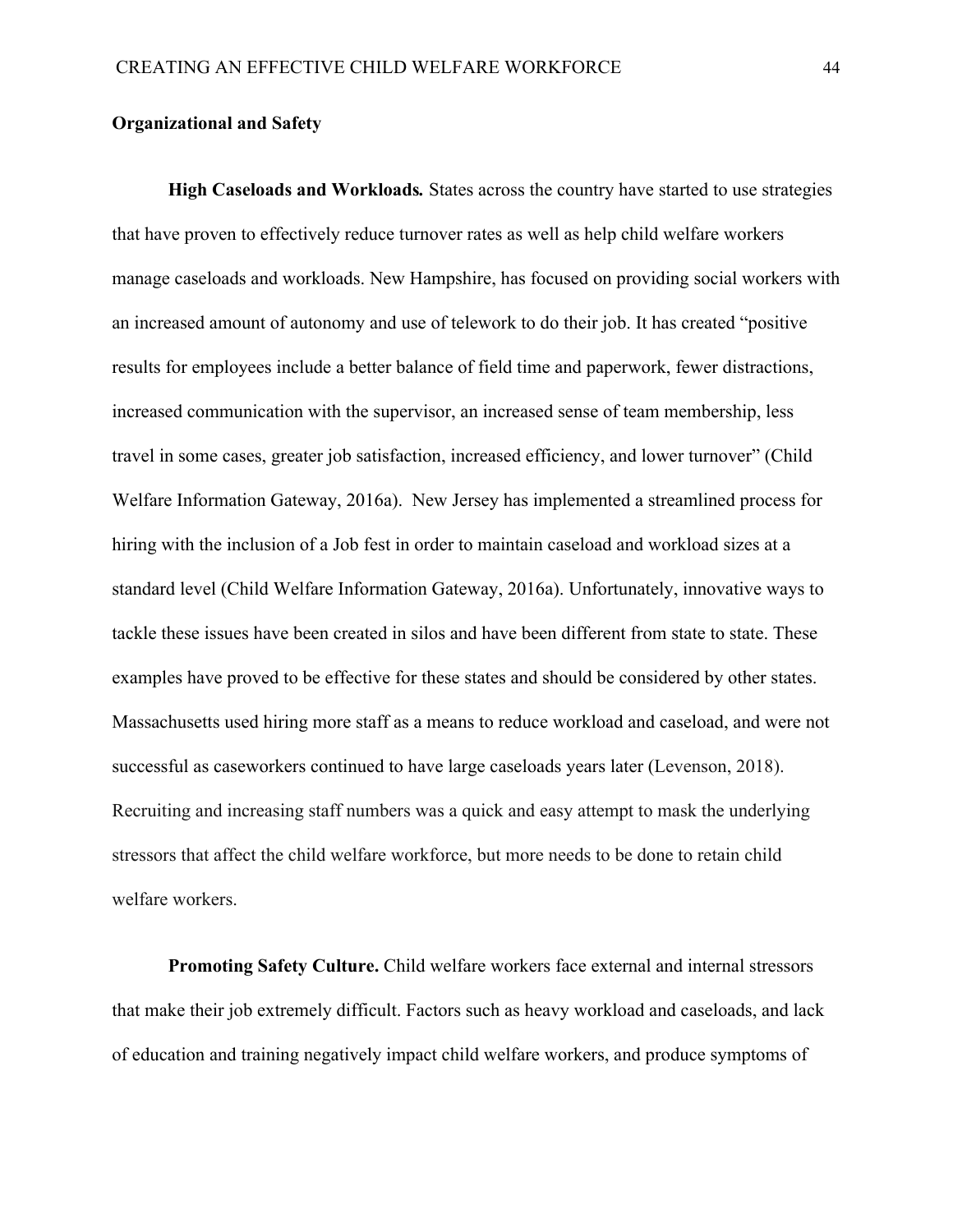## Organizational and Safety

**High Caseloads and Workloads.** States across the country have started to use strategies that have proven to effectively reduce turnover rates as well as help child welfare workers manage caseloads and workloads. New Hampshire, has focused on providing social workers with an increased amount of autonomy and use of telework to do their job. It has created "positive results for employees include a better balance of field time and paperwork, fewer distractions, increased communication with the supervisor, an increased sense of team membership, less travel in some cases, greater job satisfaction, increased efficiency, and lower turnover" (Child Welfare Information Gateway, 2016a). New Jersey has implemented a streamlined process for hiring with the inclusion of a Job fest in order to maintain caseload and workload sizes at a standard level (Child Welfare Information Gateway, 2016a). Unfortunately, innovative ways to tackle these issues have been created in silos and have been different from state to state. These examples have proved to be effective for these states and should be considered by other states. Massachusetts used hiring more staff as a means to reduce workload and caseload, and were not successful as caseworkers continued to have large caseloads years later (Levenson, 2018). Recruiting and increasing staff numbers was a quick and easy attempt to mask the underlying stressors that affect the child welfare workforce, but more needs to be done to retain child welfare workers.

**Promoting Safety Culture.** Child welfare workers face external and internal stressors that make their job extremely difficult. Factors such as heavy workload and caseloads, and lack of education and training negatively impact child welfare workers, and produce symptoms of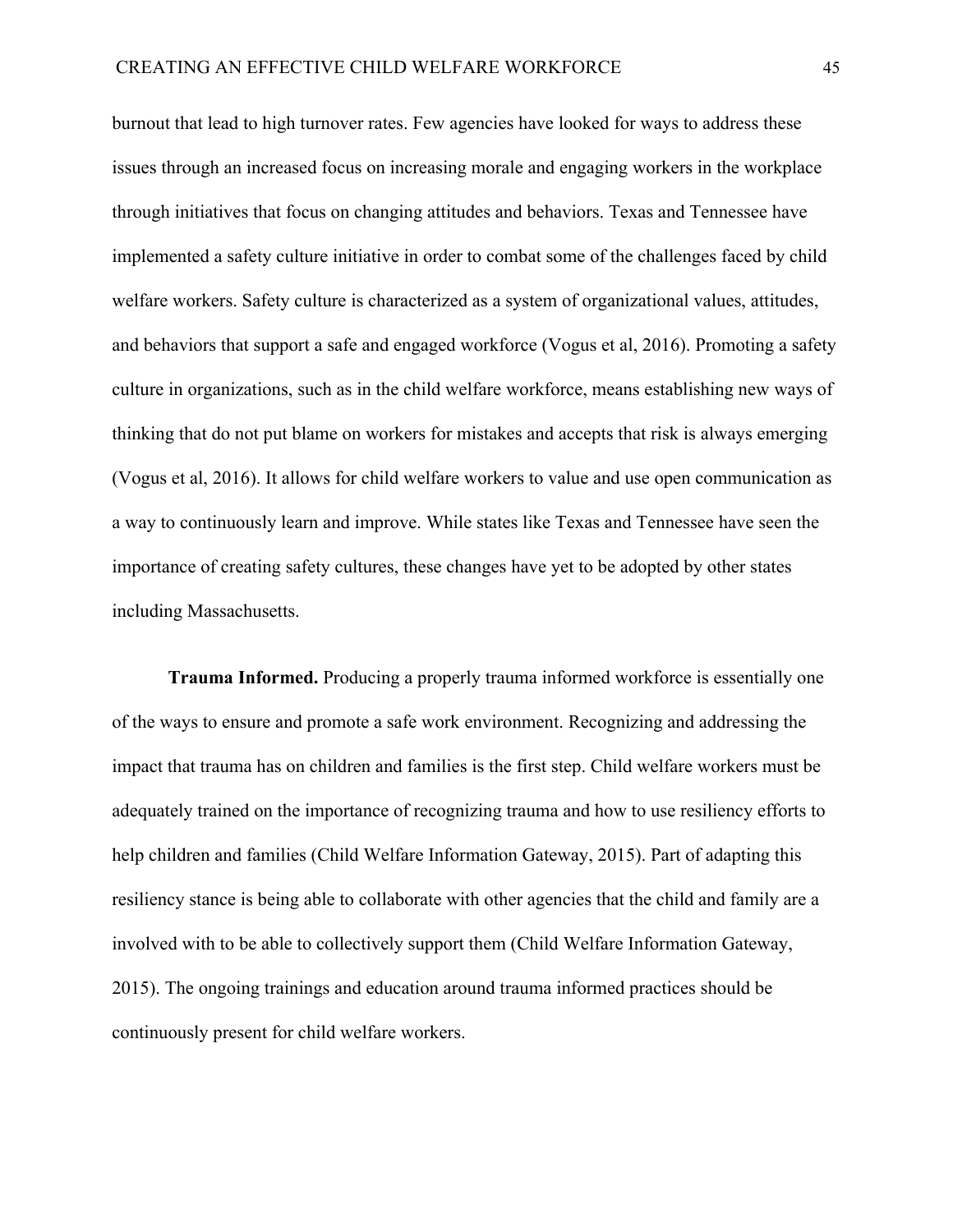burnout that lead to high turnover rates. Few agencies have looked for ways to address these issues through an increased focus on increasing morale and engaging workers in the workplace through initiatives that focus on changing attitudes and behaviors. Texas and Tennessee have implemented a safety culture initiative in order to combat some of the challenges faced by child welfare workers. Safety culture is characterized as a system of organizational values, attitudes, and behaviors that support a safe and engaged workforce (Vogus et al, 2016). Promoting a safety culture in organizations, such as in the child welfare workforce, means establishing new ways of thinking that do not put blame on workers for mistakes and accepts that risk is always emerging (Vogus et al, 2016). It allows for child welfare workers to value and use open communication as a way to continuously learn and improve. While states like Texas and Tennessee have seen the importance of creating safety cultures, these changes have yet to be adopted by other states including Massachusetts.

**Trauma Informed.** Producing a properly trauma informed workforce is essentially one of the ways to ensure and promote a safe work environment. Recognizing and addressing the impact that trauma has on children and families is the first step. Child welfare workers must be adequately trained on the importance of recognizing trauma and how to use resiliency efforts to help children and families (Child Welfare Information Gateway, 2015). Part of adapting this resiliency stance is being able to collaborate with other agencies that the child and family are a involved with to be able to collectively support them (Child Welfare Information Gateway, 2015). The ongoing trainings and education around trauma informed practices should be continuously present for child welfare workers.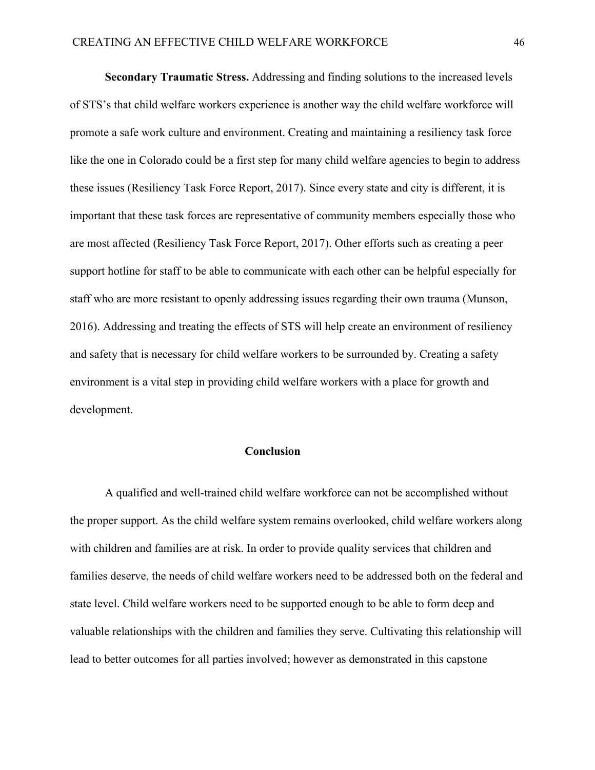**Secondary Traumatic Stress.** Addressing and finding solutions to the increased levels of STS's that child welfare workers experience is another way the child welfare workforce will promote a safe work culture and environment. Creating and maintaining a resiliency task force like the one in Colorado could be a first step for many child welfare agencies to begin to address these issues (Resiliency Task Force Report, 2017). Since every state and city is different, it is important that these task forces are representative of community members especially those who are most affected (Resiliency Task Force Report, 2017). Other efforts such as creating a peer support hotline for staff to be able to communicate with each other can be helpful especially for staff who are more resistant to openly addressing issues regarding their own trauma (Munson, 2016). Addressing and treating the effects of STS will help create an environment of resiliency and safety that is necessary for child welfare workers to be surrounded by. Creating a safety environment is a vital step in providing child welfare workers with a place for growth and development.

## Conclusion

A qualified and well-trained child welfare workforce can not be accomplished without the proper support. As the child welfare system remains overlooked, child welfare workers along with children and families are at risk. In order to provide quality services that children and families deserve, the needs of child welfare workers need to be addressed both on the federal and state level. Child welfare workers need to be supported enough to be able to form deep and valuable relationships with the children and families they serve. Cultivating this relationship will lead to better outcomes for all parties involved; however as demonstrated in this capstone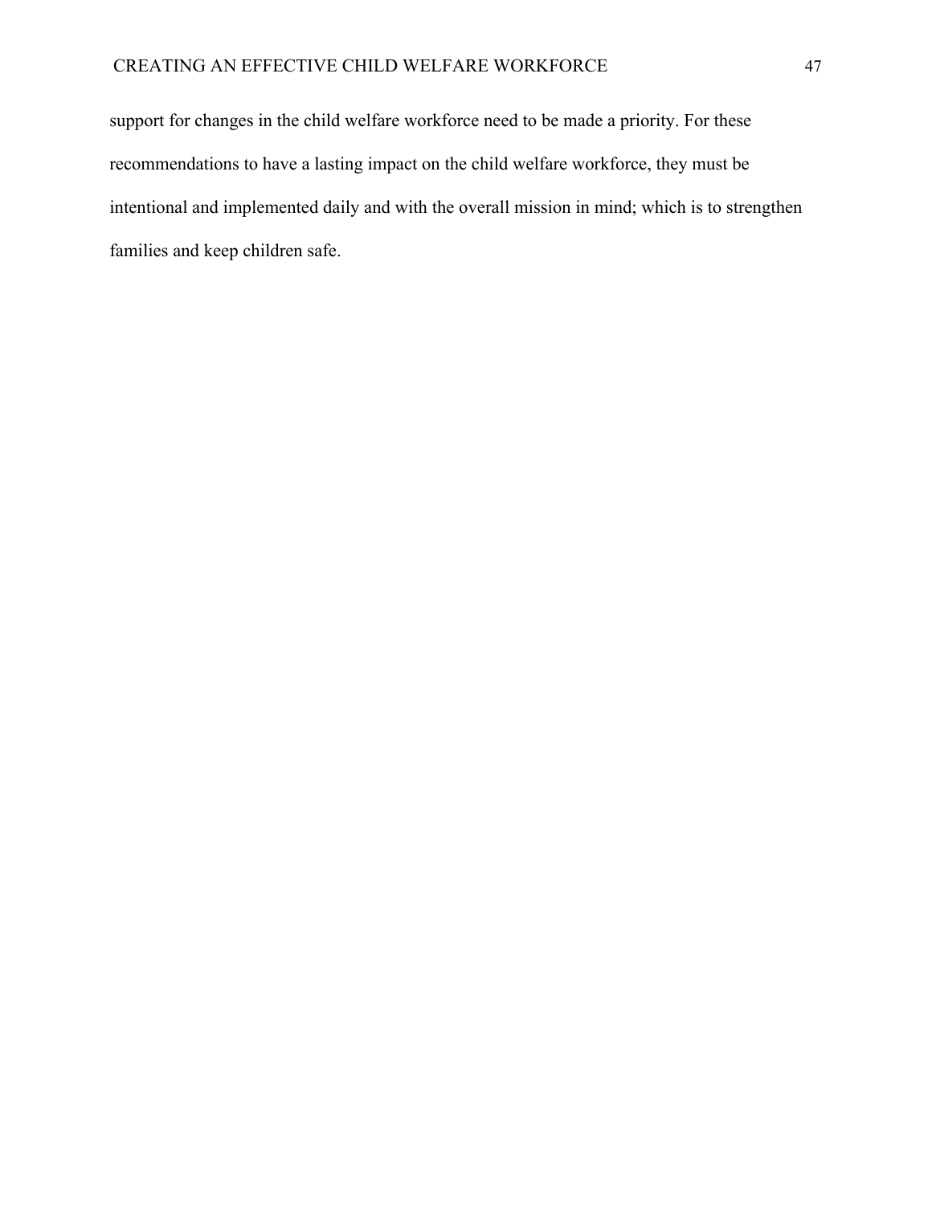support for changes in the child welfare workforce need to be made a priority. For these recommendations to have a lasting impact on the child welfare workforce, they must be intentional and implemented daily and with the overall mission in mind; which is to strengthen families and keep children safe.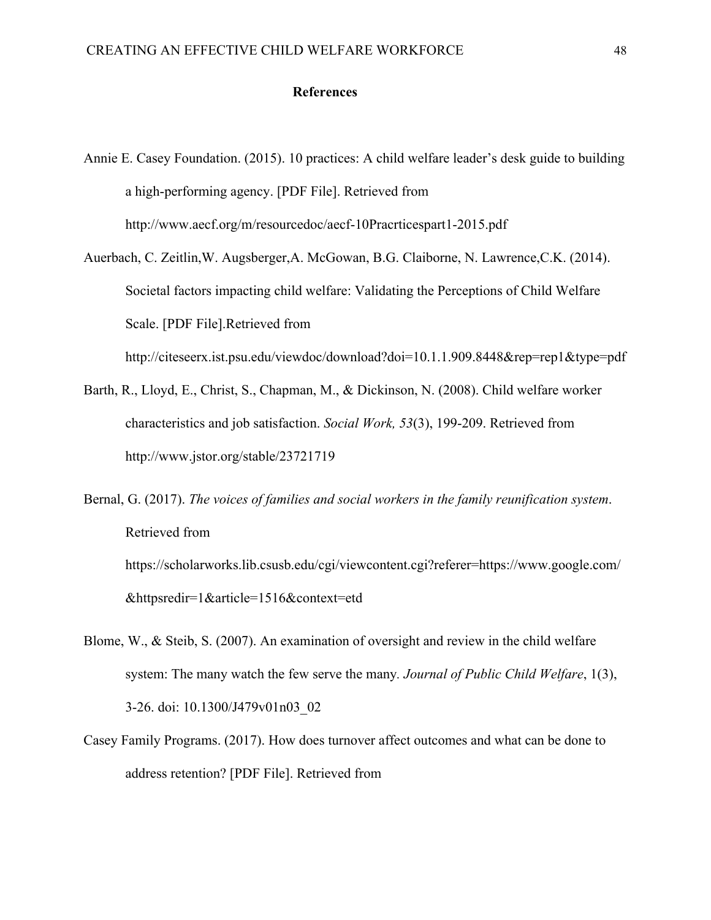# References

Annie E. Casey Foundation. (2015). 10 practices: A child welfare leader's desk guide to building a high-performing agency. [PDF File]. Retrieved from http://www.aecf.org/m/resourcedoc/aecf-10Pracrticespart1-2015.pdf

Auerbach, C. Zeitlin,W. Augsberger,A. McGowan, B.G. Claiborne, N. Lawrence,C.K. (2014). Societal factors impacting child welfare: Validating the Perceptions of Child Welfare Scale. [PDF File].Retrieved from http://citeseerx.ist.psu.edu/viewdoc/download?doi=10.1.1.909.8448&rep=rep1&type=pdf

Barth, R., Lloyd, E., Christ, S., Chapman, M., & Dickinson, N. (2008). Child welfare worker characteristics and job satisfaction. *Social Work, 53*(3), 199-209. Retrieved from http://www.jstor.org/stable/23721719

Bernal, G. (2017). *The voices of families and social workers in the family reunification system*. Retrieved from https://scholarworks.lib.csusb.edu/cgi/viewcontent.cgi?referer=https://www.google.com/&httpsredir=1&article=1516&context=etd

Blome, W., & Steib, S. (2007). An examination of oversight and review in the child welfare system: The many watch the few serve the many. *Journal of Public Child Welfare*, 1(3), 3-26. doi: 10.1300/J479v01n03_02

Casey Family Programs. (2017). How does turnover affect outcomes and what can be done to address retention? [PDF File]. Retrieved from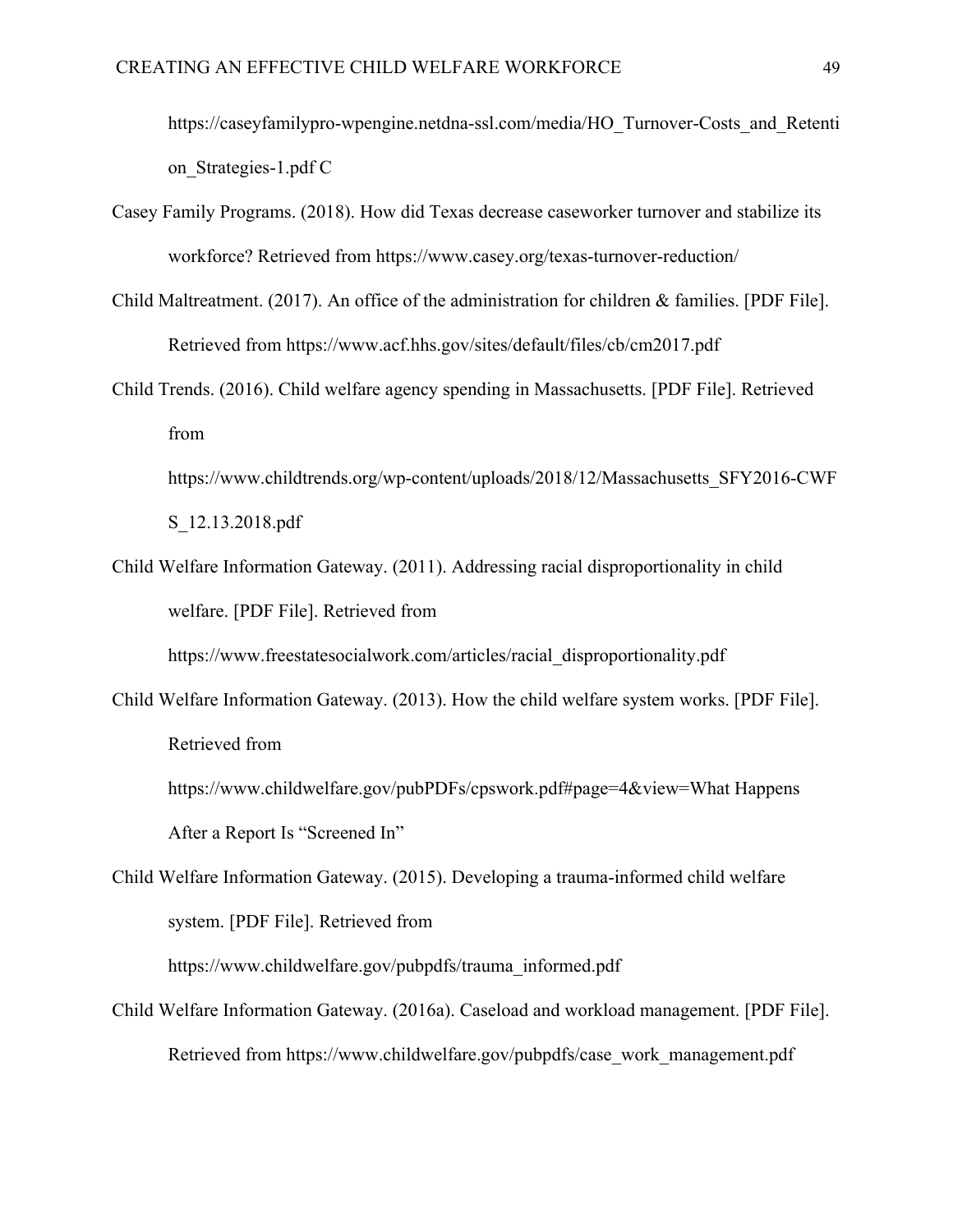https://caseyfamilypro-wpengine.netdna-ssl.com/media/HO_Turnover-Costs_and_Retention_Strategies-1.pdf C

Casey Family Programs. (2018). How did Texas decrease caseworker turnover and stabilize its workforce? Retrieved from https://www.casey.org/texas-turnover-reduction/

Child Maltreatment. (2017). An office of the administration for children & families. [PDF File]. Retrieved from https://www.acf.hhs.gov/sites/default/files/cb/cm2017.pdf

Child Trends. (2016). Child welfare agency spending in Massachusetts. [PDF File]. Retrieved from https://www.childtrends.org/wp-content/uploads/2018/12/Massachusetts_SFY2016-CWFS_12.13.2018.pdf

Child Welfare Information Gateway. (2011). Addressing racial disproportionality in child welfare. [PDF File]. Retrieved from https://www.freestatesocialwork.com/articles/racial_disproportionality.pdf

Child Welfare Information Gateway. (2013). How the child welfare system works. [PDF File]. Retrieved from https://www.childwelfare.gov/pubPDFs/cpswork.pdf#page=4&view=What Happens After a Report Is "Screened In"

Child Welfare Information Gateway. (2015). Developing a trauma-informed child welfare system. [PDF File]. Retrieved from https://www.childwelfare.gov/pubpdfs/trauma_informed.pdf

Child Welfare Information Gateway. (2016a). Caseload and workload management. [PDF File]. Retrieved from https://www.childwelfare.gov/pubpdfs/case_work_management.pdf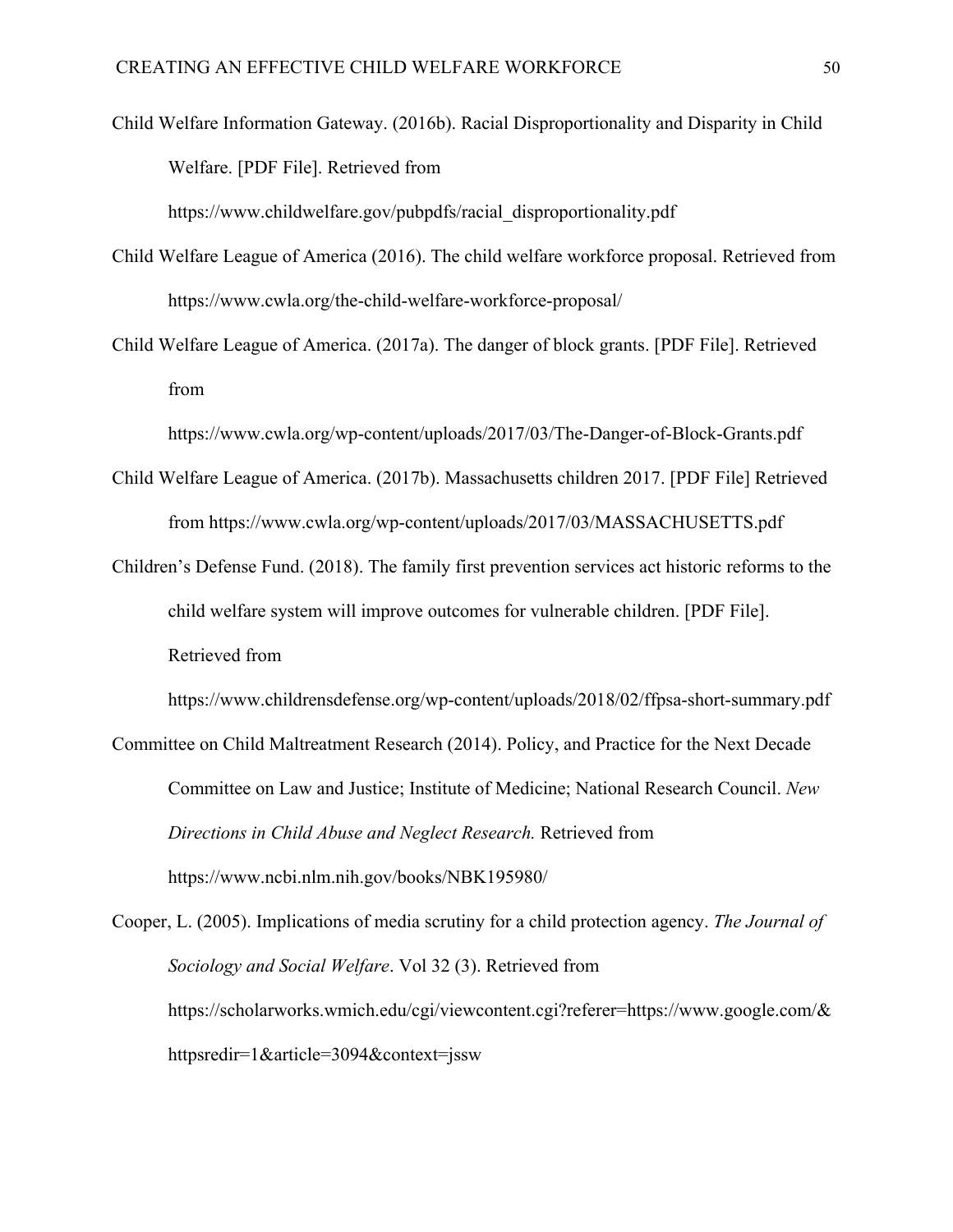Child Welfare Information Gateway. (2016b). Racial Disproportionality and Disparity in Child Welfare. [PDF File]. Retrieved from https://www.childwelfare.gov/pubpdfs/racial_disproportionality.pdf

Child Welfare League of America (2016). The child welfare workforce proposal. Retrieved from https://www.cwla.org/the-child-welfare-workforce-proposal/

Child Welfare League of America. (2017a). The danger of block grants. [PDF File]. Retrieved from https://www.cwla.org/wp-content/uploads/2017/03/The-Danger-of-Block-Grants.pdf

Child Welfare League of America. (2017b). Massachusetts children 2017. [PDF File] Retrieved from https://www.cwla.org/wp-content/uploads/2017/03/MASSACHUSETTS.pdf

Children's Defense Fund. (2018). The family first prevention services act historic reforms to the child welfare system will improve outcomes for vulnerable children. [PDF File]. Retrieved from https://www.childrensdefense.org/wp-content/uploads/2018/02/ffpsa-short-summary.pdf

Committee on Child Maltreatment Research (2014). Policy, and Practice for the Next Decade Committee on Law and Justice; Institute of Medicine; National Research Council. *New Directions in Child Abuse and Neglect Research.* Retrieved from https://www.ncbi.nlm.nih.gov/books/NBK195980/

Cooper, L. (2005). Implications of media scrutiny for a child protection agency. *The Journal of Sociology and Social Welfare*. Vol 32 (3). Retrieved from https://scholarworks.wmich.edu/cgi/viewcontent.cgi?referer=https://www.google.com/&httpsredir=1&article=3094&context=jssw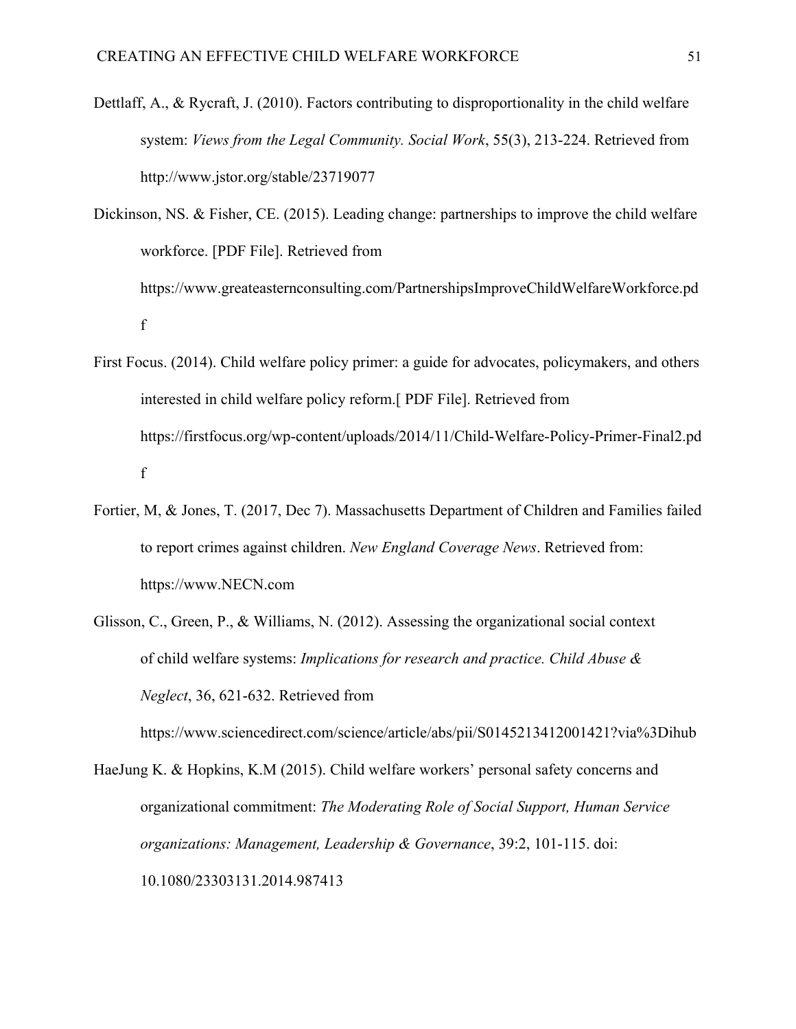Dettlaff, A., & Rycraft, J. (2010). Factors contributing to disproportionality in the child welfare system: *Views from the Legal Community. Social Work*, 55(3), 213-224. Retrieved from http://www.jstor.org/stable/23719077

Dickinson, NS. & Fisher, CE. (2015). Leading change: partnerships to improve the child welfare workforce. [PDF File]. Retrieved from https://www.greateasternconsulting.com/PartnershipsImproveChildWelfareWorkforce.pdf

First Focus. (2014). Child welfare policy primer: a guide for advocates, policymakers, and others interested in child welfare policy reform.[ PDF File]. Retrieved from https://firstfocus.org/wp-content/uploads/2014/11/Child-Welfare-Policy-Primer-Final2.pdf

Fortier, M, & Jones, T. (2017, Dec 7). Massachusetts Department of Children and Families failed to report crimes against children. *New England Coverage News*. Retrieved from: https://www.NECN.com

Glisson, C., Green, P., & Williams, N. (2012). Assessing the organizational social context of child welfare systems: *Implications for research and practice. Child Abuse & Neglect*, 36, 621-632. Retrieved from https://www.sciencedirect.com/science/article/abs/pii/S0145213412001421?via%3Dihub

HaeJung K. & Hopkins, K.M (2015). Child welfare workers' personal safety concerns and organizational commitment: *The Moderating Role of Social Support, Human Service organizations: Management, Leadership & Governance*, 39:2, 101-115. doi: 10.1080/23303131.2014.987413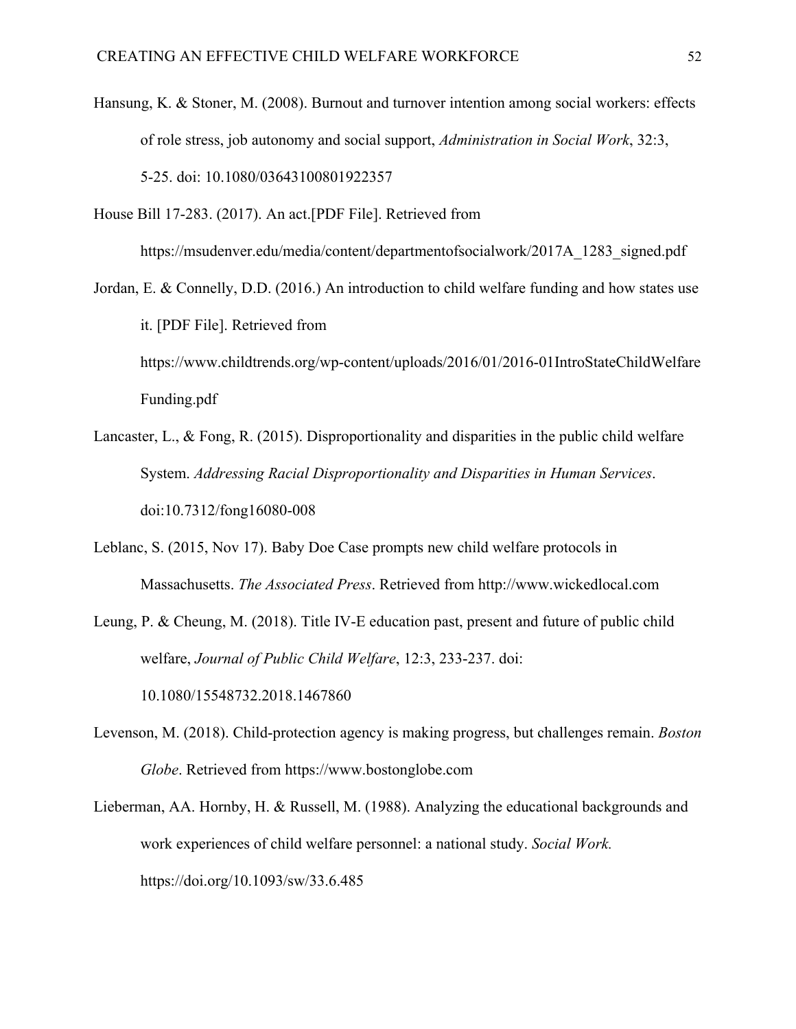Hansung, K. & Stoner, M. (2008). Burnout and turnover intention among social workers: effects of role stress, job autonomy and social support, *Administration in Social Work*, 32:3, 5-25. doi: 10.1080/03643100801922357

House Bill 17-283. (2017). An act.[PDF File]. Retrieved from https://msudenver.edu/media/content/departmentofsocialwork/2017A_1283_signed.pdf

Jordan, E. & Connelly, D.D. (2016.) An introduction to child welfare funding and how states use it. [PDF File]. Retrieved from https://www.childtrends.org/wp-content/uploads/2016/01/2016-01IntroStateChildWelfareFunding.pdf

Lancaster, L., & Fong, R. (2015). Disproportionality and disparities in the public child welfare System. *Addressing Racial Disproportionality and Disparities in Human Services*. doi:10.7312/fong16080-008

Leblanc, S. (2015, Nov 17). Baby Doe Case prompts new child welfare protocols in Massachusetts. *The Associated Press*. Retrieved from http://www.wickedlocal.com

Leung, P. & Cheung, M. (2018). Title IV-E education past, present and future of public child welfare, *Journal of Public Child Welfare*, 12:3, 233-237. doi: 10.1080/15548732.2018.1467860

Levenson, M. (2018). Child-protection agency is making progress, but challenges remain. *Boston Globe*. Retrieved from https://www.bostonglobe.com

Lieberman, AA. Hornby, H. & Russell, M. (1988). Analyzing the educational backgrounds and work experiences of child welfare personnel: a national study. *Social Work.* https://doi.org/10.1093/sw/33.6.485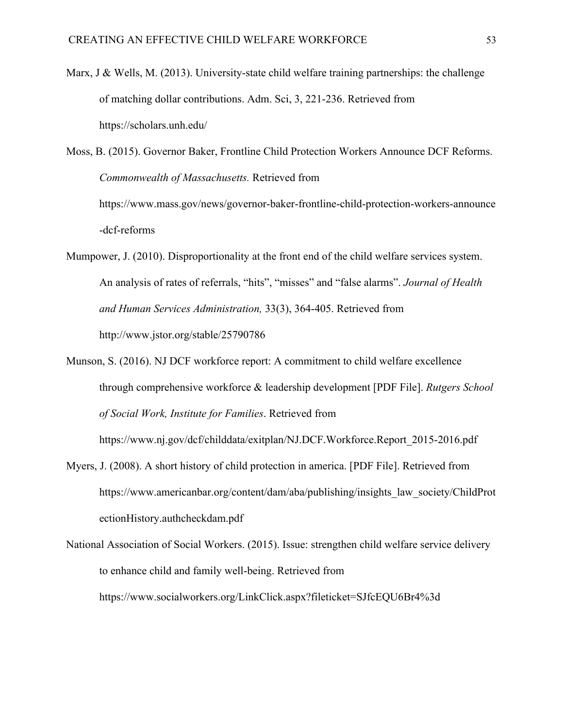Marx, J & Wells, M. (2013). University-state child welfare training partnerships: the challenge of matching dollar contributions. Adm. Sci, 3, 221-236. Retrieved from https://scholars.unh.edu/

Moss, B. (2015). Governor Baker, Frontline Child Protection Workers Announce DCF Reforms. *Commonwealth of Massachusetts.* Retrieved from https://www.mass.gov/news/governor-baker-frontline-child-protection-workers-announce-dcf-reforms

Mumpower, J. (2010). Disproportionality at the front end of the child welfare services system. An analysis of rates of referrals, "hits", "misses" and "false alarms". *Journal of Health and Human Services Administration,* 33(3), 364-405. Retrieved from http://www.jstor.org/stable/25790786

Munson, S. (2016). NJ DCF workforce report: A commitment to child welfare excellence through comprehensive workforce & leadership development [PDF File]. *Rutgers School of Social Work, Institute for Families*. Retrieved from https://www.nj.gov/dcf/childdata/exitplan/NJ.DCF.Workforce.Report_2015-2016.pdf

Myers, J. (2008). A short history of child protection in america. [PDF File]. Retrieved from https://www.americanbar.org/content/dam/aba/publishing/insights_law_society/ChildProtectionHistory.authcheckdam.pdf

National Association of Social Workers. (2015). Issue: strengthen child welfare service delivery to enhance child and family well-being. Retrieved from https://www.socialworkers.org/LinkClick.aspx?fileticket=SJfcEQU6Br4%3d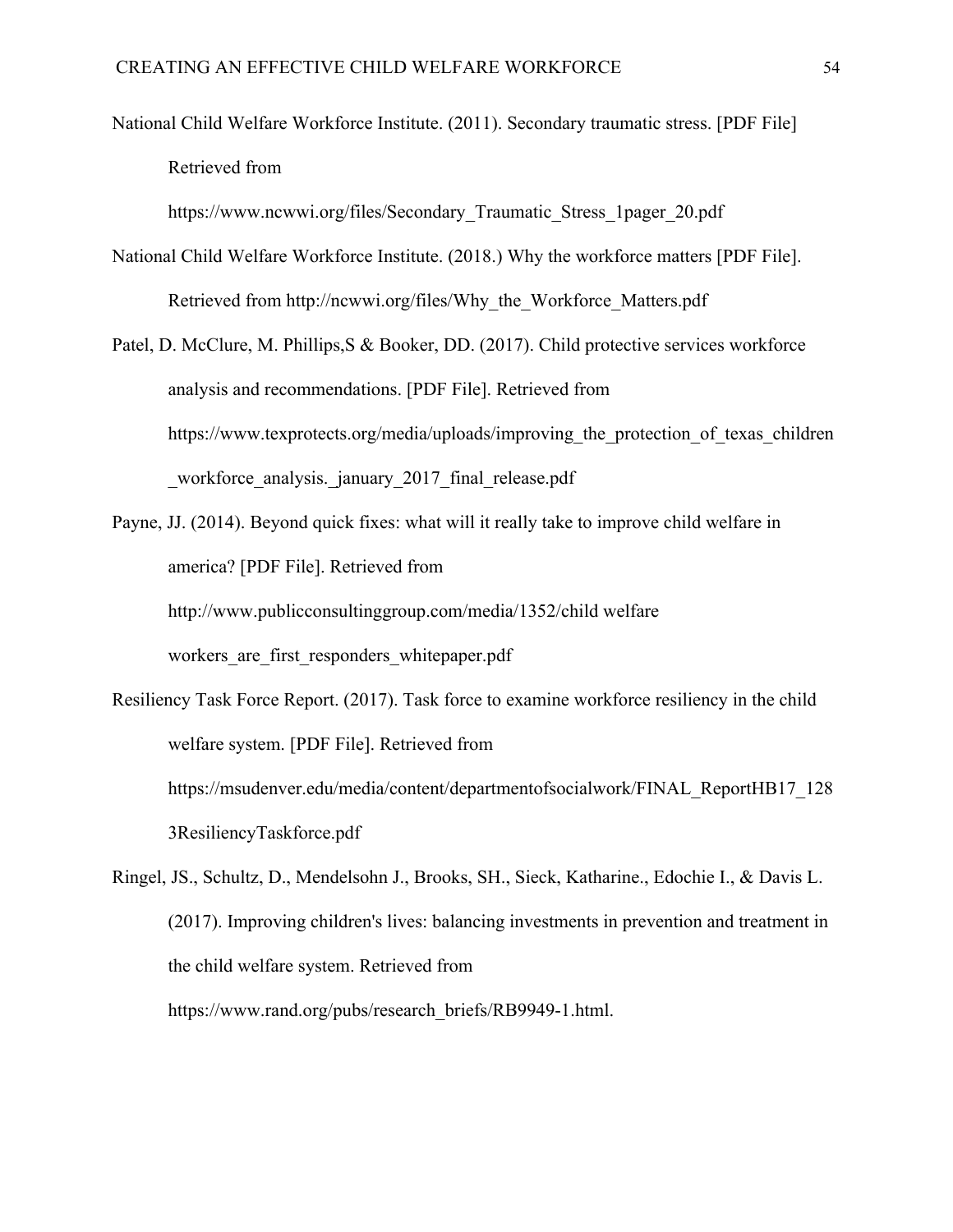National Child Welfare Workforce Institute. (2011). Secondary traumatic stress. [PDF File] Retrieved from https://www.ncwwi.org/files/Secondary_Traumatic_Stress_1pager_20.pdf

National Child Welfare Workforce Institute. (2018.) Why the workforce matters [PDF File]. Retrieved from http://ncwwi.org/files/Why_the_Workforce_Matters.pdf

Patel, D. McClure, M. Phillips,S & Booker, DD. (2017). Child protective services workforce analysis and recommendations. [PDF File]. Retrieved from https://www.texprotects.org/media/uploads/improving_the_protection_of_texas_children_workforce_analysis._january_2017_final_release.pdf

Payne, JJ. (2014). Beyond quick fixes: what will it really take to improve child welfare in america? [PDF File]. Retrieved from http://www.publicconsultinggroup.com/media/1352/child welfare workers_are_first_responders_whitepaper.pdf

Resiliency Task Force Report. (2017). Task force to examine workforce resiliency in the child welfare system. [PDF File]. Retrieved from https://msudenver.edu/media/content/departmentofsocialwork/FINAL_ReportHB17_1283ResiliencyTaskforce.pdf

Ringel, JS., Schultz, D., Mendelsohn J., Brooks, SH., Sieck, Katharine., Edochie I., & Davis L. (2017). Improving children's lives: balancing investments in prevention and treatment in the child welfare system. Retrieved from https://www.rand.org/pubs/research_briefs/RB9949-1.html.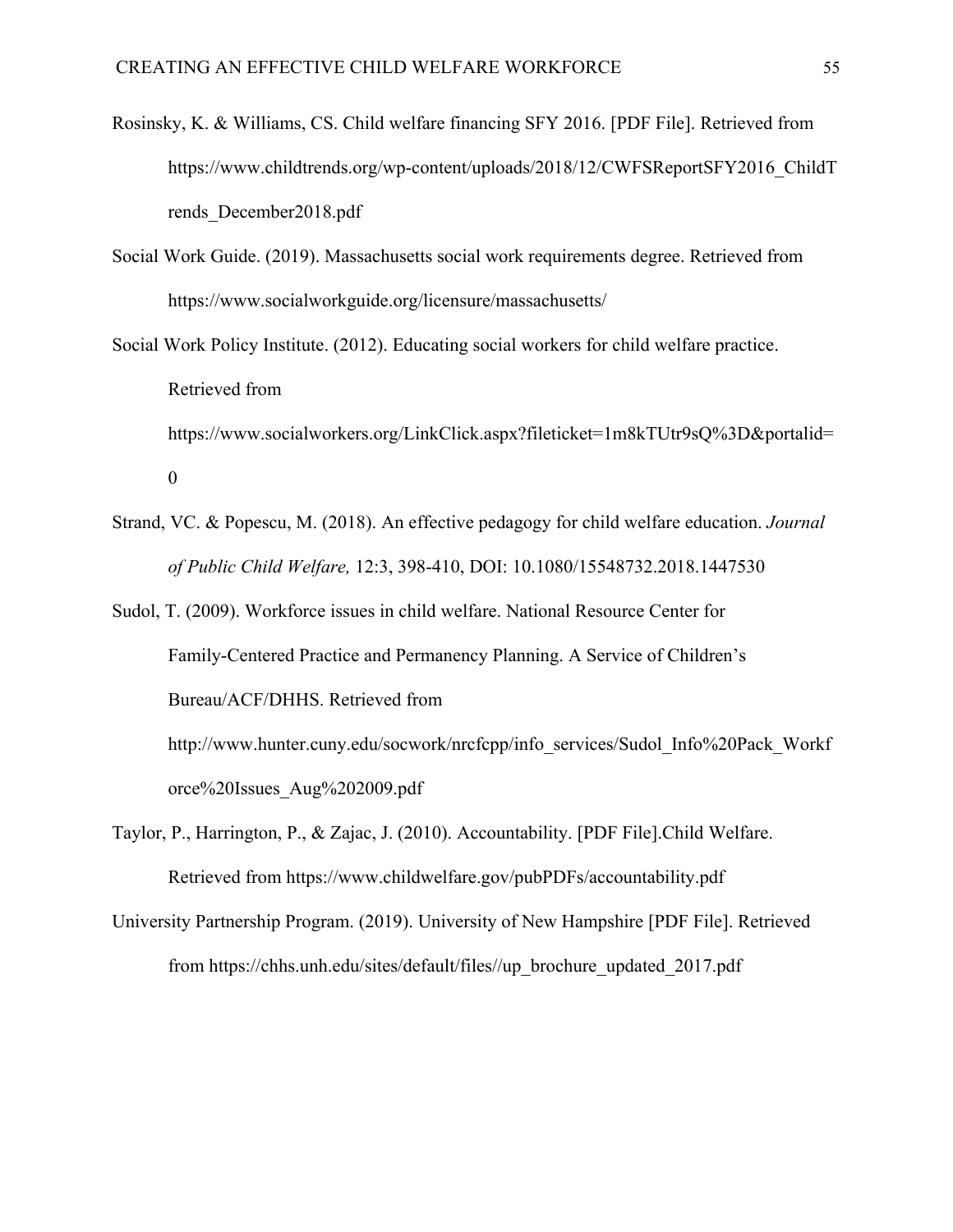Rosinsky, K. & Williams, CS. Child welfare financing SFY 2016. [PDF File]. Retrieved from https://www.childtrends.org/wp-content/uploads/2018/12/CWFSReportSFY2016_ChildTrends_December2018.pdf

Social Work Guide. (2019). Massachusetts social work requirements degree. Retrieved from https://www.socialworkguide.org/licensure/massachusetts/

Social Work Policy Institute. (2012). Educating social workers for child welfare practice. Retrieved from https://www.socialworkers.org/LinkClick.aspx?fileticket=1m8kTUtr9sQ%3D&portalid=0

Strand, VC. & Popescu, M. (2018). An effective pedagogy for child welfare education. *Journal of Public Child Welfare,* 12:3, 398-410, DOI: 10.1080/15548732.2018.1447530

Sudol, T. (2009). Workforce issues in child welfare. National Resource Center for Family-Centered Practice and Permanency Planning. A Service of Children's Bureau/ACF/DHHS. Retrieved from http://www.hunter.cuny.edu/socwork/nrcfcpp/info_services/Sudol_Info%20Pack_Workforce%20Issues_Aug%202009.pdf

Taylor, P., Harrington, P., & Zajac, J. (2010). Accountability. [PDF File].Child Welfare. Retrieved from https://www.childwelfare.gov/pubPDFs/accountability.pdf

University Partnership Program. (2019). University of New Hampshire [PDF File]. Retrieved from https://chhs.unh.edu/sites/default/files//up_brochure_updated_2017.pdf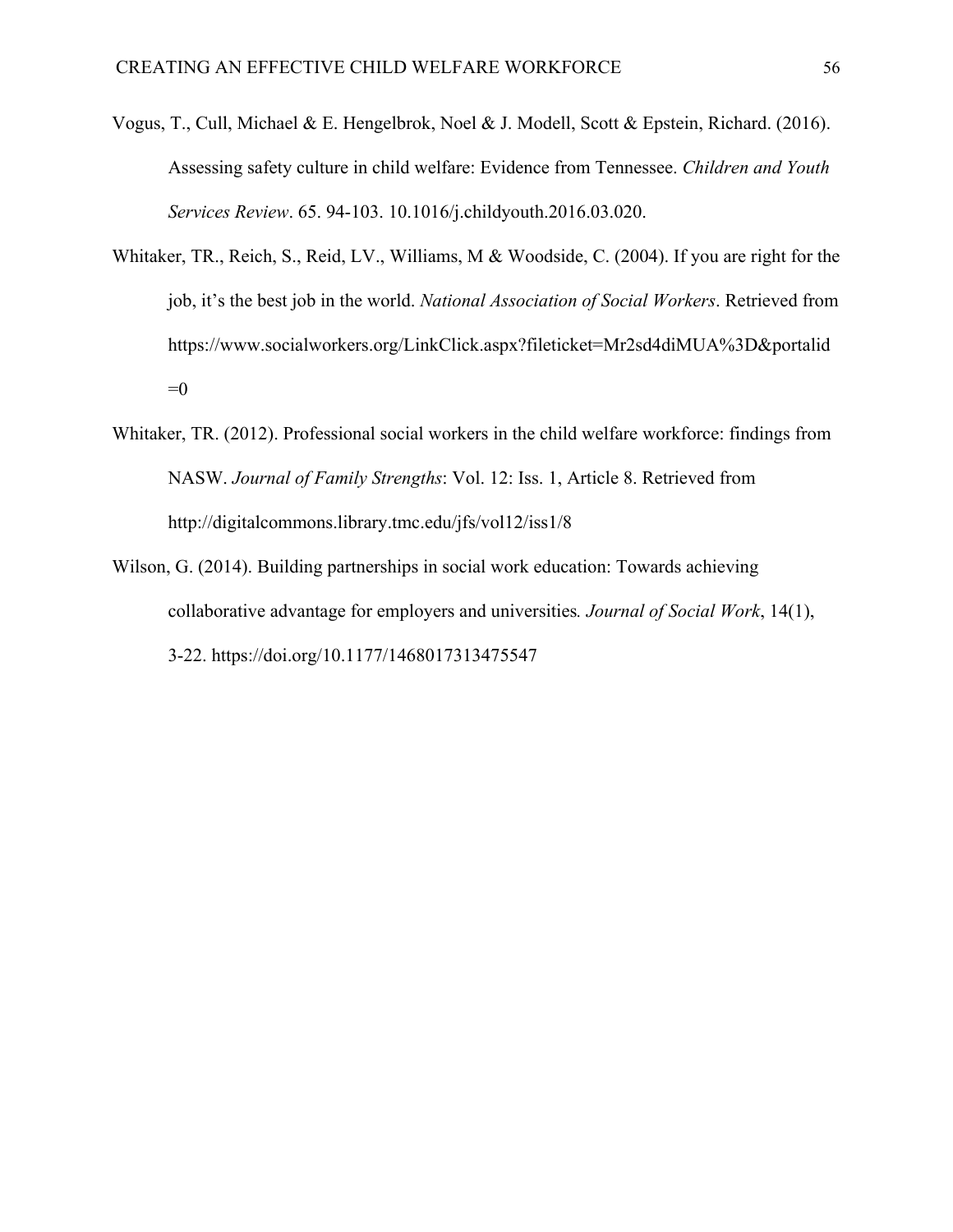Vogus, T., Cull, Michael & E. Hengelbrok, Noel & J. Modell, Scott & Epstein, Richard. (2016). Assessing safety culture in child welfare: Evidence from Tennessee. *Children and Youth Services Review*. 65. 94-103. 10.1016/j.childyouth.2016.03.020.

Whitaker, TR., Reich, S., Reid, LV., Williams, M & Woodside, C. (2004). If you are right for the job, it's the best job in the world. *National Association of Social Workers*. Retrieved from https://www.socialworkers.org/LinkClick.aspx?fileticket=Mr2sd4diMUA%3D&portalid=0

Whitaker, TR. (2012). Professional social workers in the child welfare workforce: findings from NASW. *Journal of Family Strengths*: Vol. 12: Iss. 1, Article 8. Retrieved from http://digitalcommons.library.tmc.edu/jfs/vol12/iss1/8

Wilson, G. (2014). Building partnerships in social work education: Towards achieving collaborative advantage for employers and universities. *Journal of Social Work*, 14(1), 3-22. https://doi.org/10.1177/1468017313475547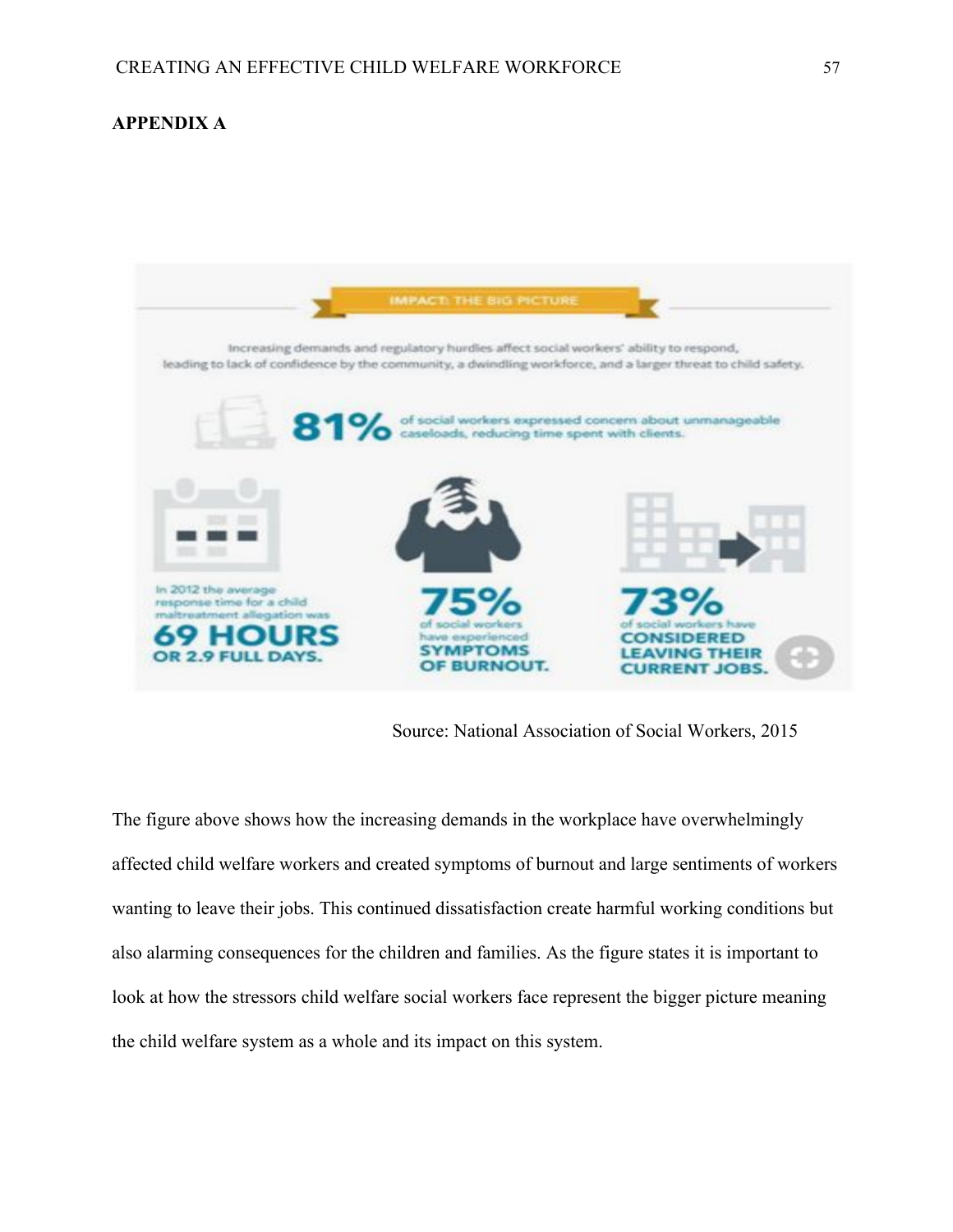**APPENDIX A**

IMPACT: THE BIG PICTURE

Increasing demands and regulatory hurdles affect social workers' ability to respond, leading to lack of confidence by the community, a dwindling workforce, and a larger threat to child safety.

**81%** of social workers expressed concern about unmanageable caseloads, reducing time spent with clients.

In 2012 the average response time for a child maltreatment allegation was **69 HOURS OR 2.9 FULL DAYS.**

**75%** of social workers have experienced **SYMPTOMS OF BURNOUT.**

**73%** of social workers have **CONSIDERED LEAVING THEIR CURRENT JOBS.**

Source: National Association of Social Workers, 2015

The figure above shows how the increasing demands in the workplace have overwhelmingly affected child welfare workers and created symptoms of burnout and large sentiments of workers wanting to leave their jobs. This continued dissatisfaction create harmful working conditions but also alarming consequences for the children and families. As the figure states it is important to look at how the stressors child welfare social workers face represent the bigger picture meaning the child welfare system as a whole and its impact on this system.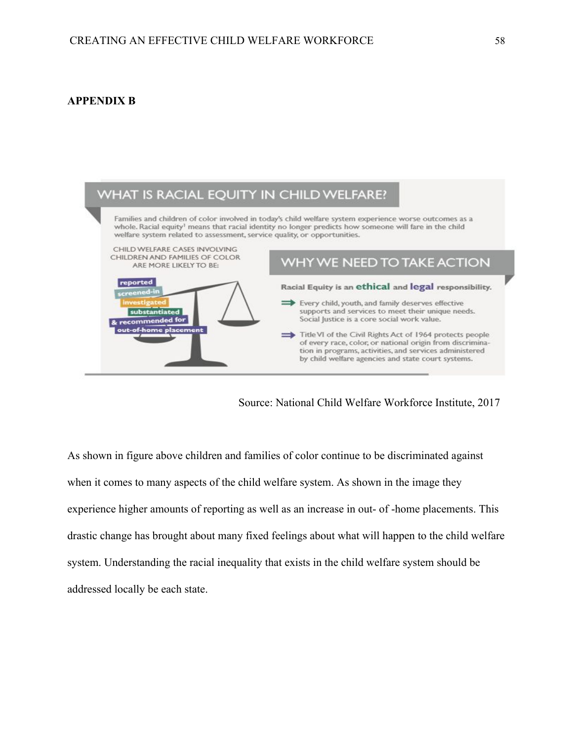**APPENDIX B**

WHAT IS RACIAL EQUITY IN CHILD WELFARE?

Families and children of color involved in today's child welfare system experience worse outcomes as a whole. Racial equity[1] means that racial identity no longer predicts how someone will fare in the child welfare system related to assessment, service quality, or opportunities.

CHILD WELFARE CASES INVOLVING CHILDREN AND FAMILIES OF COLOR ARE MORE LIKELY TO BE:

reported
screened-in
investigated
substantiated
& recommended for out-of-home placement

WHY WE NEED TO TAKE ACTION

Racial Equity is an **ethical** and **legal** responsibility.

- Every child, youth, and family deserves effective supports and services to meet their unique needs. Social Justice is a core social work value.
- Title VI of the Civil Rights Act of 1964 protects people of every race, color, or national origin from discrimination in programs, activities, and services administered by child welfare agencies and state court systems.

Source: National Child Welfare Workforce Institute, 2017

As shown in figure above children and families of color continue to be discriminated against when it comes to many aspects of the child welfare system. As shown in the image they experience higher amounts of reporting as well as an increase in out- of -home placements. This drastic change has brought about many fixed feelings about what will happen to the child welfare system. Understanding the racial inequality that exists in the child welfare system should be addressed locally be each state.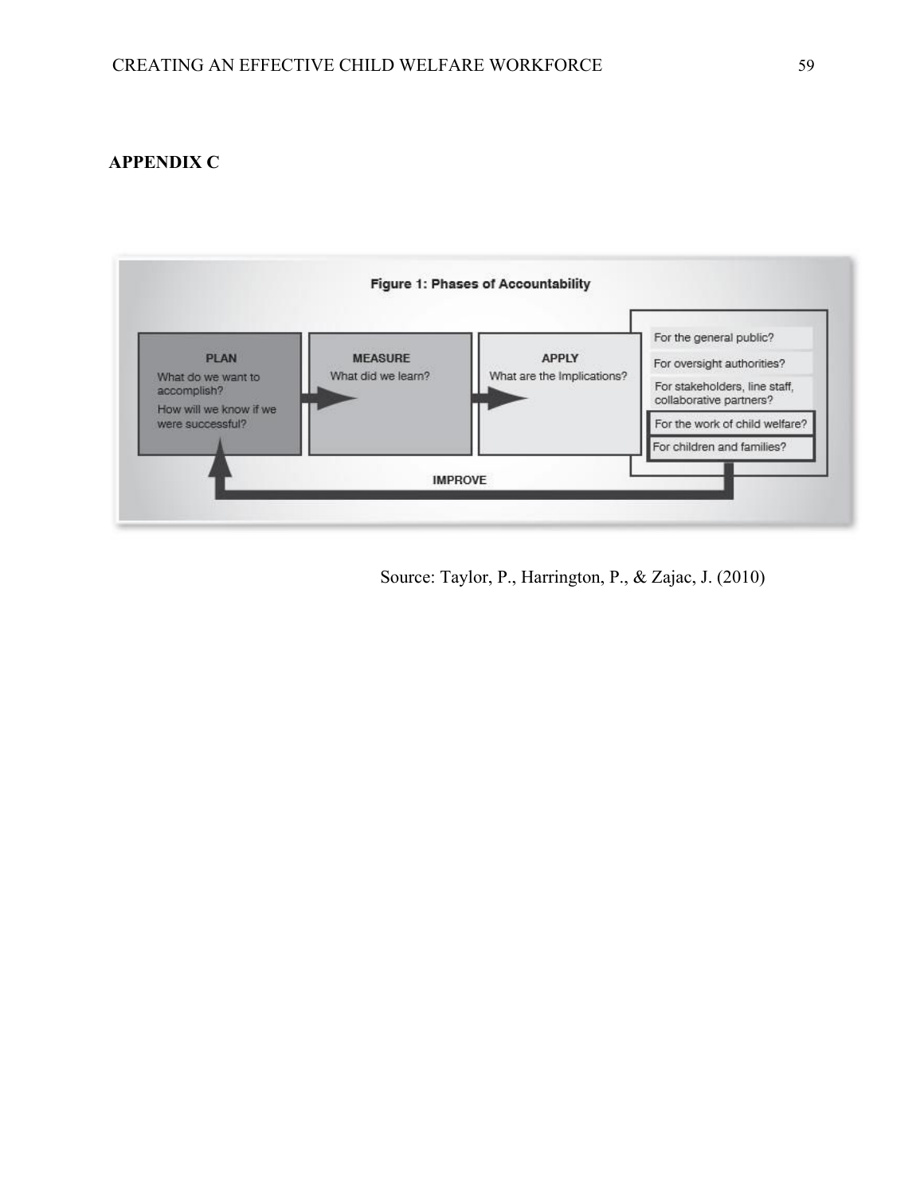## APPENDIX C

**Figure 1: Phases of Accountability**

**PLAN**
What do we want to accomplish?
How will we know if we were successful?

**MEASURE**
What did we learn?

**APPLY**
What are the Implications?

- For the general public?
- For oversight authorities?
- For stakeholders, line staff, collaborative partners?
- For the work of child welfare?
- For children and families?

**IMPROVE**

Source: Taylor, P., Harrington, P., & Zajac, J. (2010)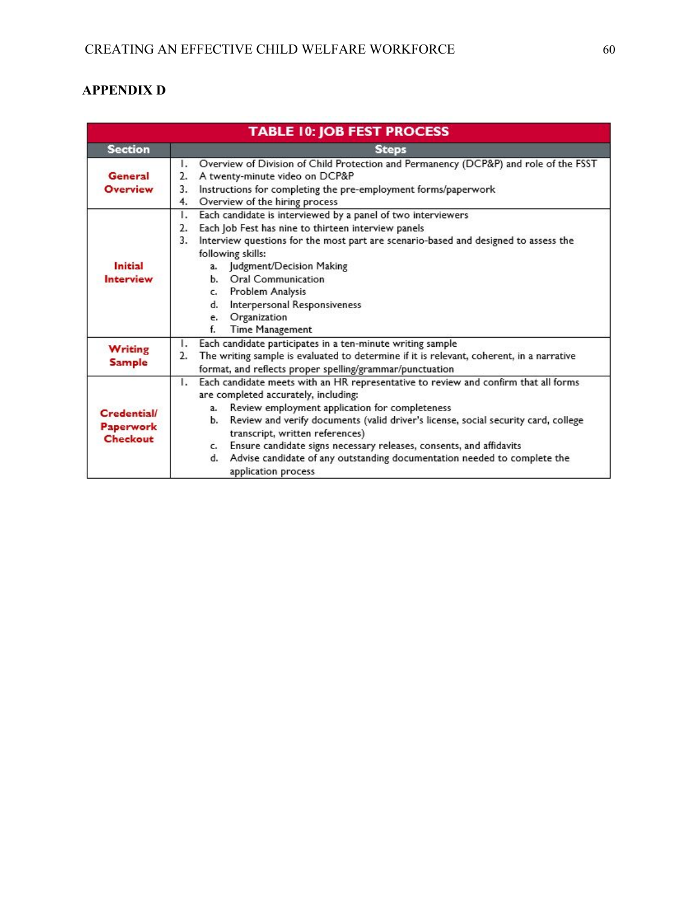## APPENDIX D

| TABLE 10: JOB FEST PROCESS | |
|---|---|
| **Section** | **Steps** |
| **General Overview** | 1. Overview of Division of Child Protection and Permanency (DCP&P) and role of the FSST<br>2. A twenty-minute video on DCP&P<br>3. Instructions for completing the pre-employment forms/paperwork<br>4. Overview of the hiring process |
| **Initial Interview** | 1. Each candidate is interviewed by a panel of two interviewers<br>2. Each Job Fest has nine to thirteen interview panels<br>3. Interview questions for the most part are scenario-based and designed to assess the following skills:<br>a. Judgment/Decision Making<br>b. Oral Communication<br>c. Problem Analysis<br>d. Interpersonal Responsiveness<br>e. Organization<br>f. Time Management |
| **Writing Sample** | 1. Each candidate participates in a ten-minute writing sample<br>2. The writing sample is evaluated to determine if it is relevant, coherent, in a narrative format, and reflects proper spelling/grammar/punctuation |
| **Credential/ Paperwork Checkout** | 1. Each candidate meets with an HR representative to review and confirm that all forms are completed accurately, including:<br>a. Review employment application for completeness<br>b. Review and verify documents (valid driver's license, social security card, college transcript, written references)<br>c. Ensure candidate signs necessary releases, consents, and affidavits<br>d. Advise candidate of any outstanding documentation needed to complete the application process |